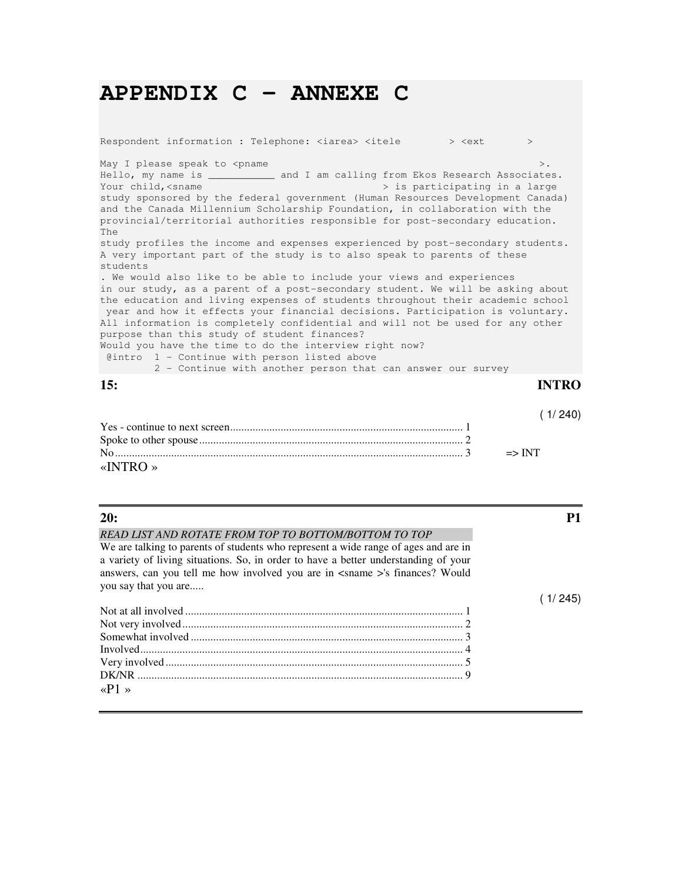# APPENDIX C – ANNEXE C

```
Respondent information : Telephone: <iarea> <itele        > <ext        >

May I please speak to <pname                                            >.
Hello, my name is ___________ and I am calling from Ekos Research Associates.
Your child,<sname                             > is participating in a large
study sponsored by the federal government (Human Resources Development Canada)
and the Canada Millennium Scholarship Foundation, in collaboration with the
provincial/territorial authorities responsible for post-secondary education.
The
study profiles the income and expenses experienced by post-secondary students.
A very important part of the study is to also speak to parents of these
students
. We would also like to be able to include your views and experiences
in our study, as a parent of a post-secondary student. We will be asking about
the education and living expenses of students throughout their academic school
 year and how it effects your financial decisions. Participation is voluntary.
All information is completely confidential and will not be used for any other
purpose than this study of student finances?
Would you have the time to do the interview right now?
 @intro  1 - Continue with person listed above
         2 - Continue with another person that can answer our survey
```

**15:** **INTRO**

( 1/ 240)

Yes - continue to next screen.................................................................................. 1
Spoke to other spouse............................................................................................. 2
No.......................................................................................................................... 3 => INT

«INTRO »

---

**20:** **P1**

*READ LIST AND ROTATE FROM TOP TO BOTTOM/BOTTOM TO TOP*

We are talking to parents of students who represent a wide range of ages and are in a variety of living situations. So, in order to have a better understanding of your answers, can you tell me how involved you are in <sname >'s finances? Would you say that you are.....

( 1/ 245)

Not at all involved .................................................................................................. 1
Not very involved................................................................................................... 2
Somewhat involved ................................................................................................ 3
Involved.................................................................................................................. 4
Very involved......................................................................................................... 5
DK/NR ................................................................................................................... 9

«P1 »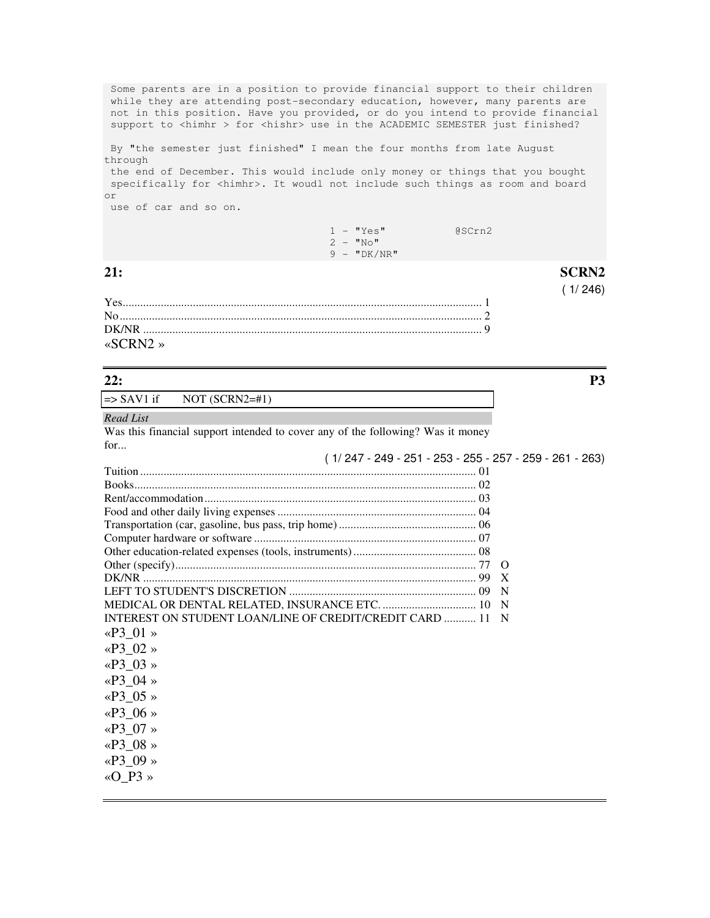```
 Some parents are in a position to provide financial support to their children
 while they are attending post-secondary education, however, many parents are
 not in this position. Have you provided, or do you intend to provide financial
 support to <himhr > for <hishr> use in the ACADEMIC SEMESTER just finished?

 By "the semester just finished" I mean the four months from late August
through
 the end of December. This would include only money or things that you bought
 specifically for <himhr>. It woudl not include such things as room and board
or
 use of car and so on.

                                    1 - "Yes"           @SCrn2
                                    2 - "No"
                                    9 - "DK/NR"
```

**21:** **SCRN2**

( 1/ 246)

| | |
|---|---|
| Yes | 1 |
| No | 2 |
| DK/NR | 9 |

«SCRN2 »

---

**22:** **P3**

=> SAV1 if NOT (SCRN2=#1)

*Read List*

Was this financial support intended to cover any of the following? Was it money for...

( 1/ 247 - 249 - 251 - 253 - 255 - 257 - 259 - 261 - 263)

| | | |
|---|---|---|
| Tuition | 01 | |
| Books | 02 | |
| Rent/accommodation | 03 | |
| Food and other daily living expenses | 04 | |
| Transportation (car, gasoline, bus pass, trip home) | 06 | |
| Computer hardware or software | 07 | |
| Other education-related expenses (tools, instruments) | 08 | |
| Other (specify) | 77 | O |
| DK/NR | 99 | X |
| LEFT TO STUDENT'S DISCRETION | 09 | N |
| MEDICAL OR DENTAL RELATED, INSURANCE ETC. | 10 | N |
| INTEREST ON STUDENT LOAN/LINE OF CREDIT/CREDIT CARD | 11 | N |

«P3_01 »
«P3_02 »
«P3_03 »
«P3_04 »
«P3_05 »
«P3_06 »
«P3_07 »
«P3_08 »
«P3_09 »
«O_P3 »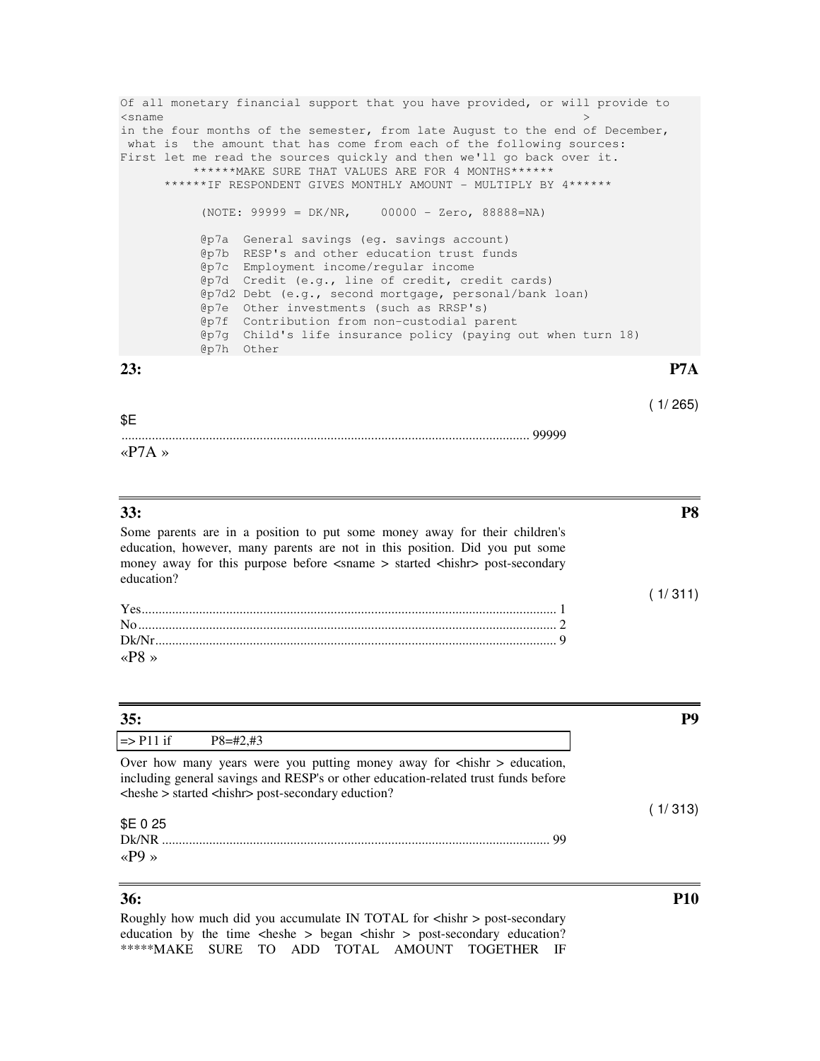```
Of all monetary financial support that you have provided, or will provide to
<sname                                                              >
in the four months of the semester, from late August to the end of December,
 what is  the amount that has come from each of the following sources:
First let me read the sources quickly and then we'll go back over it.
          ******MAKE SURE THAT VALUES ARE FOR 4 MONTHS******
      ******IF RESPONDENT GIVES MONTHLY AMOUNT - MULTIPLY BY 4******

           (NOTE: 99999 = DK/NR,    00000 - Zero, 88888=NA)

           @p7a  General savings (eg. savings account)
           @p7b  RESP's and other education trust funds
           @p7c  Employment income/regular income
           @p7d  Credit (e.g., line of credit, credit cards)
           @p7d2 Debt (e.g., second mortgage, personal/bank loan)
           @p7e  Other investments (such as RRSP's)
           @p7f  Contribution from non-custodial parent
           @p7g  Child's life insurance policy (paying out when turn 18)
           @p7h  Other
```

**23:** **P7A**

( 1/ 265)

$E

........................................................................................................................ 99999

«P7A »

---

**33:** **P8**

Some parents are in a position to put some money away for their children's education, however, many parents are not in this position. Did you put some money away for this purpose before <sname > started <hishr> post-secondary education?

( 1/ 311)

Yes.......................................................................................................................... 1
No.......................................................................................................................... 2
Dk/Nr...................................................................................................................... 9

«P8 »

---

**35:** **P9**

=> P11 if P8=#2,#3

Over how many years were you putting money away for <hishr > education, including general savings and RESP's or other education-related trust funds before <heshe > started <hishr> post-secondary eduction?

( 1/ 313)

$E 0 25
Dk/NR ................................................................................................................. 99

«P9 »

---

**36:** **P10**

Roughly how much did you accumulate IN TOTAL for <hishr > post-secondary education by the time <heshe > began <hishr > post-secondary education? *****MAKE SURE TO ADD TOTAL AMOUNT TOGETHER IF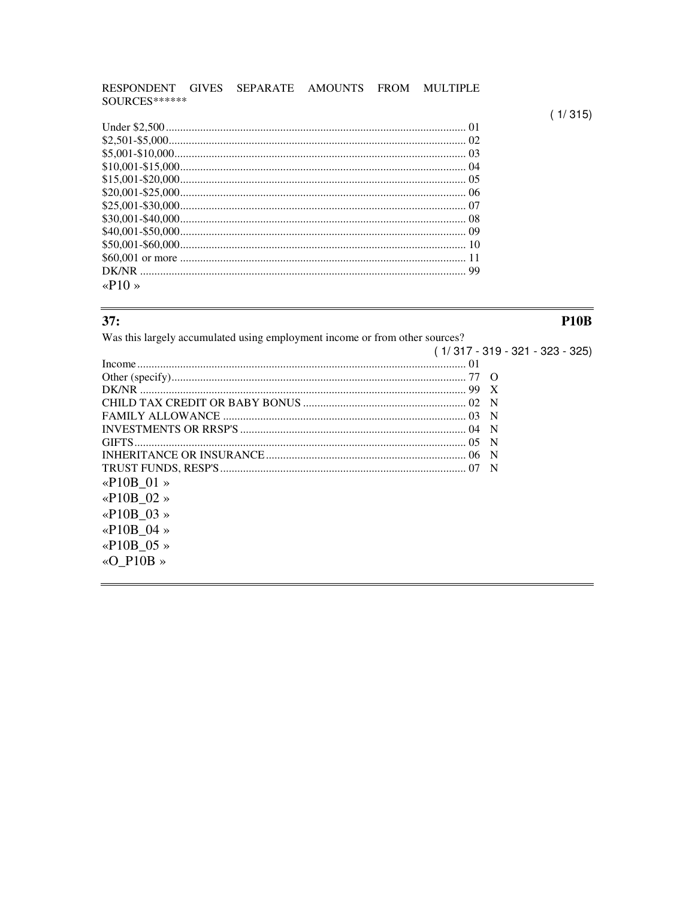RESPONDENT GIVES SEPARATE AMOUNTS FROM MULTIPLE SOURCES******

( 1/ 315)

| | |
|---|---|
| Under $2,500 | 01 |
| $2,501-$5,000 | 02 |
| $5,001-$10,000 | 03 |
| $10,001-$15,000 | 04 |
| $15,001-$20,000 | 05 |
| $20,001-$25,000 | 06 |
| $25,001-$30,000 | 07 |
| $30,001-$40,000 | 08 |
| $40,001-$50,000 | 09 |
| $50,001-$60,000 | 10 |
| $60,001 or more | 11 |
| DK/NR | 99 |

«P10 »

---

## 37: P10B

Was this largely accumulated using employment income or from other sources?

( 1/ 317 - 319 - 321 - 323 - 325)

| | | |
|---|---|---|
| Income | 01 | |
| Other (specify) | 77 | O |
| DK/NR | 99 | X |
| CHILD TAX CREDIT OR BABY BONUS | 02 | N |
| FAMILY ALLOWANCE | 03 | N |
| INVESTMENTS OR RRSP'S | 04 | N |
| GIFTS | 05 | N |
| INHERITANCE OR INSURANCE | 06 | N |
| TRUST FUNDS, RESP'S | 07 | N |

«P10B_01 »

«P10B_02 »

«P10B_03 »

«P10B_04 »

«P10B_05 »

«O_P10B »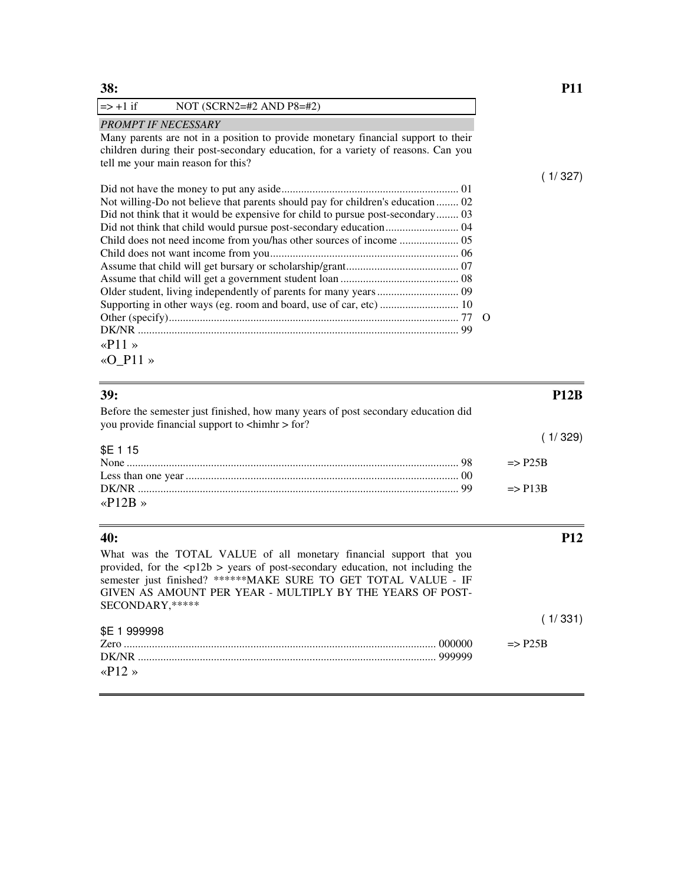## 38: P11

| => +1 if | NOT (SCRN2=#2 AND P8=#2) |
|---|---|

*PROMPT IF NECESSARY*

Many parents are not in a position to provide monetary financial support to their children during their post-secondary education, for a variety of reasons. Can you tell me your main reason for this?

( 1/ 327)

| | | |
|---|---|---|
| Did not have the money to put any aside | 01 | |
| Not willing-Do not believe that parents should pay for children's education | 02 | |
| Did not think that it would be expensive for child to pursue post-secondary | 03 | |
| Did not think that child would pursue post-secondary education | 04 | |
| Child does not need income from you/has other sources of income | 05 | |
| Child does not want income from you | 06 | |
| Assume that child will get bursary or scholarship/grant | 07 | |
| Assume that child will get a government student loan | 08 | |
| Older student, living independently of parents for many years | 09 | |
| Supporting in other ways (eg. room and board, use of car, etc) | 10 | |
| Other (specify) | 77 | O |
| DK/NR | 99 | |

«P11 »

«O_P11 »

## 39: P12B

Before the semester just finished, how many years of post secondary education did you provide financial support to <himhr > for?

( 1/ 329)

$E 1 15

| | | |
|---|---|---|
| None | 98 | => P25B |
| Less than one year | 00 | |
| DK/NR | 99 | => P13B |

«P12B »

## 40: P12

What was the TOTAL VALUE of all monetary financial support that you provided, for the <p12b > years of post-secondary education, not including the semester just finished? ******MAKE SURE TO GET TOTAL VALUE - IF GIVEN AS AMOUNT PER YEAR - MULTIPLY BY THE YEARS OF POST-SECONDARY,*****

( 1/ 331)

$E 1 999998

| | | |
|---|---|---|
| Zero | 000000 | => P25B |
| DK/NR | 999999 | |

«P12 »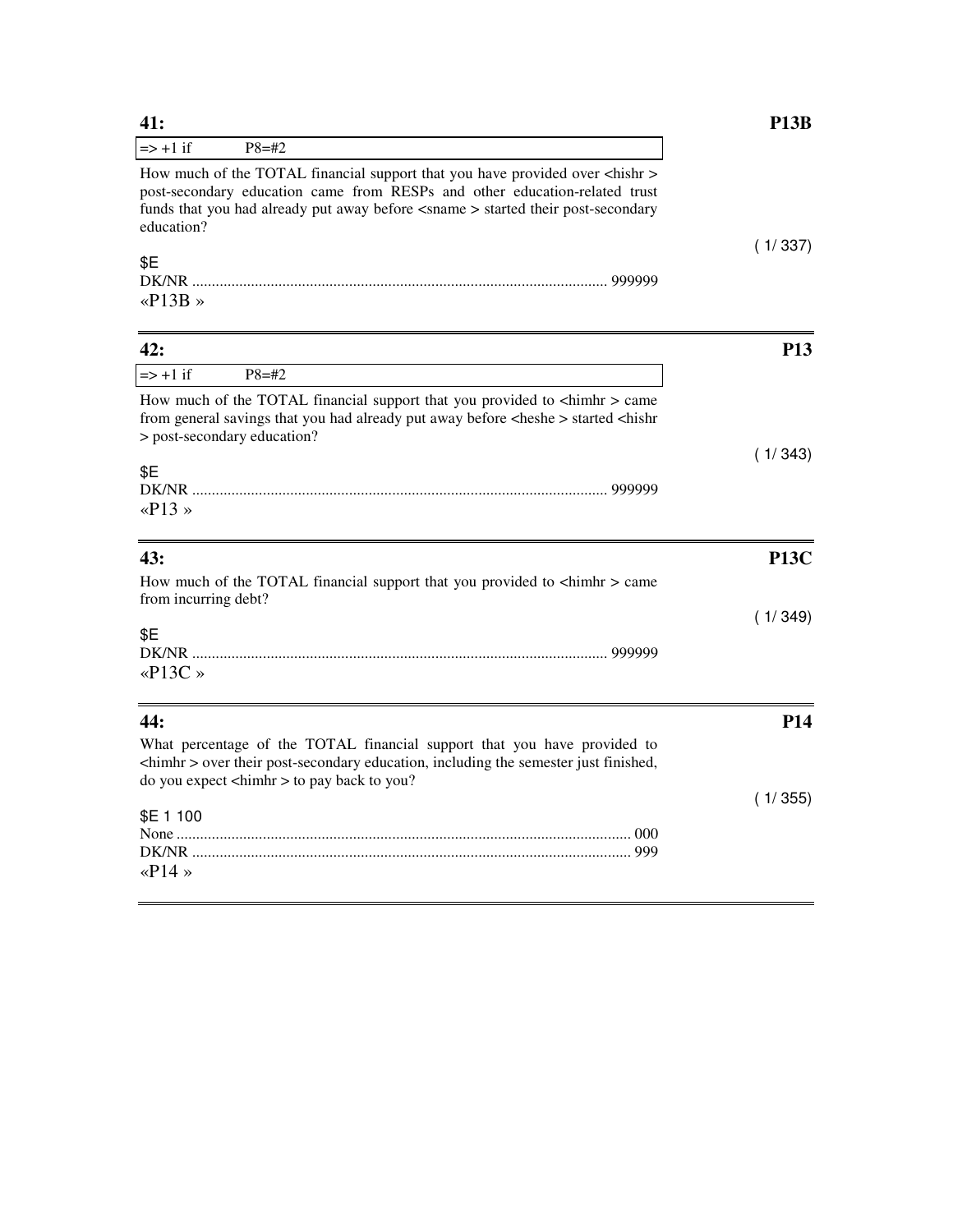**41:** **P13B**

| => +1 if | P8=#2 |
|---|---|

How much of the TOTAL financial support that you have provided over <hishr > post-secondary education came from RESPs and other education-related trust funds that you had already put away before <sname > started their post-secondary education?

( 1/ 337)

$E

DK/NR ........................................................................................................ 999999

«P13B »

---

**42:** **P13**

| => +1 if | P8=#2 |
|---|---|

How much of the TOTAL financial support that you provided to <himhr > came from general savings that you had already put away before <heshe > started <hishr > post-secondary education?

( 1/ 343)

$E

DK/NR ........................................................................................................ 999999

«P13 »

---

**43:** **P13C**

How much of the TOTAL financial support that you provided to <himhr > came from incurring debt?

( 1/ 349)

$E

DK/NR ........................................................................................................ 999999

«P13C »

---

**44:** **P14**

What percentage of the TOTAL financial support that you have provided to <himhr > over their post-secondary education, including the semester just finished, do you expect <himhr > to pay back to you?

( 1/ 355)

$E 1 100

None ........................................................................................................ 000

DK/NR ........................................................................................................ 999

«P14 »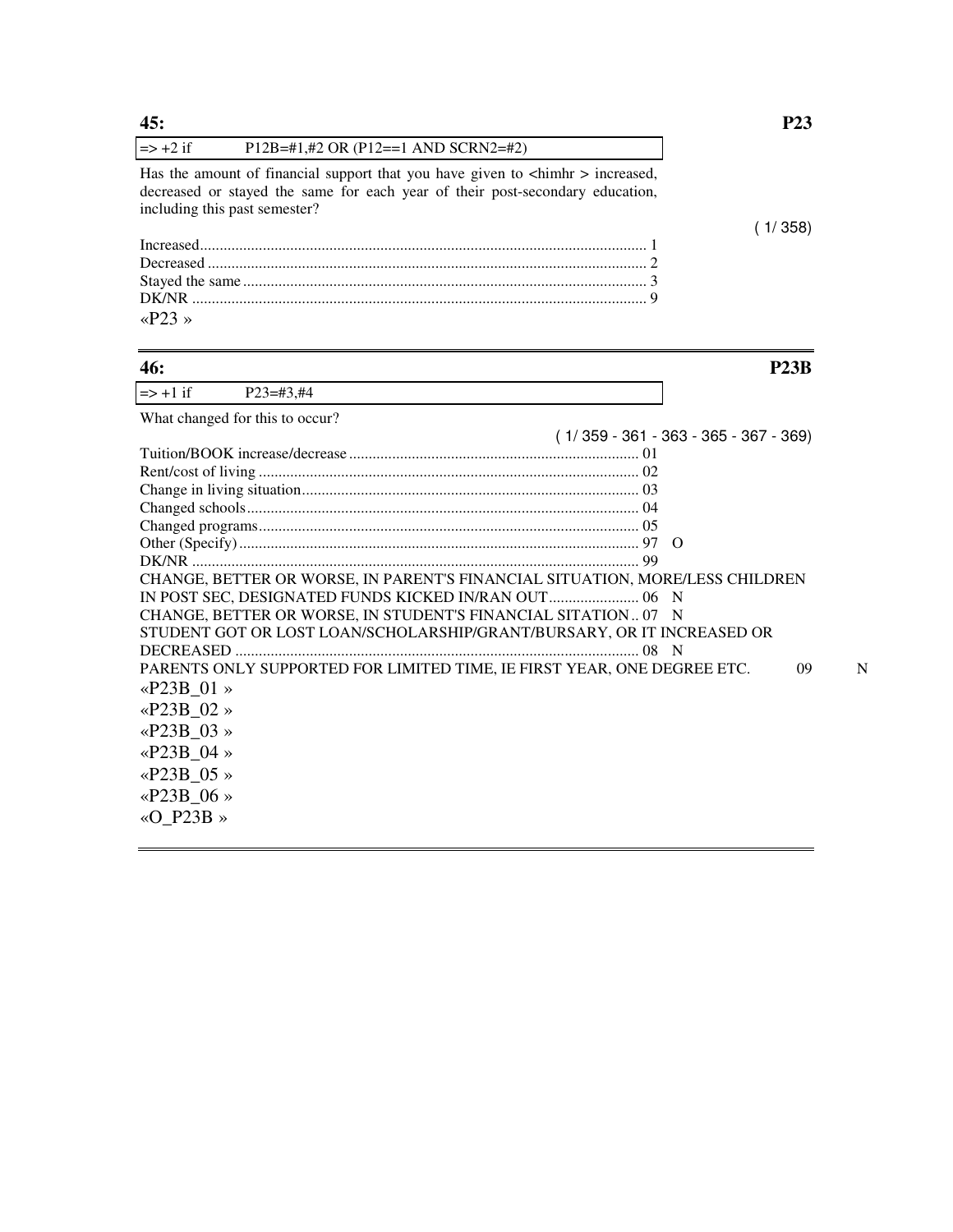**45:** **P23**

| => +2 if | P12B=#1,#2 OR (P12==1 AND SCRN2=#2) |
|---|---|

Has the amount of financial support that you have given to <himhr > increased, decreased or stayed the same for each year of their post-secondary education, including this past semester?

( 1/ 358)

Increased........................................................................................................ 1
Decreased ...................................................................................................... 2
Stayed the same ............................................................................................ 3
DK/NR .......................................................................................................... 9
«P23 »

---

**46:** **P23B**

| => +1 if | P23=#3,#4 |
|---|---|

What changed for this to occur?

( 1/ 359 - 361 - 363 - 365 - 367 - 369)

Tuition/BOOK increase/decrease ........................................................................ 01
Rent/cost of living ............................................................................................... 02
Change in living situation.................................................................................... 03
Changed schools.................................................................................................. 04
Changed programs............................................................................................... 05
Other (Specify).................................................................................................... 97 O
DK/NR ................................................................................................................ 99
CHANGE, BETTER OR WORSE, IN PARENT'S FINANCIAL SITUATION, MORE/LESS CHILDREN IN POST SEC, DESIGNATED FUNDS KICKED IN/RAN OUT....................... 06 N
CHANGE, BETTER OR WORSE, IN STUDENT'S FINANCIAL SITATION .. 07 N
STUDENT GOT OR LOST LOAN/SCHOLARSHIP/GRANT/BURSARY, OR IT INCREASED OR DECREASED ...................................................................................................... 08 N
PARENTS ONLY SUPPORTED FOR LIMITED TIME, IE FIRST YEAR, ONE DEGREE ETC. 09 N
«P23B_01 »
«P23B_02 »
«P23B_03 »
«P23B_04 »
«P23B_05 »
«P23B_06 »
«O_P23B »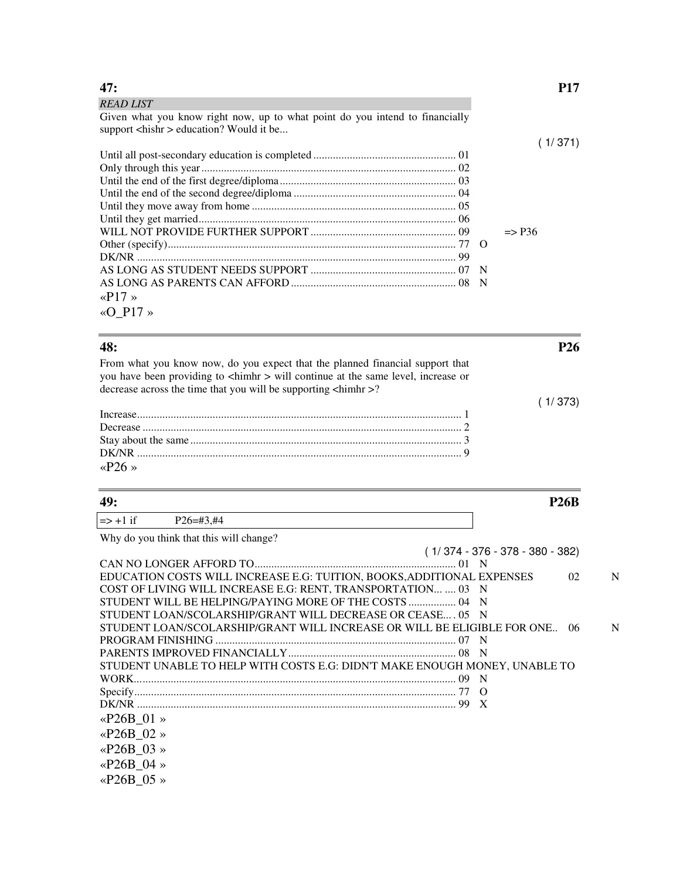## 47: P17

*READ LIST*

Given what you know right now, up to what point do you intend to financially support <hishr > education? Would it be...

( 1/ 371)

| | | | |
|---|---|---|---|
| Until all post-secondary education is completed | 01 | | |
| Only through this year | 02 | | |
| Until the end of the first degree/diploma | 03 | | |
| Until the end of the second degree/diploma | 04 | | |
| Until they move away from home | 05 | | |
| Until they get married | 06 | | |
| WILL NOT PROVIDE FURTHER SUPPORT | 09 | | => P36 |
| Other (specify) | 77 | O | |
| DK/NR | 99 | | |
| AS LONG AS STUDENT NEEDS SUPPORT | 07 | N | |
| AS LONG AS PARENTS CAN AFFORD | 08 | N | |

«P17 »

«O_P17 »

## 48: P26

From what you know now, do you expect that the planned financial support that you have been providing to <himhr > will continue at the same level, increase or decrease across the time that you will be supporting <himhr >?

( 1/ 373)

| | |
|---|---|
| Increase | 1 |
| Decrease | 2 |
| Stay about the same | 3 |
| DK/NR | 9 |

«P26 »

## 49: P26B

=> +1 if P26=#3,#4

Why do you think that this will change?

( 1/ 374 - 376 - 378 - 380 - 382)

| | | |
|---|---|---|
| CAN NO LONGER AFFORD TO | 01 | N |
| EDUCATION COSTS WILL INCREASE E.G: TUITION, BOOKS,ADDITIONAL EXPENSES | 02 | N |
| COST OF LIVING WILL INCREASE E.G: RENT, TRANSPORTATION... | 03 | N |
| STUDENT WILL BE HELPING/PAYING MORE OF THE COSTS | 04 | N |
| STUDENT LOAN/SCOLARSHIP/GRANT WILL DECREASE OR CEASE... | 05 | N |
| STUDENT LOAN/SCOLARSHIP/GRANT WILL INCREASE OR WILL BE ELIGIBLE FOR ONE.. | 06 | N |
| PROGRAM FINISHING | 07 | N |
| PARENTS IMPROVED FINANCIALLY | 08 | N |
| STUDENT UNABLE TO HELP WITH COSTS E.G: DIDN'T MAKE ENOUGH MONEY, UNABLE TO WORK | 09 | N |
| Specify | 77 | O |
| DK/NR | 99 | X |

«P26B_01 »

«P26B_02 »

«P26B_03 »

«P26B_04 »

«P26B_05 »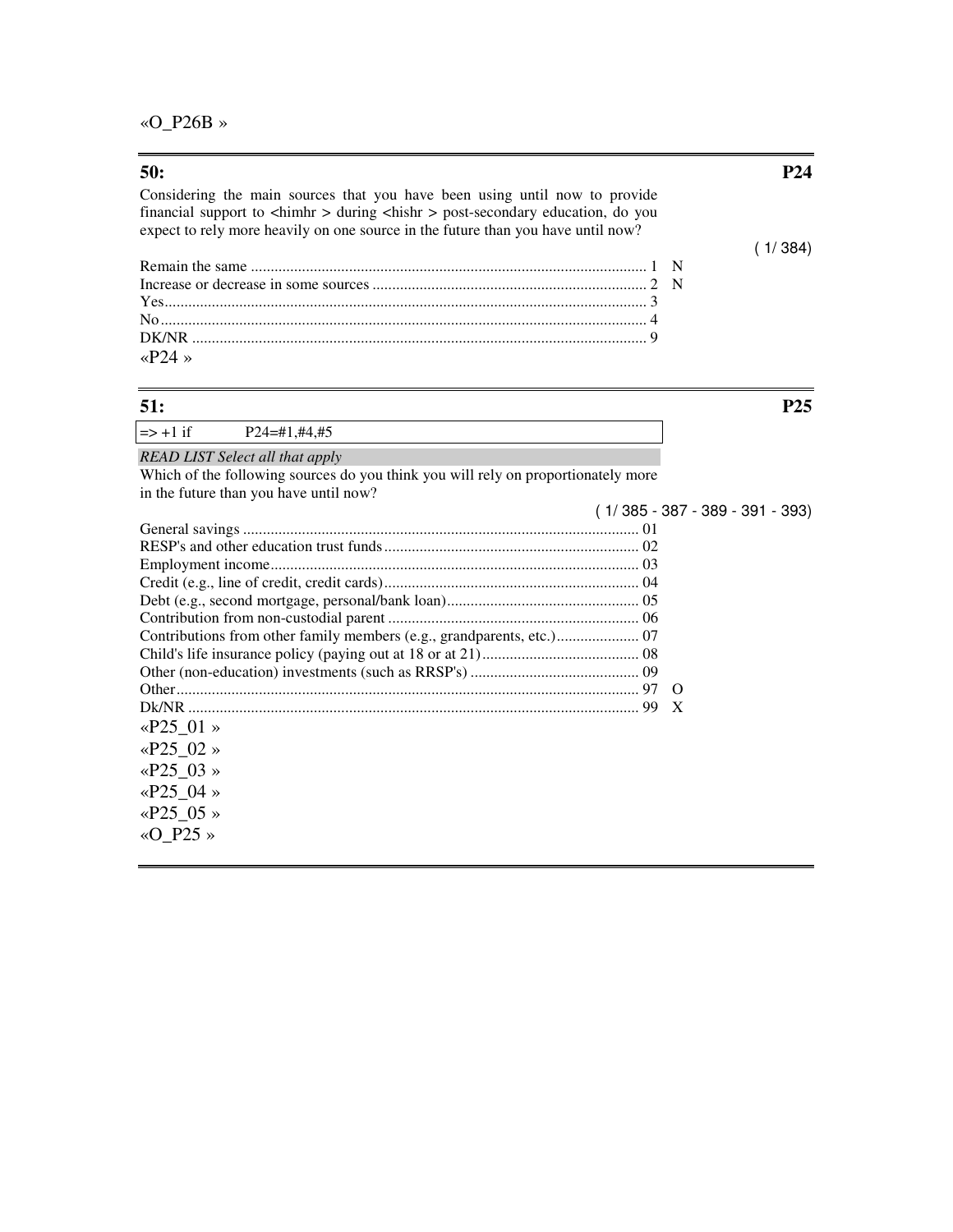«O_P26B »

---

**50:** **P24**

Considering the main sources that you have been using until now to provide financial support to <himhr > during <hishr > post-secondary education, do you expect to rely more heavily on one source in the future than you have until now?

( 1/ 384)

Remain the same ..................................................................................................... 1 N
Increase or decrease in some sources ..................................................................... 2 N
Yes............................................................................................................................ 3
No............................................................................................................................. 4
DK/NR ..................................................................................................................... 9

«P24 »

---

**51:** **P25**

=> +1 if P24=#1,#4,#5

*READ LIST Select all that apply*

Which of the following sources do you think you will rely on proportionately more in the future than you have until now?

( 1/ 385 - 387 - 389 - 391 - 393)

General savings ..................................................................................................... 01
RESP's and other education trust funds ................................................................. 02
Employment income ............................................................................................. 03
Credit (e.g., line of credit, credit cards) ................................................................. 04
Debt (e.g., second mortgage, personal/bank loan) ................................................. 05
Contribution from non-custodial parent ................................................................ 06
Contributions from other family members (e.g., grandparents, etc.) ..................... 07
Child's life insurance policy (paying out at 18 or at 21) ........................................ 08
Other (non-education) investments (such as RRSP's) ........................................... 09
Other ...................................................................................................................... 97 O
Dk/NR .................................................................................................................... 99 X

«P25_01 »
«P25_02 »
«P25_03 »
«P25_04 »
«P25_05 »
«O_P25 »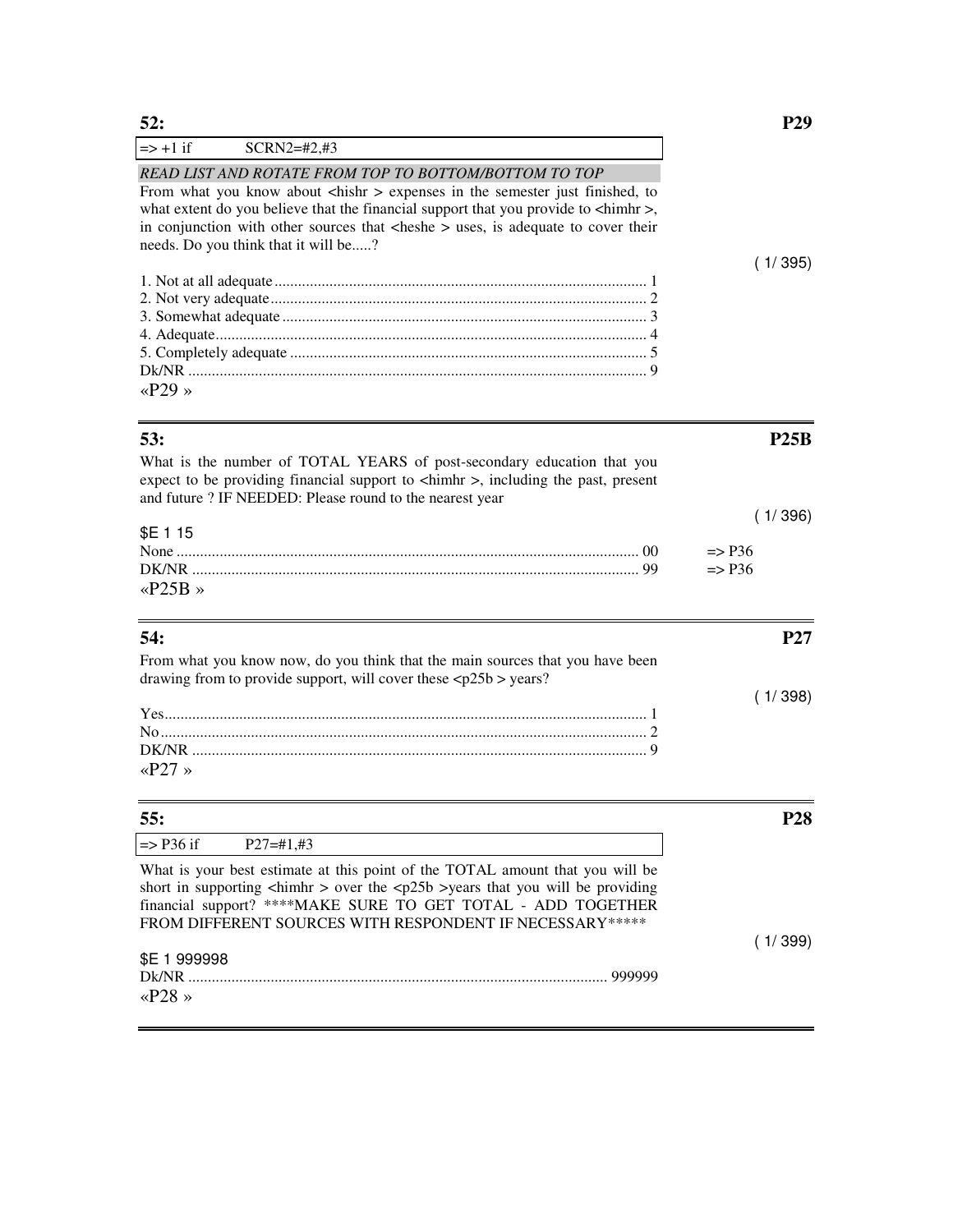## 52: P29

| => +1 if | SCRN2=#2,#3 |
|---|---|

*READ LIST AND ROTATE FROM TOP TO BOTTOM/BOTTOM TO TOP*

From what you know about <hishr > expenses in the semester just finished, to what extent do you believe that the financial support that you provide to <himhr >, in conjunction with other sources that <heshe > uses, is adequate to cover their needs. Do you think that it will be.....?

( 1/ 395)

1. Not at all adequate .............................................................................................. 1
2. Not very adequate ............................................................................................... 2
3. Somewhat adequate ............................................................................................ 3
4. Adequate ............................................................................................................ 4
5. Completely adequate .......................................................................................... 5

Dk/NR ..................................................................................................................... 9

«P29 »

---

## 53: P25B

What is the number of TOTAL YEARS of post-secondary education that you expect to be providing financial support to <himhr >, including the past, present and future ? IF NEEDED: Please round to the nearest year

( 1/ 396)

$E 1 15

None ..................................................................................................................... 00 => P36

DK/NR ................................................................................................................... 99 => P36

«P25B »

---

## 54: P27

From what you know now, do you think that the main sources that you have been drawing from to provide support, will cover these <p25b > years?

( 1/ 398)

Yes......................................................................................................................... 1

No .......................................................................................................................... 2

DK/NR ................................................................................................................... 9

«P27 »

---

## 55: P28

| => P36 if | P27=#1,#3 |
|---|---|

What is your best estimate at this point of the TOTAL amount that you will be short in supporting <himhr > over the <p25b >years that you will be providing financial support? ****MAKE SURE TO GET TOTAL - ADD TOGETHER FROM DIFFERENT SOURCES WITH RESPONDENT IF NECESSARY*****

( 1/ 399)

$E 1 999998

Dk/NR ......................................................................................................... 999999

«P28 »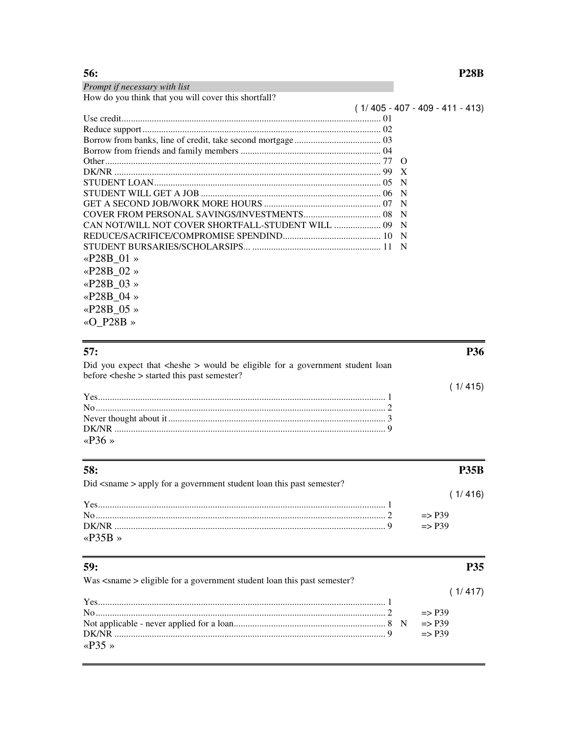## 56: P28B

*Prompt if necessary with list*

How do you think that you will cover this shortfall?

( 1/ 405 - 407 - 409 - 411 - 413)

| | | | |
|---|---|---|---|
| Use credit | 01 | | |
| Reduce support | 02 | | |
| Borrow from banks, line of credit, take second mortgage | 03 | | |
| Borrow from friends and family members | 04 | | |
| Other | 77 | O | |
| DK/NR | 99 | X | |
| STUDENT LOAN | 05 | N | |
| STUDENT WILL GET A JOB | 06 | N | |
| GET A SECOND JOB/WORK MORE HOURS | 07 | N | |
| COVER FROM PERSONAL SAVINGS/INVESTMENTS | 08 | N | |
| CAN NOT/WILL NOT COVER SHORTFALL-STUDENT WILL | 09 | N | |
| REDUCE/SACRIFICE/COMPROMISE SPENDIND | 10 | N | |
| STUDENT BURSARIES/SCHOLARSIPS... | 11 | N | |

«P28B_01 »

«P28B_02 »

«P28B_03 »

«P28B_04 »

«P28B_05 »

«O_P28B »

---

## 57: P36

Did you expect that <heshe > would be eligible for a government student loan before <heshe > started this past semester?

( 1/ 415)

| | | | |
|---|---|---|---|
| Yes | 1 | | |
| No | 2 | | |
| Never thought about it | 3 | | |
| DK/NR | 9 | | |

«P36 »

---

## 58: P35B

Did <sname > apply for a government student loan this past semester?

( 1/ 416)

| | | | |
|---|---|---|---|
| Yes | 1 | | |
| No | 2 | | => P39 |
| DK/NR | 9 | | => P39 |

«P35B »

---

## 59: P35

Was <sname > eligible for a government student loan this past semester?

( 1/ 417)

| | | | |
|---|---|---|---|
| Yes | 1 | | |
| No | 2 | | => P39 |
| Not applicable - never applied for a loan | 8 | N | => P39 |
| DK/NR | 9 | | => P39 |

«P35 »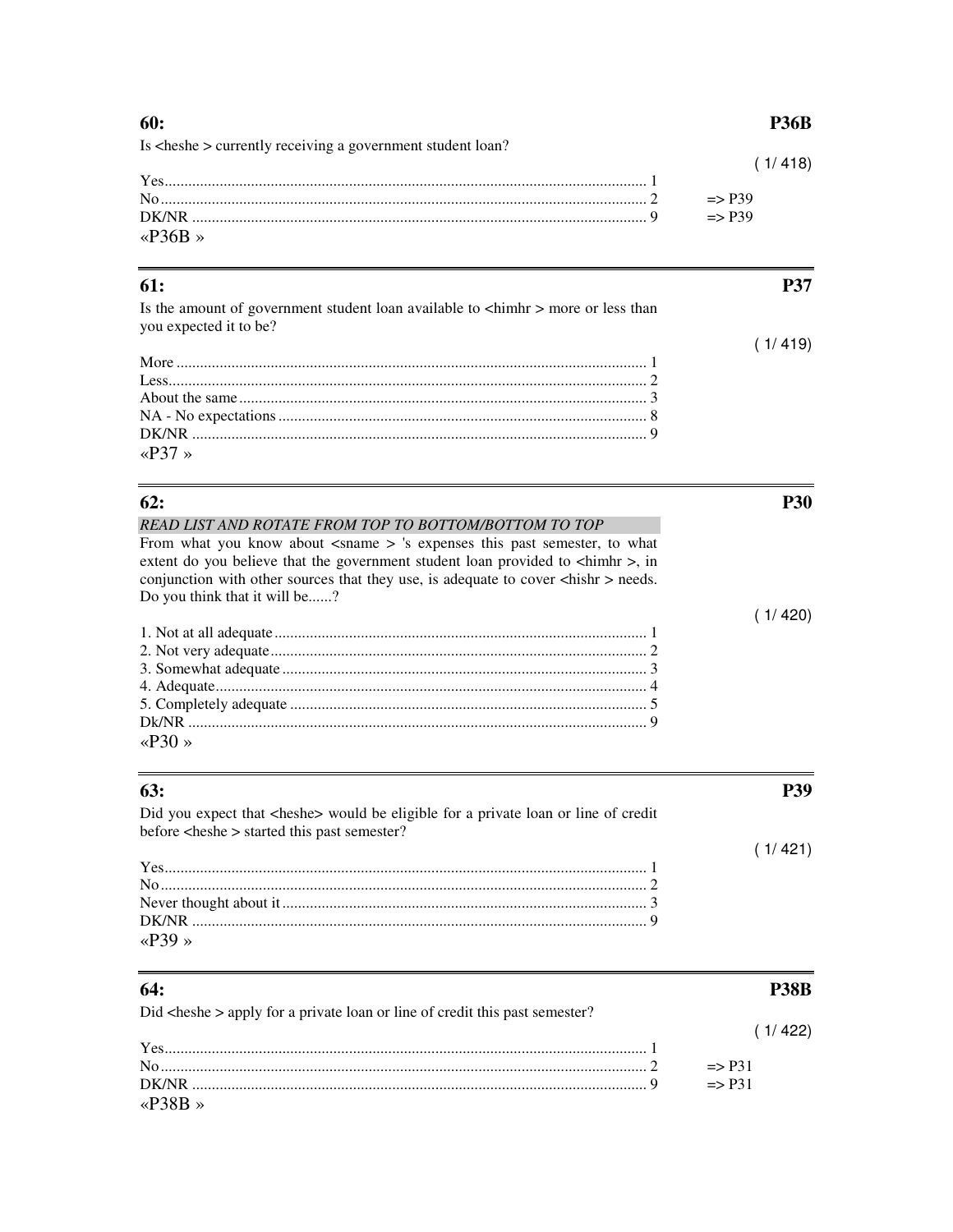**60:** **P36B**

Is <heshe > currently receiving a government student loan?

( 1/ 418)

| | | |
|---|---|---|
| Yes | 1 | |
| No | 2 | => P39 |
| DK/NR | 9 | => P39 |

«P36B »

---

**61:** **P37**

Is the amount of government student loan available to <himhr > more or less than you expected it to be?

( 1/ 419)

| | |
|---|---|
| More | 1 |
| Less | 2 |
| About the same | 3 |
| NA - No expectations | 8 |
| DK/NR | 9 |

«P37 »

---

**62:** **P30**

*READ LIST AND ROTATE FROM TOP TO BOTTOM/BOTTOM TO TOP*

From what you know about <sname > 's expenses this past semester, to what extent do you believe that the government student loan provided to <himhr >, in conjunction with other sources that they use, is adequate to cover <hishr > needs. Do you think that it will be......?

( 1/ 420)

| | |
|---|---|
| 1. Not at all adequate | 1 |
| 2. Not very adequate | 2 |
| 3. Somewhat adequate | 3 |
| 4. Adequate | 4 |
| 5. Completely adequate | 5 |
| Dk/NR | 9 |

«P30 »

---

**63:** **P39**

Did you expect that <heshe> would be eligible for a private loan or line of credit before <heshe > started this past semester?

( 1/ 421)

| | |
|---|---|
| Yes | 1 |
| No | 2 |
| Never thought about it | 3 |
| DK/NR | 9 |

«P39 »

---

**64:** **P38B**

Did <heshe > apply for a private loan or line of credit this past semester?

( 1/ 422)

| | | |
|---|---|---|
| Yes | 1 | |
| No | 2 | => P31 |
| DK/NR | 9 | => P31 |

«P38B »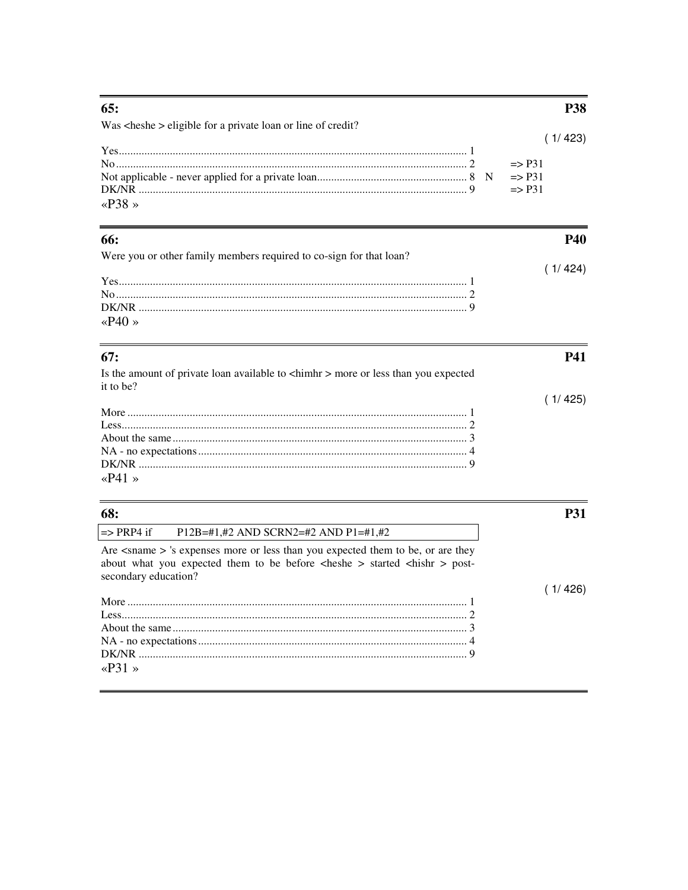## 65: P38

Was <heshe > eligible for a private loan or line of credit?

( 1/ 423)

| | | | |
|---|---|---|---|
| Yes | 1 | | |
| No | 2 | | => P31 |
| Not applicable - never applied for a private loan | 8 | N | => P31 |
| DK/NR | 9 | | => P31 |

«P38 »

## 66: P40

Were you or other family members required to co-sign for that loan?

( 1/ 424)

| | |
|---|---|
| Yes | 1 |
| No | 2 |
| DK/NR | 9 |

«P40 »

## 67: P41

Is the amount of private loan available to <himhr > more or less than you expected it to be?

( 1/ 425)

| | |
|---|---|
| More | 1 |
| Less | 2 |
| About the same | 3 |
| NA - no expectations | 4 |
| DK/NR | 9 |

«P41 »

## 68: P31

=> PRP4 if P12B=#1,#2 AND SCRN2=#2 AND P1=#1,#2

Are <sname > 's expenses more or less than you expected them to be, or are they about what you expected them to be before <heshe > started <hishr > post-secondary education?

( 1/ 426)

| | |
|---|---|
| More | 1 |
| Less | 2 |
| About the same | 3 |
| NA - no expectations | 4 |
| DK/NR | 9 |

«P31 »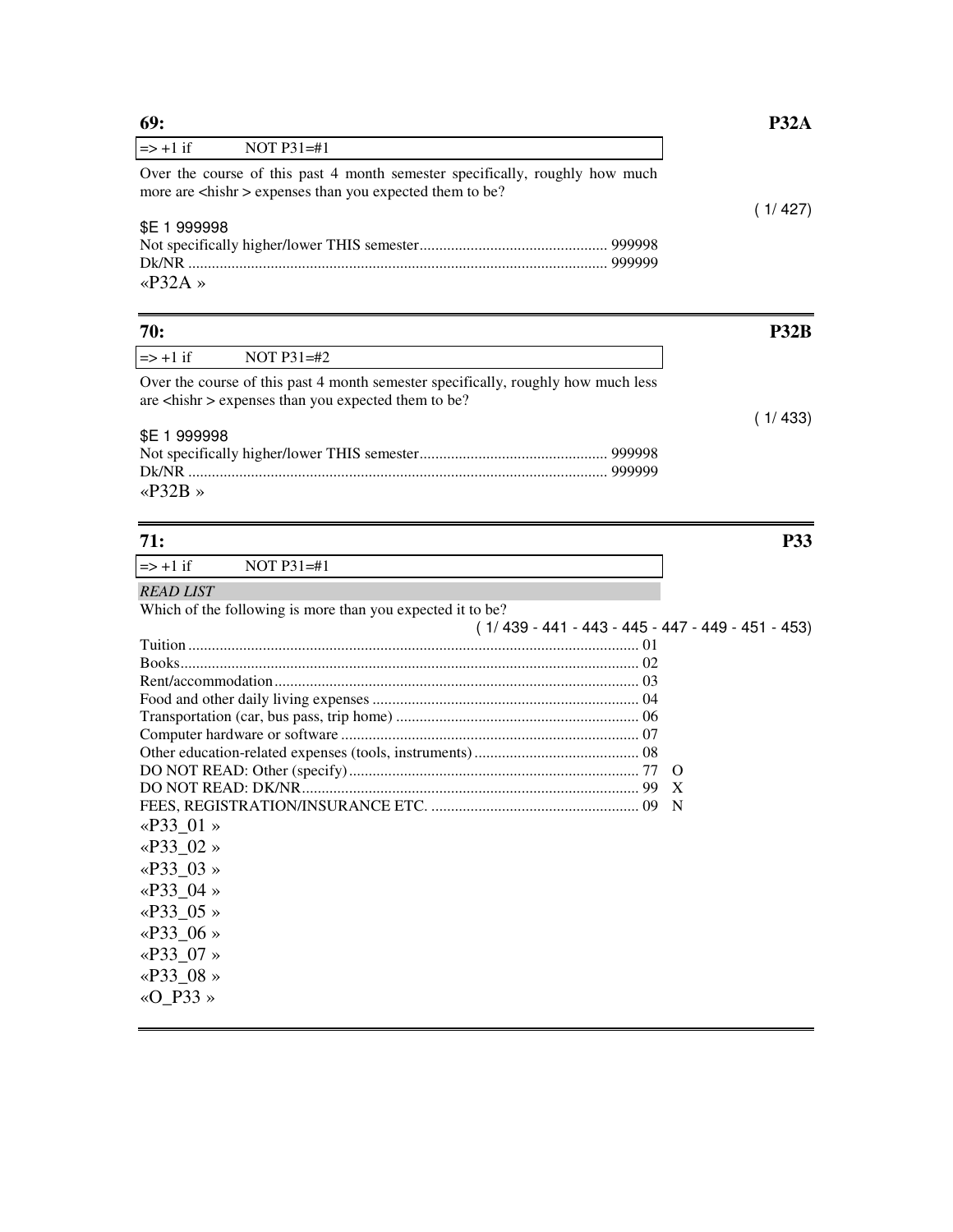## 69: P32A

=> +1 if NOT P31=#1

Over the course of this past 4 month semester specifically, roughly how much more are <hishr > expenses than you expected them to be?

( 1/ 427)

$E 1 999998

Not specifically higher/lower THIS semester................................................ 999998
Dk/NR ......................................................................................................... 999999

«P32A »

---

## 70: P32B

=> +1 if NOT P31=#2

Over the course of this past 4 month semester specifically, roughly how much less are <hishr > expenses than you expected them to be?

( 1/ 433)

$E 1 999998

Not specifically higher/lower THIS semester................................................ 999998
Dk/NR ......................................................................................................... 999999

«P32B »

---

## 71: P33

=> +1 if NOT P31=#1

*READ LIST*

Which of the following is more than you expected it to be?

( 1/ 439 - 441 - 443 - 445 - 447 - 449 - 451 - 453)

Tuition ................................................................................................... 01
Books..................................................................................................... 02
Rent/accommodation............................................................................ 03
Food and other daily living expenses ................................................... 04
Transportation (car, bus pass, trip home) ............................................. 06
Computer hardware or software ........................................................... 07
Other education-related expenses (tools, instruments) .......................... 08
DO NOT READ: Other (specify)......................................................... 77 O
DO NOT READ: DK/NR..................................................................... 99 X
FEES, REGISTRATION/INSURANCE ETC. .................................................... 09 N

«P33_01 »
«P33_02 »
«P33_03 »
«P33_04 »
«P33_05 »
«P33_06 »
«P33_07 »
«P33_08 »
«O_P33 »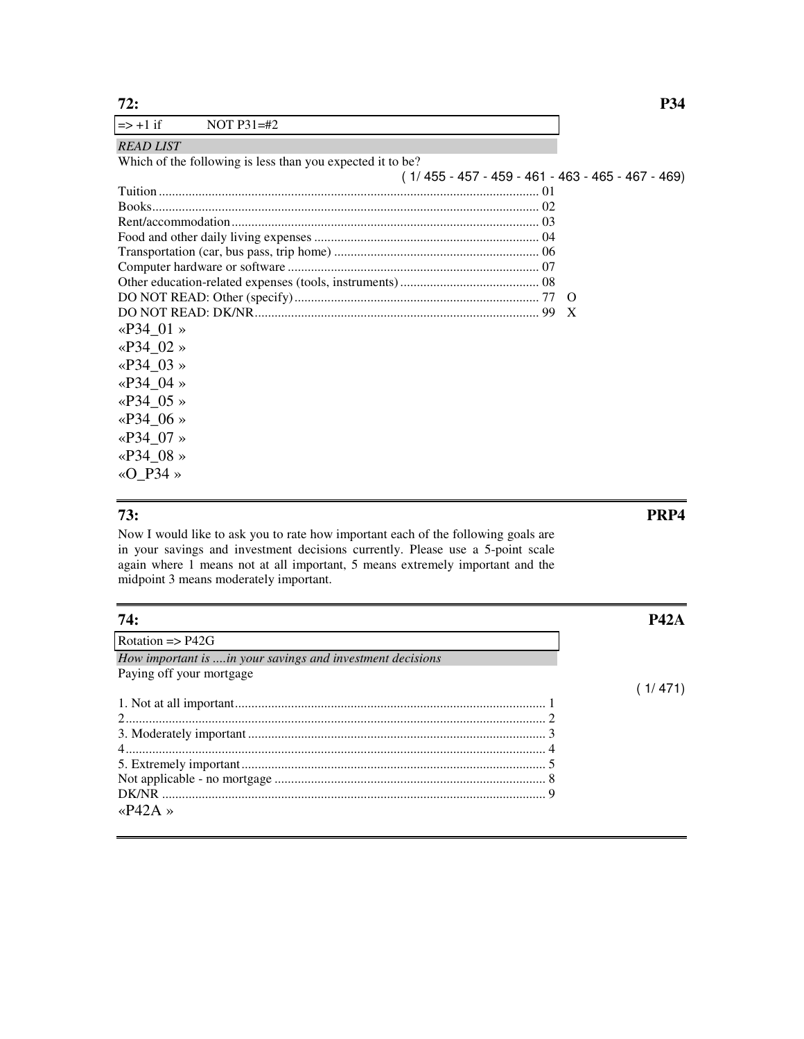**72:** **P34**

| => +1 if | NOT P31=#2 |
|---|---|

*READ LIST*

Which of the following is less than you expected it to be?

( 1/ 455 - 457 - 459 - 461 - 463 - 465 - 467 - 469)

Tuition .................................................................................................................. 01
Books..................................................................................................................... 02
Rent/accommodation ............................................................................................ 03
Food and other daily living expenses .................................................................... 04
Transportation (car, bus pass, trip home) .............................................................. 06
Computer hardware or software ............................................................................ 07
Other education-related expenses (tools, instruments) .......................................... 08
DO NOT READ: Other (specify) ......................................................................... 77 O
DO NOT READ: DK/NR ...................................................................................... 99 X

«P34_01 »
«P34_02 »
«P34_03 »
«P34_04 »
«P34_05 »
«P34_06 »
«P34_07 »
«P34_08 »
«O_P34 »

---

**73:** **PRP4**

Now I would like to ask you to rate how important each of the following goals are in your savings and investment decisions currently. Please use a 5-point scale again where 1 means not at all important, 5 means extremely important and the midpoint 3 means moderately important.

---

**74:** **P42A**

| Rotation => P42G |
|---|

*How important is ....in your savings and investment decisions*

Paying off your mortgage

( 1/ 471)

1. Not at all important.............................................................................................. 1
2............................................................................................................................... 2
3. Moderately important .......................................................................................... 3
4............................................................................................................................... 4
5. Extremely important ............................................................................................ 5
Not applicable - no mortgage .................................................................................. 8
DK/NR .................................................................................................................... 9

«P42A »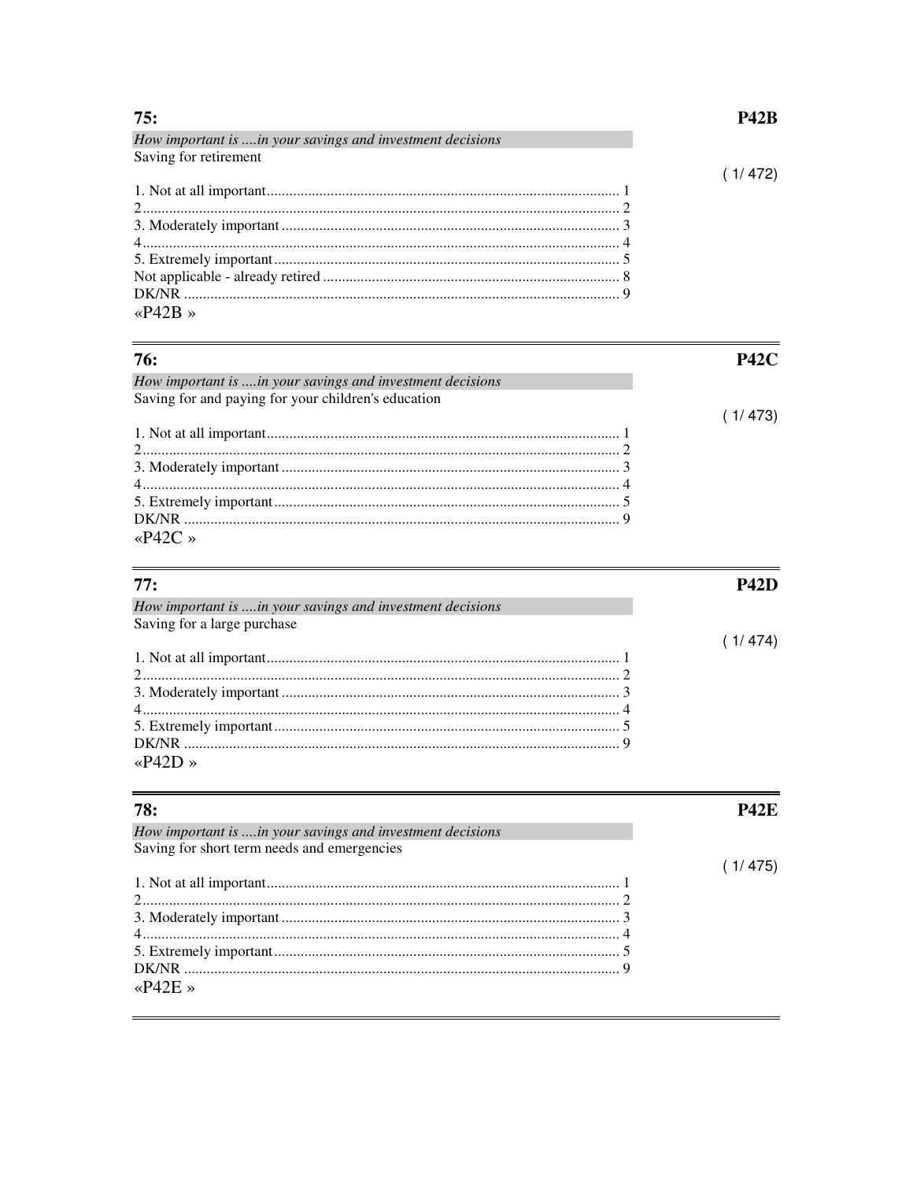**75:** **P42B**

*How important is ....in your savings and investment decisions*

Saving for retirement

( 1/ 472)

1. Not at all important........................................................................................... 1
2............................................................................................................................ 2
3. Moderately important ........................................................................................ 3
4............................................................................................................................ 4
5. Extremely important.......................................................................................... 5

Not applicable - already retired ............................................................................. 8
DK/NR ................................................................................................................. 9

«P42B »

---

**76:** **P42C**

*How important is ....in your savings and investment decisions*

Saving for and paying for your children's education

( 1/ 473)

1. Not at all important........................................................................................... 1
2............................................................................................................................ 2
3. Moderately important ........................................................................................ 3
4............................................................................................................................ 4
5. Extremely important.......................................................................................... 5

DK/NR ................................................................................................................. 9

«P42C »

---

**77:** **P42D**

*How important is ....in your savings and investment decisions*

Saving for a large purchase

( 1/ 474)

1. Not at all important........................................................................................... 1
2............................................................................................................................ 2
3. Moderately important ........................................................................................ 3
4............................................................................................................................ 4
5. Extremely important.......................................................................................... 5

DK/NR ................................................................................................................. 9

«P42D »

---

**78:** **P42E**

*How important is ....in your savings and investment decisions*

Saving for short term needs and emergencies

( 1/ 475)

1. Not at all important........................................................................................... 1
2............................................................................................................................ 2
3. Moderately important ........................................................................................ 3
4............................................................................................................................ 4
5. Extremely important.......................................................................................... 5

DK/NR ................................................................................................................. 9

«P42E »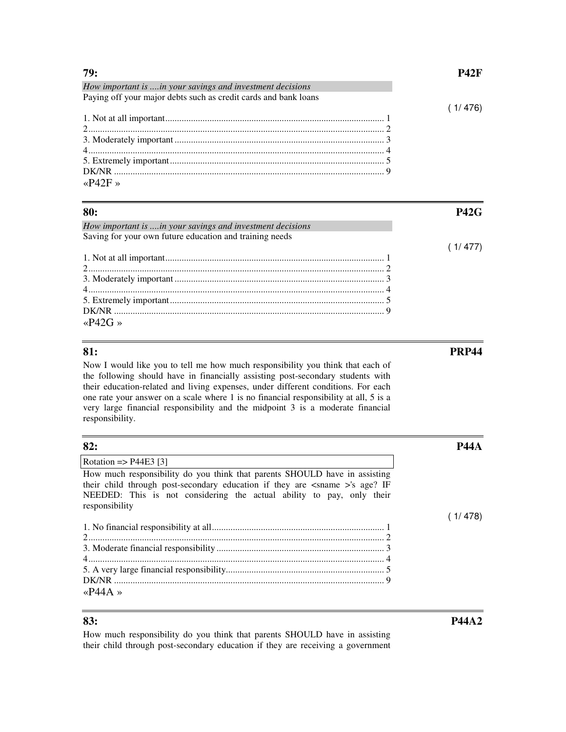**79:** **P42F**

*How important is ....in your savings and investment decisions*

Paying off your major debts such as credit cards and bank loans

( 1/ 476)

1. Not at all important............................................................................................. 1
2............................................................................................................................. 2
3. Moderately important ......................................................................................... 3
4............................................................................................................................. 4
5. Extremely important........................................................................................... 5

DK/NR .................................................................................................................. 9

«P42F »

---

**80:** **P42G**

*How important is ....in your savings and investment decisions*

Saving for your own future education and training needs

( 1/ 477)

1. Not at all important............................................................................................. 1
2............................................................................................................................. 2
3. Moderately important ......................................................................................... 3
4............................................................................................................................. 4
5. Extremely important........................................................................................... 5

DK/NR .................................................................................................................. 9

«P42G »

---

**81:** **PRP44**

Now I would like you to tell me how much responsibility you think that each of the following should have in financially assisting post-secondary students with their education-related and living expenses, under different conditions. For each one rate your answer on a scale where 1 is no financial responsibility at all, 5 is a very large financial responsibility and the midpoint 3 is a moderate financial responsibility.

---

**82:** **P44A**

Rotation => P44E3 [3]

How much responsibility do you think that parents SHOULD have in assisting their child through post-secondary education if they are <sname >'s age? IF NEEDED: This is not considering the actual ability to pay, only their responsibility

( 1/ 478)

1. No financial responsibility at all......................................................................... 1
2............................................................................................................................. 2
3. Moderate financial responsibility ....................................................................... 3
4............................................................................................................................. 4
5. A very large financial responsibility.................................................................... 5

DK/NR .................................................................................................................. 9

«P44A »

---

**83:** **P44A2**

How much responsibility do you think that parents SHOULD have in assisting their child through post-secondary education if they are receiving a government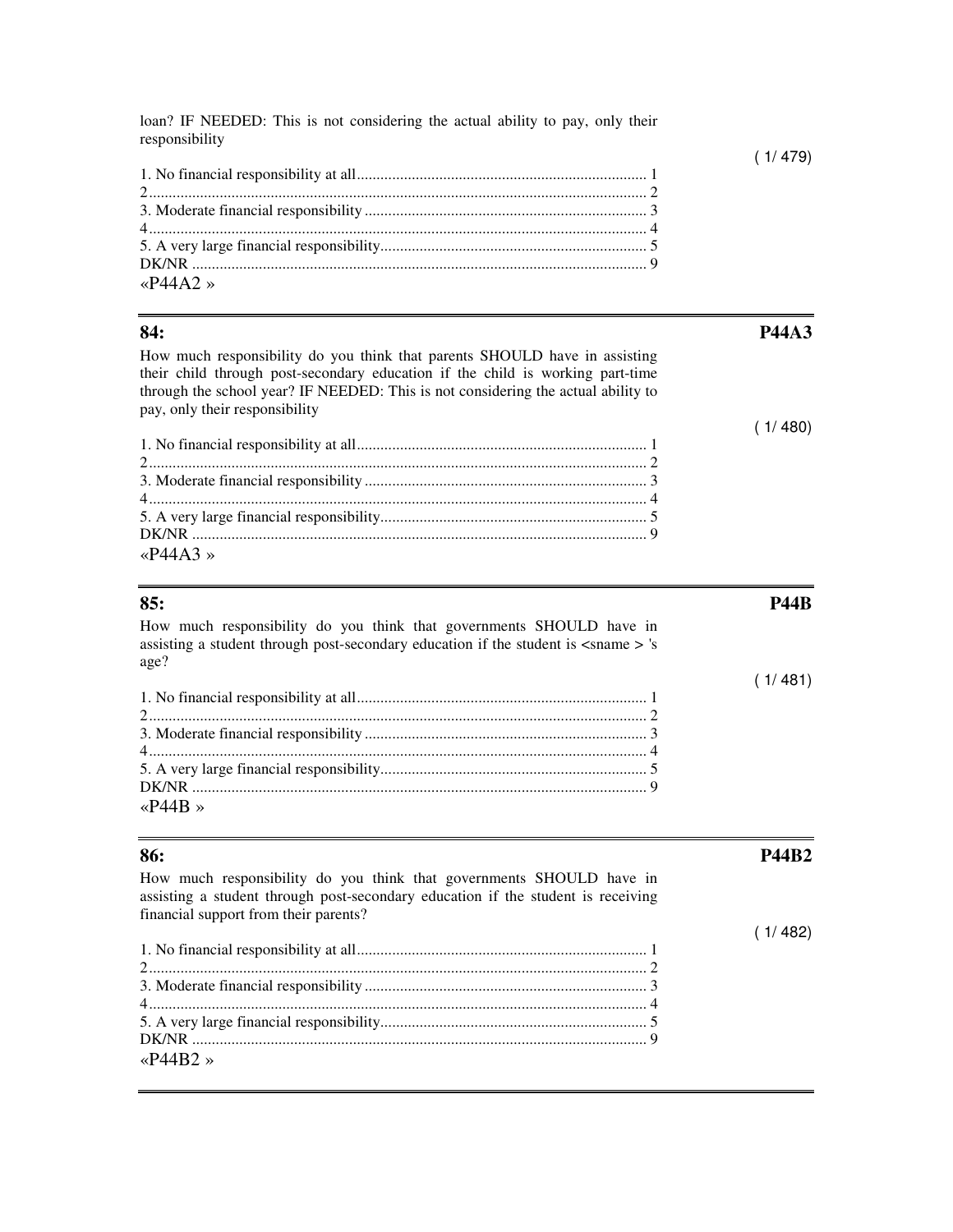loan? IF NEEDED: This is not considering the actual ability to pay, only their responsibility

( 1/ 479)

1. No financial responsibility at all.......................................................................... 1
2............................................................................................................................. 2
3. Moderate financial responsibility ....................................................................... 3
4............................................................................................................................. 4
5. A very large financial responsibility................................................................... 5
DK/NR ................................................................................................................... 9

«P44A2 »

---

## 84: **P44A3**

How much responsibility do you think that parents SHOULD have in assisting their child through post-secondary education if the child is working part-time through the school year? IF NEEDED: This is not considering the actual ability to pay, only their responsibility

( 1/ 480)

1. No financial responsibility at all.......................................................................... 1
2............................................................................................................................. 2
3. Moderate financial responsibility ....................................................................... 3
4............................................................................................................................. 4
5. A very large financial responsibility................................................................... 5
DK/NR ................................................................................................................... 9

«P44A3 »

---

## 85: **P44B**

How much responsibility do you think that governments SHOULD have in assisting a student through post-secondary education if the student is <sname > 's age?

( 1/ 481)

1. No financial responsibility at all.......................................................................... 1
2............................................................................................................................. 2
3. Moderate financial responsibility ....................................................................... 3
4............................................................................................................................. 4
5. A very large financial responsibility................................................................... 5
DK/NR ................................................................................................................... 9

«P44B »

---

## 86: **P44B2**

How much responsibility do you think that governments SHOULD have in assisting a student through post-secondary education if the student is receiving financial support from their parents?

( 1/ 482)

1. No financial responsibility at all.......................................................................... 1
2............................................................................................................................. 2
3. Moderate financial responsibility ....................................................................... 3
4............................................................................................................................. 4
5. A very large financial responsibility................................................................... 5
DK/NR ................................................................................................................... 9

«P44B2 »

---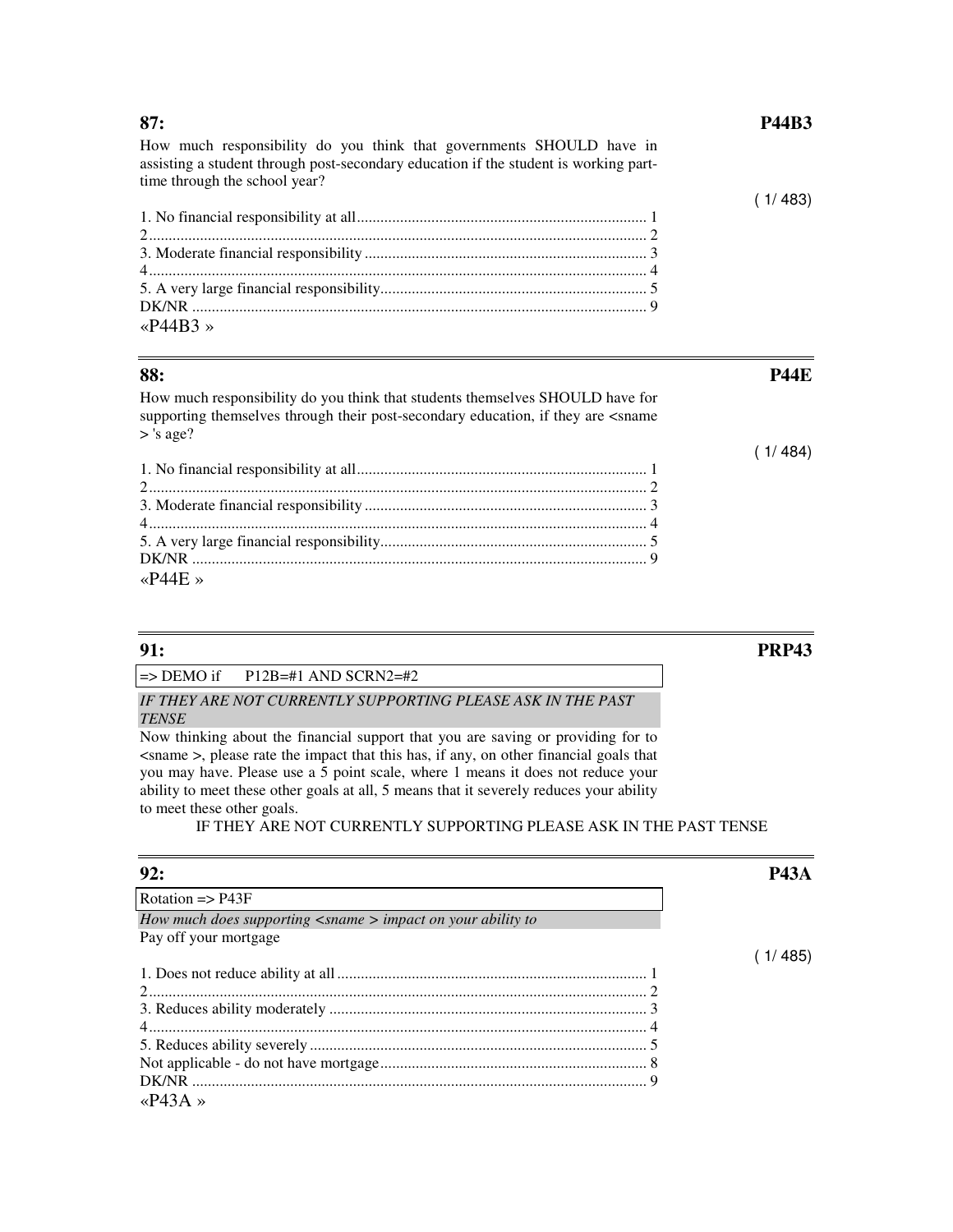**87:** **P44B3**

How much responsibility do you think that governments SHOULD have in assisting a student through post-secondary education if the student is working part-time through the school year?

( 1/ 483)

1. No financial responsibility at all........................................................................ 1
2............................................................................................................................. 2
3. Moderate financial responsibility ....................................................................... 3
4............................................................................................................................. 4
5. A very large financial responsibility................................................................... 5

DK/NR .................................................................................................................. 9

«P44B3 »

---

**88:** **P44E**

How much responsibility do you think that students themselves SHOULD have for supporting themselves through their post-secondary education, if they are <sname > 's age?

( 1/ 484)

1. No financial responsibility at all........................................................................ 1
2............................................................................................................................. 2
3. Moderate financial responsibility ....................................................................... 3
4............................................................................................................................. 4
5. A very large financial responsibility................................................................... 5

DK/NR .................................................................................................................. 9

«P44E »

---

**91:** **PRP43**

=> DEMO if P12B=#1 AND SCRN2=#2

*IF THEY ARE NOT CURRENTLY SUPPORTING PLEASE ASK IN THE PAST TENSE*

Now thinking about the financial support that you are saving or providing for to <sname >, please rate the impact that this has, if any, on other financial goals that you may have. Please use a 5 point scale, where 1 means it does not reduce your ability to meet these other goals at all, 5 means that it severely reduces your ability to meet these other goals.

IF THEY ARE NOT CURRENTLY SUPPORTING PLEASE ASK IN THE PAST TENSE

---

**92:** **P43A**

Rotation => P43F

*How much does supporting <sname > impact on your ability to*

Pay off your mortgage

( 1/ 485)

1. Does not reduce ability at all ............................................................................. 1
2............................................................................................................................. 2
3. Reduces ability moderately ................................................................................ 3
4............................................................................................................................. 4
5. Reduces ability severely ..................................................................................... 5

Not applicable - do not have mortgage.................................................................. 8

DK/NR .................................................................................................................. 9

«P43A »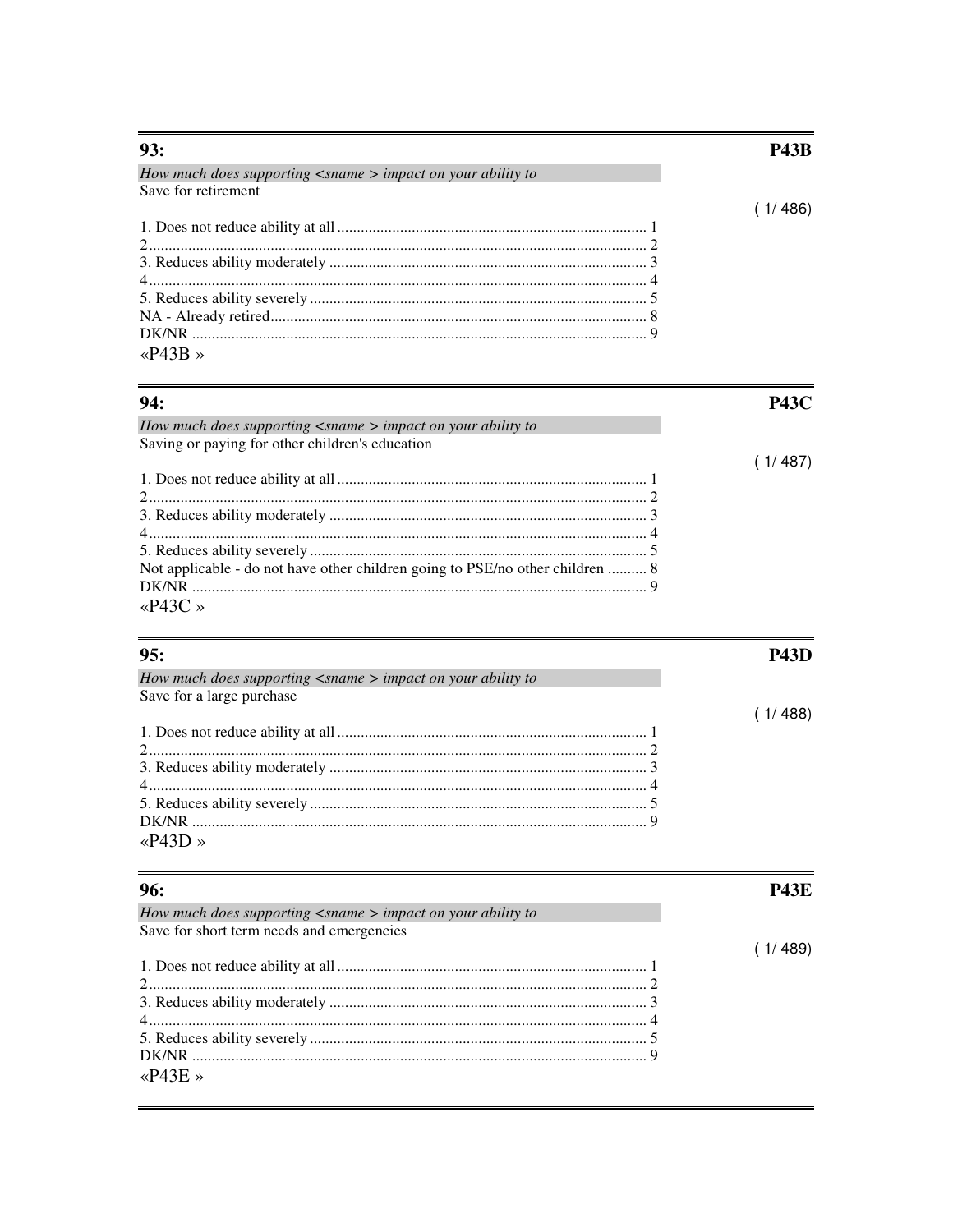## 93: **P43B**

*How much does supporting <sname > impact on your ability to*
Save for retirement

( 1/ 486)

1. Does not reduce ability at all ............................................................................ 1
2............................................................................................................................ 2
3. Reduces ability moderately .............................................................................. 3
4............................................................................................................................ 4
5. Reduces ability severely ................................................................................... 5
NA - Already retired............................................................................................. 8
DK/NR ................................................................................................................. 9

«P43B »

## 94: **P43C**

*How much does supporting <sname > impact on your ability to*
Saving or paying for other children's education

( 1/ 487)

1. Does not reduce ability at all ............................................................................ 1
2............................................................................................................................ 2
3. Reduces ability moderately .............................................................................. 3
4............................................................................................................................ 4
5. Reduces ability severely ................................................................................... 5
Not applicable - do not have other children going to PSE/no other children .......... 8
DK/NR ................................................................................................................. 9

«P43C »

## 95: **P43D**

*How much does supporting <sname > impact on your ability to*
Save for a large purchase

( 1/ 488)

1. Does not reduce ability at all ............................................................................ 1
2............................................................................................................................ 2
3. Reduces ability moderately .............................................................................. 3
4............................................................................................................................ 4
5. Reduces ability severely ................................................................................... 5
DK/NR ................................................................................................................. 9

«P43D »

## 96: **P43E**

*How much does supporting <sname > impact on your ability to*
Save for short term needs and emergencies

( 1/ 489)

1. Does not reduce ability at all ............................................................................ 1
2............................................................................................................................ 2
3. Reduces ability moderately .............................................................................. 3
4............................................................................................................................ 4
5. Reduces ability severely ................................................................................... 5
DK/NR ................................................................................................................. 9

«P43E »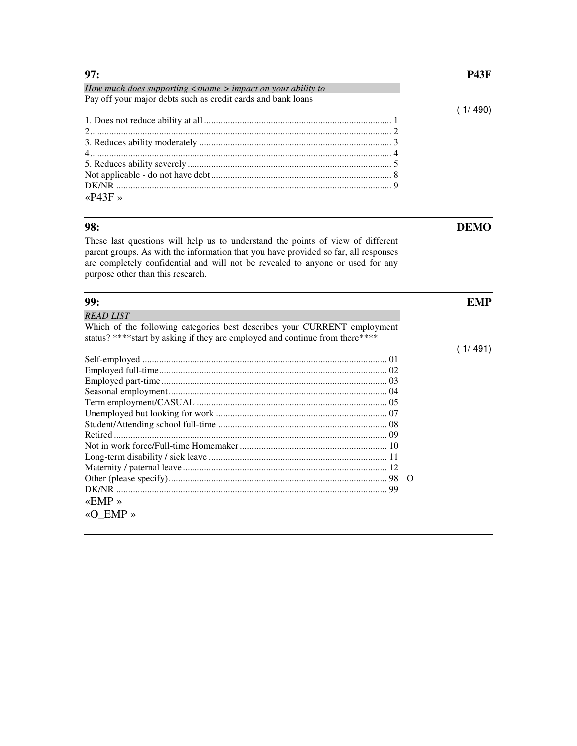## 97: P43F

*How much does supporting <sname > impact on your ability to*

Pay off your major debts such as credit cards and bank loans

( 1/ 490)

1. Does not reduce ability at all ............................................................................ 1
2 .............................................................................................................................. 2
3. Reduces ability moderately ............................................................................... 3
4 .............................................................................................................................. 4
5. Reduces ability severely .................................................................................... 5

Not applicable - do not have debt .......................................................................... 8
DK/NR ..................................................................................................................... 9

«P43F »

---

## 98: DEMO

These last questions will help us to understand the points of view of different parent groups. As with the information that you have provided so far, all responses are completely confidential and will not be revealed to anyone or used for any purpose other than this research.

---

## 99: EMP

*READ LIST*

Which of the following categories best describes your CURRENT employment status? ****start by asking if they are employed and continue from there****

( 1/ 491)

Self-employed ...................................................................................................... 01
Employed full-time ............................................................................................... 02
Employed part-time .............................................................................................. 03
Seasonal employment .......................................................................................... 04
Term employment/CASUAL ................................................................................. 05
Unemployed but looking for work ....................................................................... 07
Student/Attending school full-time ...................................................................... 08
Retired .................................................................................................................. 09
Not in work force/Full-time Homemaker ............................................................. 10
Long-term disability / sick leave .......................................................................... 11
Maternity / paternal leave .................................................................................... 12
Other (please specify) ........................................................................................... 98 O
DK/NR ................................................................................................................... 99

«EMP »
«O_EMP »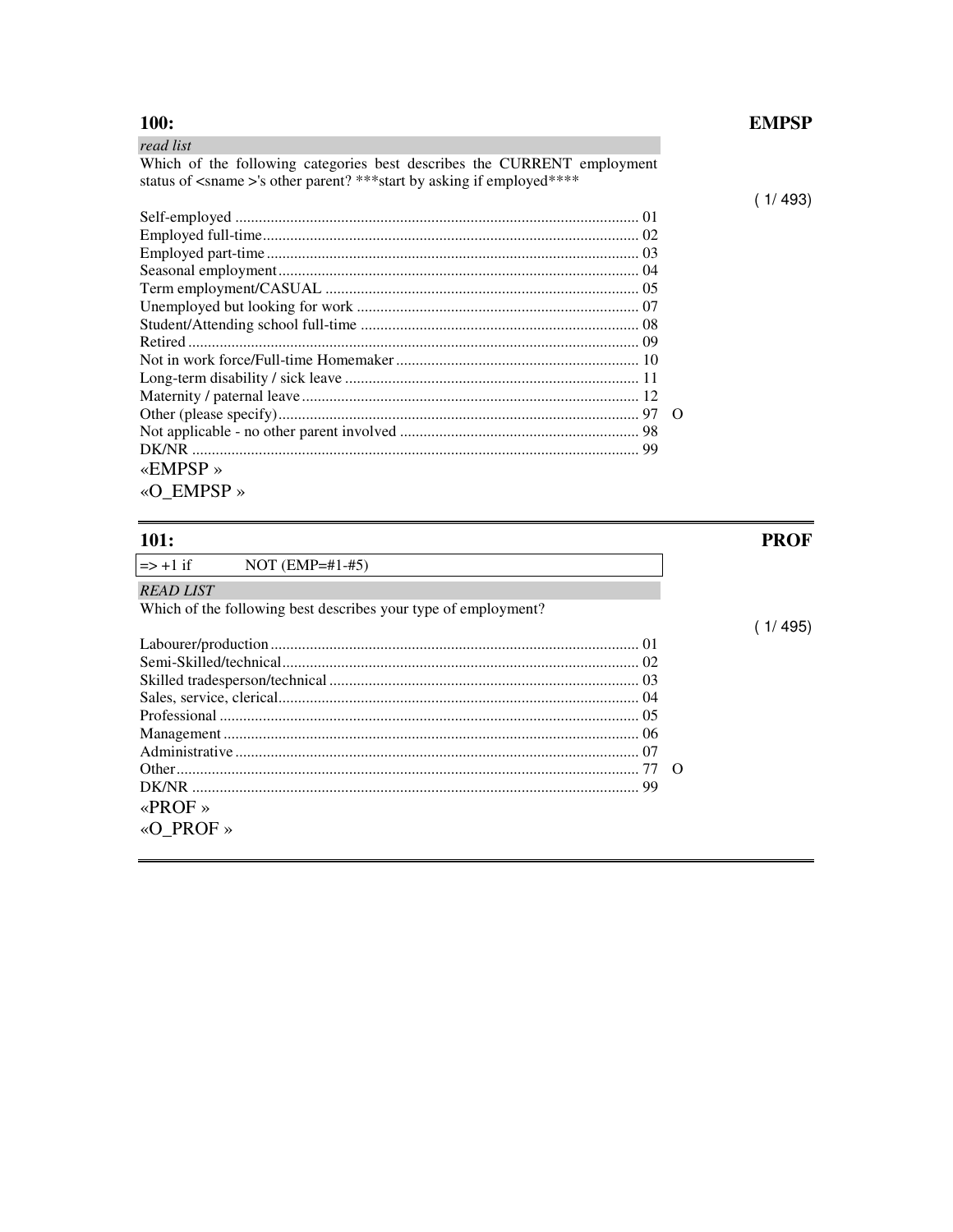## 100: EMPSP

*read list*

Which of the following categories best describes the CURRENT employment status of <sname >'s other parent? ***start by asking if employed****

( 1/ 493)

| | | |
|---|---|---|
| Self-employed | 01 | |
| Employed full-time | 02 | |
| Employed part-time | 03 | |
| Seasonal employment | 04 | |
| Term employment/CASUAL | 05 | |
| Unemployed but looking for work | 07 | |
| Student/Attending school full-time | 08 | |
| Retired | 09 | |
| Not in work force/Full-time Homemaker | 10 | |
| Long-term disability / sick leave | 11 | |
| Maternity / paternal leave | 12 | |
| Other (please specify) | 97 | O |
| Not applicable - no other parent involved | 98 | |
| DK/NR | 99 | |

«EMPSP »

«O_EMPSP »

## 101: PROF

=> +1 if NOT (EMP=#1-#5)

*READ LIST*

Which of the following best describes your type of employment?

( 1/ 495)

| | | |
|---|---|---|
| Labourer/production | 01 | |
| Semi-Skilled/technical | 02 | |
| Skilled tradesperson/technical | 03 | |
| Sales, service, clerical | 04 | |
| Professional | 05 | |
| Management | 06 | |
| Administrative | 07 | |
| Other | 77 | O |
| DK/NR | 99 | |

«PROF »

«O_PROF »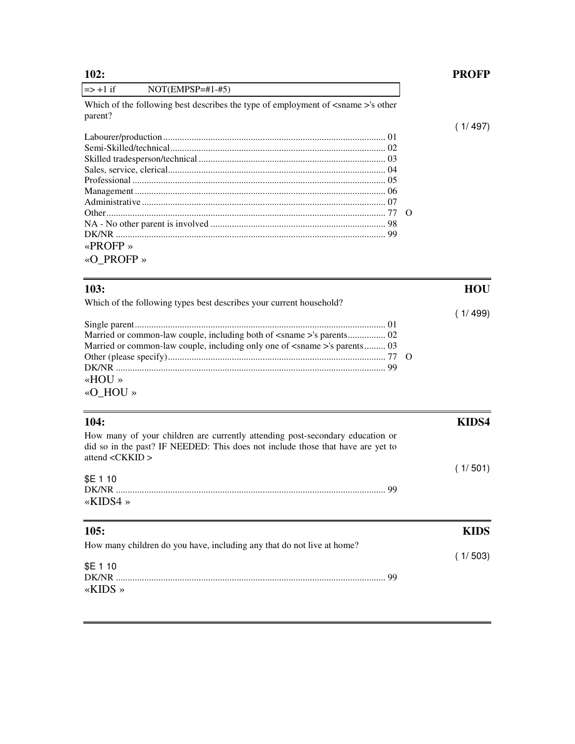## 102: PROFP

=> +1 if NOT(EMPSP=#1-#5)

Which of the following best describes the type of employment of <sname >'s other parent?

( 1/ 497)

Labourer/production ........................................................................................... 01
Semi-Skilled/technical........................................................................................ 02
Skilled tradesperson/technical ............................................................................ 03
Sales, service, clerical......................................................................................... 04
Professional ........................................................................................................ 05
Management ....................................................................................................... 06
Administrative .................................................................................................... 07
Other................................................................................................................... 77 O
NA - No other parent is involved ....................................................................... 98
DK/NR ............................................................................................................... 99

«PROFP »

«O_PROFP »

---

## 103: HOU

Which of the following types best describes your current household?

( 1/ 499)

Single parent....................................................................................................... 01
Married or common-law couple, including both of <sname >'s parents................ 02
Married or common-law couple, including only one of <sname >'s parents......... 03
Other (please specify).......................................................................................... 77 O
DK/NR ............................................................................................................... 99

«HOU »

«O_HOU »

---

## 104: KIDS4

How many of your children are currently attending post-secondary education or did so in the past? IF NEEDED: This does not include those that have are yet to attend <CKKID >

( 1/ 501)

$E 1 10
DK/NR ............................................................................................................... 99

«KIDS4 »

---

## 105: KIDS

How many children do you have, including any that do not live at home?

( 1/ 503)

$E 1 10
DK/NR ............................................................................................................... 99

«KIDS »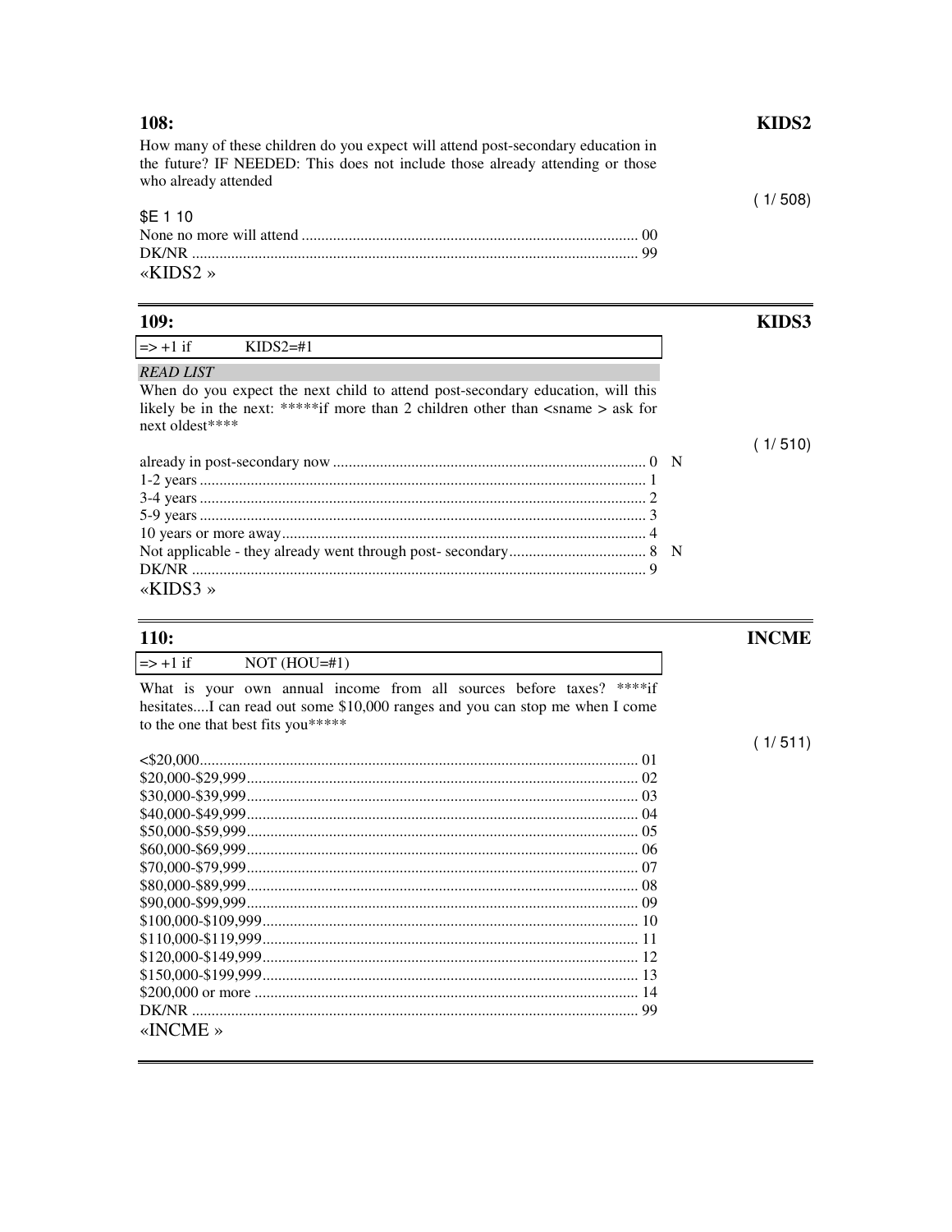## 108: KIDS2

How many of these children do you expect will attend post-secondary education in the future? IF NEEDED: This does not include those already attending or those who already attended

( 1/ 508)

$E 1 10

| | |
|---|---|
| None no more will attend | 00 |
| DK/NR | 99 |

«KIDS2 »

## 109: KIDS3

=> +1 if KIDS2=#1

*READ LIST*

When do you expect the next child to attend post-secondary education, will this likely be in the next: *****if more than 2 children other than <sname > ask for next oldest****

( 1/ 510)

| | | |
|---|---|---|
| already in post-secondary now | 0 | N |
| 1-2 years | 1 | |
| 3-4 years | 2 | |
| 5-9 years | 3 | |
| 10 years or more away | 4 | |
| Not applicable - they already went through post- secondary | 8 | N |
| DK/NR | 9 | |

«KIDS3 »

## 110: INCME

=> +1 if NOT (HOU=#1)

What is your own annual income from all sources before taxes? ****if hesitates....I can read out some $10,000 ranges and you can stop me when I come to the one that best fits you*****

( 1/ 511)

| | |
|---|---|
| <$20,000 | 01 |
| $20,000-$29,999 | 02 |
| $30,000-$39,999 | 03 |
| $40,000-$49,999 | 04 |
| $50,000-$59,999 | 05 |
| $60,000-$69,999 | 06 |
| $70,000-$79,999 | 07 |
| $80,000-$89,999 | 08 |
| $90,000-$99,999 | 09 |
| $100,000-$109,999 | 10 |
| $110,000-$119,999 | 11 |
| $120,000-$149,999 | 12 |
| $150,000-$199,999 | 13 |
| $200,000 or more | 14 |
| DK/NR | 99 |

«INCME »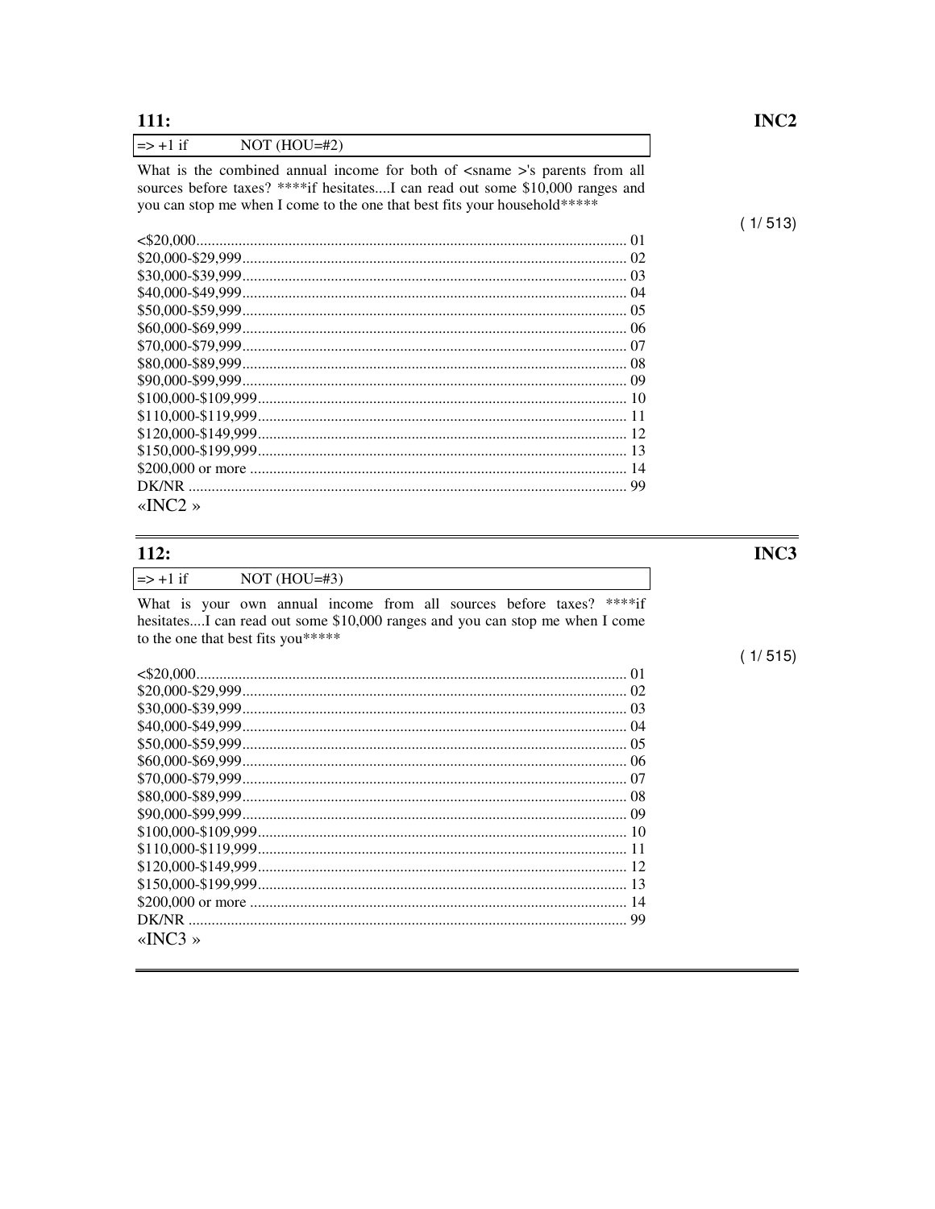## 111: **INC2**

| => +1 if | NOT (HOU=#2) |
|---|---|

What is the combined annual income for both of <sname >'s parents from all sources before taxes? ****if hesitates....I can read out some $10,000 ranges and you can stop me when I come to the one that best fits your household*****

( 1/ 513)

<$20,000................................................................................................ 01
$20,000-$29,999.................................................................................... 02
$30,000-$39,999.................................................................................... 03
$40,000-$49,999.................................................................................... 04
$50,000-$59,999.................................................................................... 05
$60,000-$69,999.................................................................................... 06
$70,000-$79,999.................................................................................... 07
$80,000-$89,999.................................................................................... 08
$90,000-$99,999.................................................................................... 09
$100,000-$109,999................................................................................ 10
$110,000-$119,999................................................................................ 11
$120,000-$149,999................................................................................ 12
$150,000-$199,999................................................................................ 13
$200,000 or more .................................................................................. 14
DK/NR ................................................................................................... 99
«INC2 »

## 112: **INC3**

| => +1 if | NOT (HOU=#3) |
|---|---|

What is your own annual income from all sources before taxes? ****if hesitates....I can read out some $10,000 ranges and you can stop me when I come to the one that best fits you*****

( 1/ 515)

<$20,000................................................................................................ 01
$20,000-$29,999.................................................................................... 02
$30,000-$39,999.................................................................................... 03
$40,000-$49,999.................................................................................... 04
$50,000-$59,999.................................................................................... 05
$60,000-$69,999.................................................................................... 06
$70,000-$79,999.................................................................................... 07
$80,000-$89,999.................................................................................... 08
$90,000-$99,999.................................................................................... 09
$100,000-$109,999................................................................................ 10
$110,000-$119,999................................................................................ 11
$120,000-$149,999................................................................................ 12
$150,000-$199,999................................................................................ 13
$200,000 or more .................................................................................. 14
DK/NR ................................................................................................... 99
«INC3 »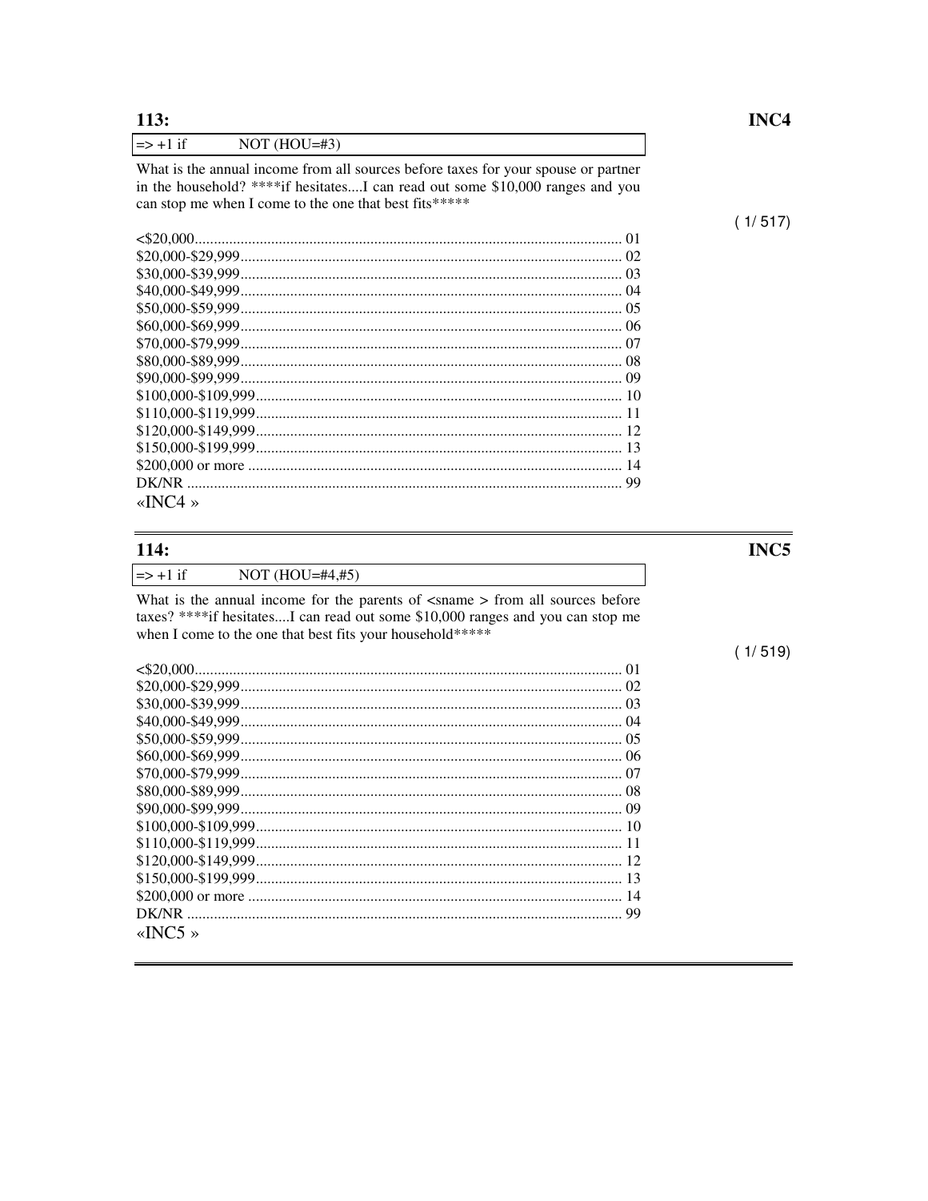## 113: INC4

=> +1 if NOT (HOU=#3)

What is the annual income from all sources before taxes for your spouse or partner in the household? ****if hesitates....I can read out some $10,000 ranges and you can stop me when I come to the one that best fits*****

( 1/ 517)

| | |
|---|---|
| <$20,000 | 01 |
| $20,000-$29,999 | 02 |
| $30,000-$39,999 | 03 |
| $40,000-$49,999 | 04 |
| $50,000-$59,999 | 05 |
| $60,000-$69,999 | 06 |
| $70,000-$79,999 | 07 |
| $80,000-$89,999 | 08 |
| $90,000-$99,999 | 09 |
| $100,000-$109,999 | 10 |
| $110,000-$119,999 | 11 |
| $120,000-$149,999 | 12 |
| $150,000-$199,999 | 13 |
| $200,000 or more | 14 |
| DK/NR | 99 |

«INC4 »

## 114: INC5

=> +1 if NOT (HOU=#4,#5)

What is the annual income for the parents of <sname > from all sources before taxes? ****if hesitates....I can read out some $10,000 ranges and you can stop me when I come to the one that best fits your household*****

( 1/ 519)

| | |
|---|---|
| <$20,000 | 01 |
| $20,000-$29,999 | 02 |
| $30,000-$39,999 | 03 |
| $40,000-$49,999 | 04 |
| $50,000-$59,999 | 05 |
| $60,000-$69,999 | 06 |
| $70,000-$79,999 | 07 |
| $80,000-$89,999 | 08 |
| $90,000-$99,999 | 09 |
| $100,000-$109,999 | 10 |
| $110,000-$119,999 | 11 |
| $120,000-$149,999 | 12 |
| $150,000-$199,999 | 13 |
| $200,000 or more | 14 |
| DK/NR | 99 |

«INC5 »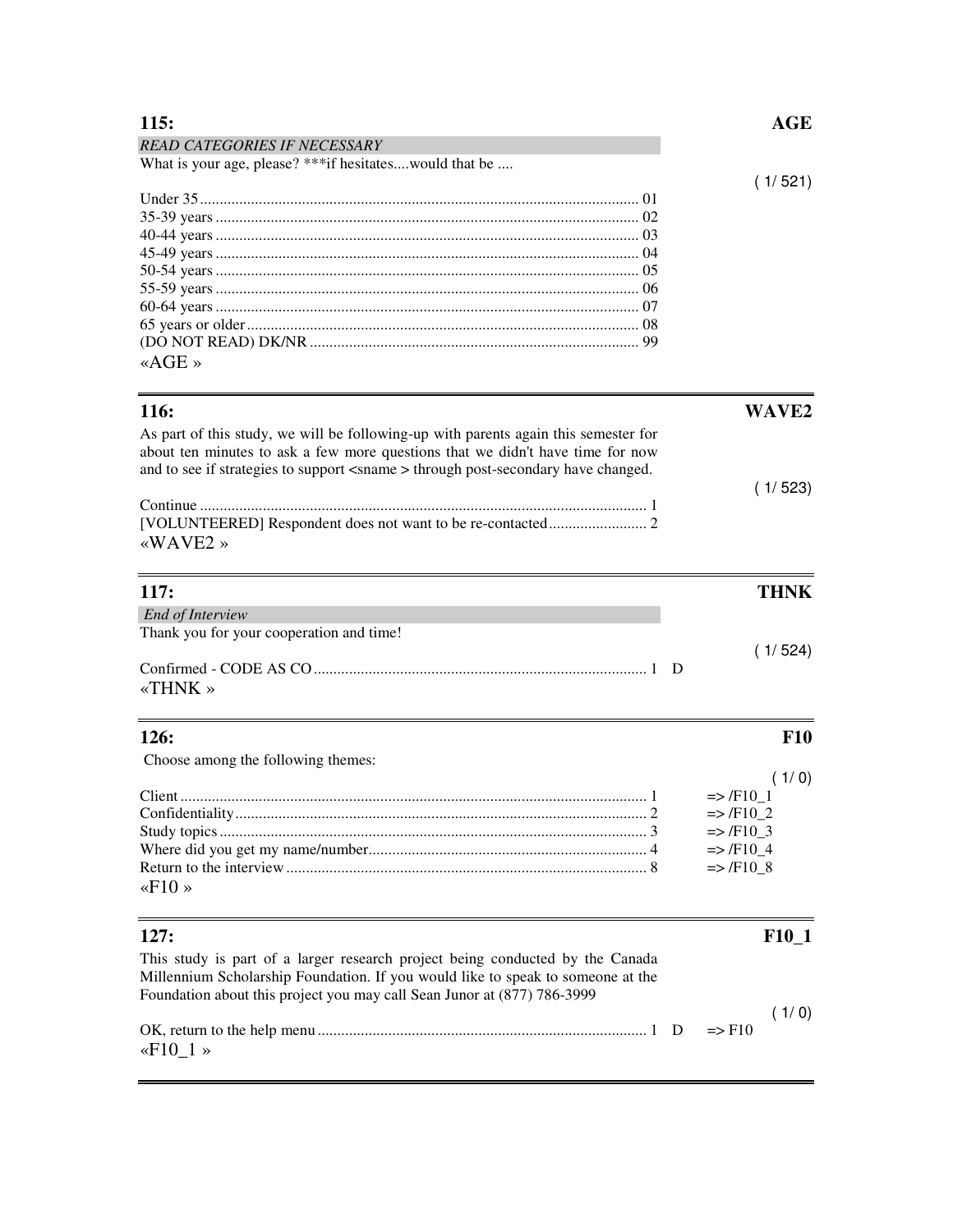## 115: AGE

*READ CATEGORIES IF NECESSARY*

What is your age, please? ***if hesitates....would that be ....

( 1/ 521)

Under 35 .............................................................................................................. 01
35-39 years .......................................................................................................... 02
40-44 years .......................................................................................................... 03
45-49 years .......................................................................................................... 04
50-54 years .......................................................................................................... 05
55-59 years .......................................................................................................... 06
60-64 years .......................................................................................................... 07
65 years or older .................................................................................................. 08
(DO NOT READ) DK/NR .................................................................................. 99

«AGE »

---

## 116: WAVE2

As part of this study, we will be following-up with parents again this semester for about ten minutes to ask a few more questions that we didn't have time for now and to see if strategies to support <sname > through post-secondary have changed.

( 1/ 523)

Continue ................................................................................................................ 1
[VOLUNTEERED] Respondent does not want to be re-contacted ......................... 2

«WAVE2 »

---

## 117: THNK

*End of Interview*

Thank you for your cooperation and time!

( 1/ 524)

Confirmed - CODE AS CO .................................................................................... 1 D

«THNK »

---

## 126: F10

Choose among the following themes:

( 1/ 0)

Client ...................................................................................................................... 1 => /F10_1
Confidentiality ........................................................................................................ 2 => /F10_2
Study topics ............................................................................................................ 3 => /F10_3
Where did you get my name/number...................................................................... 4 => /F10_4
Return to the interview ........................................................................................... 8 => /F10_8

«F10 »

---

## 127: F10_1

This study is part of a larger research project being conducted by the Canada Millennium Scholarship Foundation. If you would like to speak to someone at the Foundation about this project you may call Sean Junor at (877) 786-3999

( 1/ 0)

OK, return to the help menu ................................................................................... 1 D => F10

«F10_1 »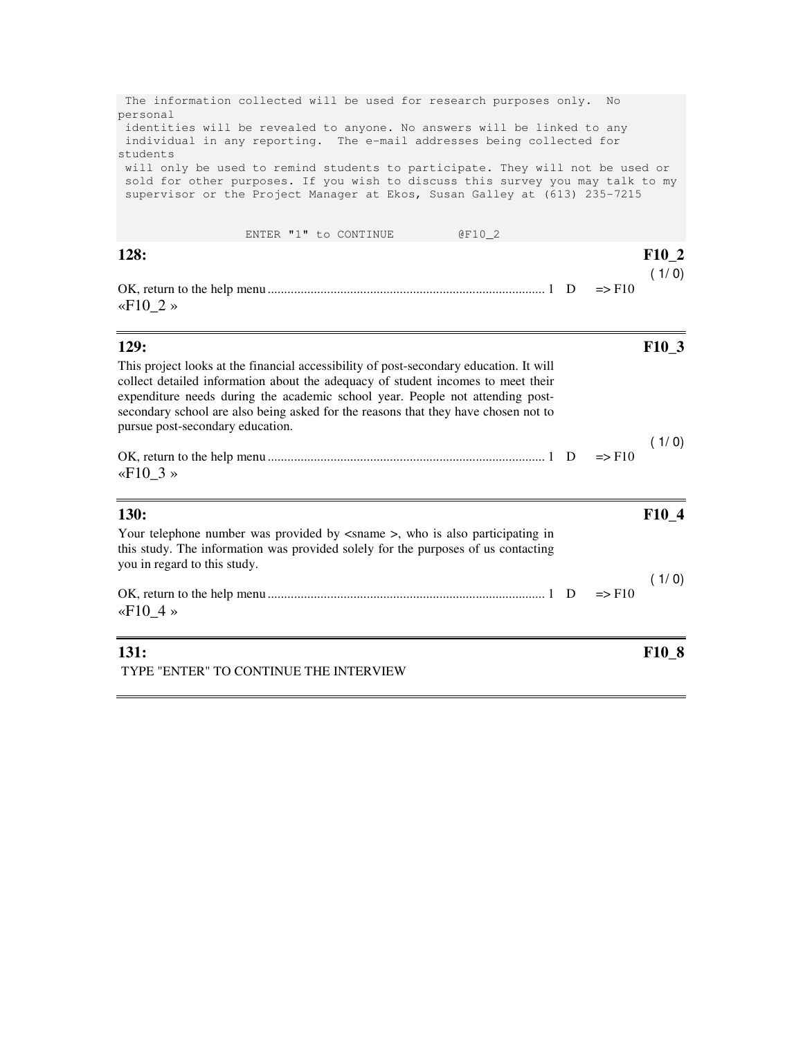```
 The information collected will be used for research purposes only.  No
personal
 identities will be revealed to anyone. No answers will be linked to any
 individual in any reporting.  The e-mail addresses being collected for
students
 will only be used to remind students to participate. They will not be used or
 sold for other purposes. If you wish to discuss this survey you may talk to my
 supervisor or the Project Manager at Ekos, Susan Galley at (613) 235-7215


                ENTER "1" to CONTINUE         @F10_2
```

**128:** **F10_2**

( 1/ 0)

OK, return to the help menu ................................................................................... 1 D => F10
«F10_2 »

---

**129:** **F10_3**

This project looks at the financial accessibility of post-secondary education. It will collect detailed information about the adequacy of student incomes to meet their expenditure needs during the academic school year. People not attending post-secondary school are also being asked for the reasons that they have chosen not to pursue post-secondary education.

( 1/ 0)

OK, return to the help menu ................................................................................... 1 D => F10
«F10_3 »

---

**130:** **F10_4**

Your telephone number was provided by <sname >, who is also participating in this study. The information was provided solely for the purposes of us contacting you in regard to this study.

( 1/ 0)

OK, return to the help menu ................................................................................... 1 D => F10
«F10_4 »

---

**131:** **F10_8**

TYPE "ENTER" TO CONTINUE THE INTERVIEW

---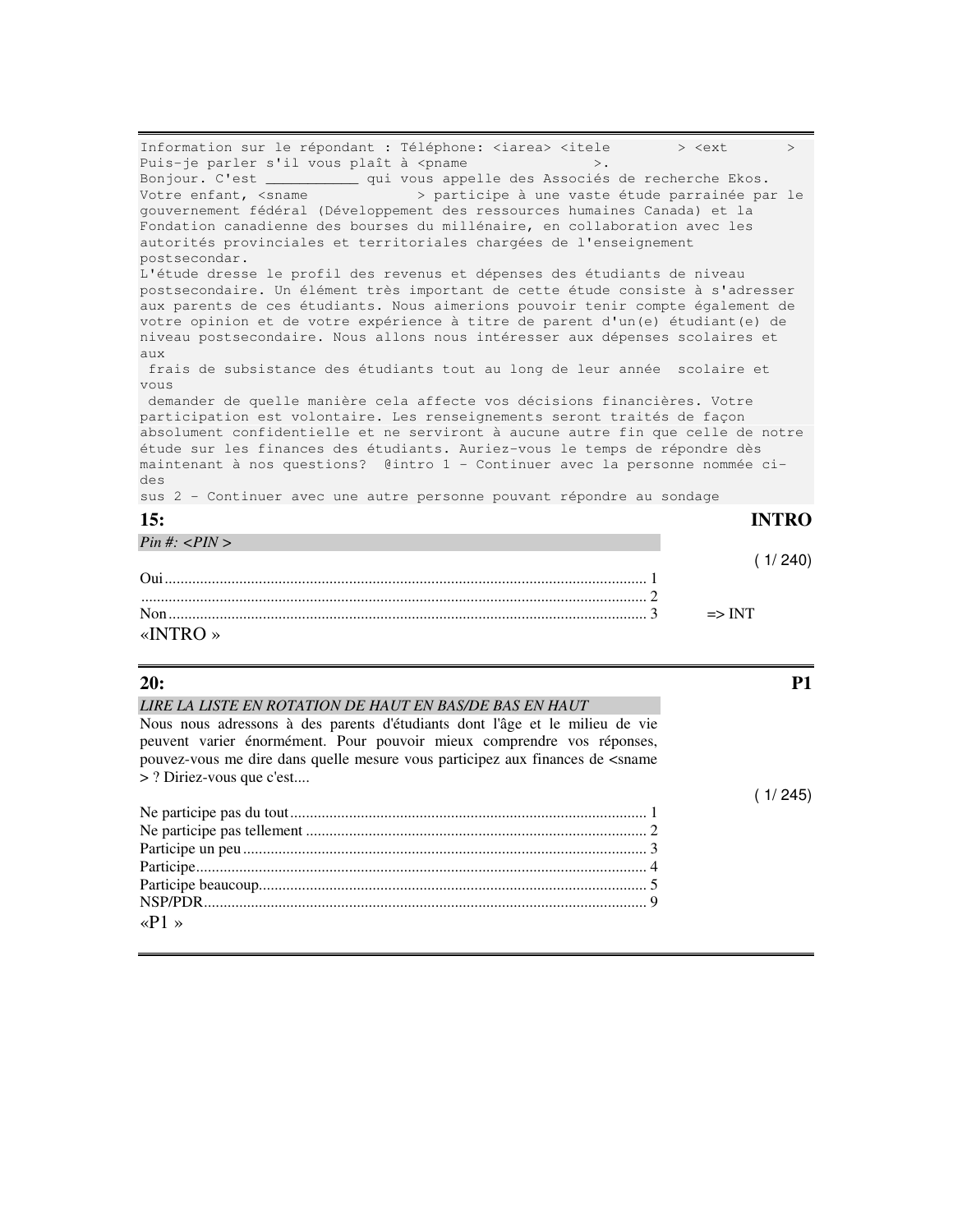```
Information sur le répondant : Téléphone: <iarea> <itele        > <ext       >
Puis-je parler s'il vous plaît à <pname              >.
Bonjour. C'est ___________ qui vous appelle des Associés de recherche Ekos.
Votre enfant, <sname             > participe à une vaste étude parrainée par le
gouvernement fédéral (Développement des ressources humaines Canada) et la
Fondation canadienne des bourses du millénaire, en collaboration avec les
autorités provinciales et territoriales chargées de l'enseignement
postsecondar.
L'étude dresse le profil des revenus et dépenses des étudiants de niveau
postsecondaire. Un élément très important de cette étude consiste à s'adresser
aux parents de ces étudiants. Nous aimerions pouvoir tenir compte également de
votre opinion et de votre expérience à titre de parent d'un(e) étudiant(e) de
niveau postsecondaire. Nous allons nous intéresser aux dépenses scolaires et
aux
 frais de subsistance des étudiants tout au long de leur année  scolaire et
vous
 demander de quelle manière cela affecte vos décisions financières. Votre
participation est volontaire. Les renseignements seront traités de façon
absolument confidentielle et ne serviront à aucune autre fin que celle de notre
étude sur les finances des étudiants. Auriez-vous le temps de répondre dès
maintenant à nos questions?  @intro 1 - Continuer avec la personne nommée ci-
des
sus 2 - Continuer avec une autre personne pouvant répondre au sondage
```

**15:** **INTRO**

*Pin #: <PIN >*

( 1/ 240)

| | | |
|---|---|---|
| Oui | 1 | |
| | 2 | |
| Non | 3 | => INT |

«INTRO »

**20:** **P1**

*LIRE LA LISTE EN ROTATION DE HAUT EN BAS/DE BAS EN HAUT*

Nous nous adressons à des parents d'étudiants dont l'âge et le milieu de vie peuvent varier énormément. Pour pouvoir mieux comprendre vos réponses, pouvez-vous me dire dans quelle mesure vous participez aux finances de <sname > ? Diriez-vous que c'est....

( 1/ 245)

| | |
|---|---|
| Ne participe pas du tout | 1 |
| Ne participe pas tellement | 2 |
| Participe un peu | 3 |
| Participe | 4 |
| Participe beaucoup | 5 |
| NSP/PDR | 9 |

«P1 »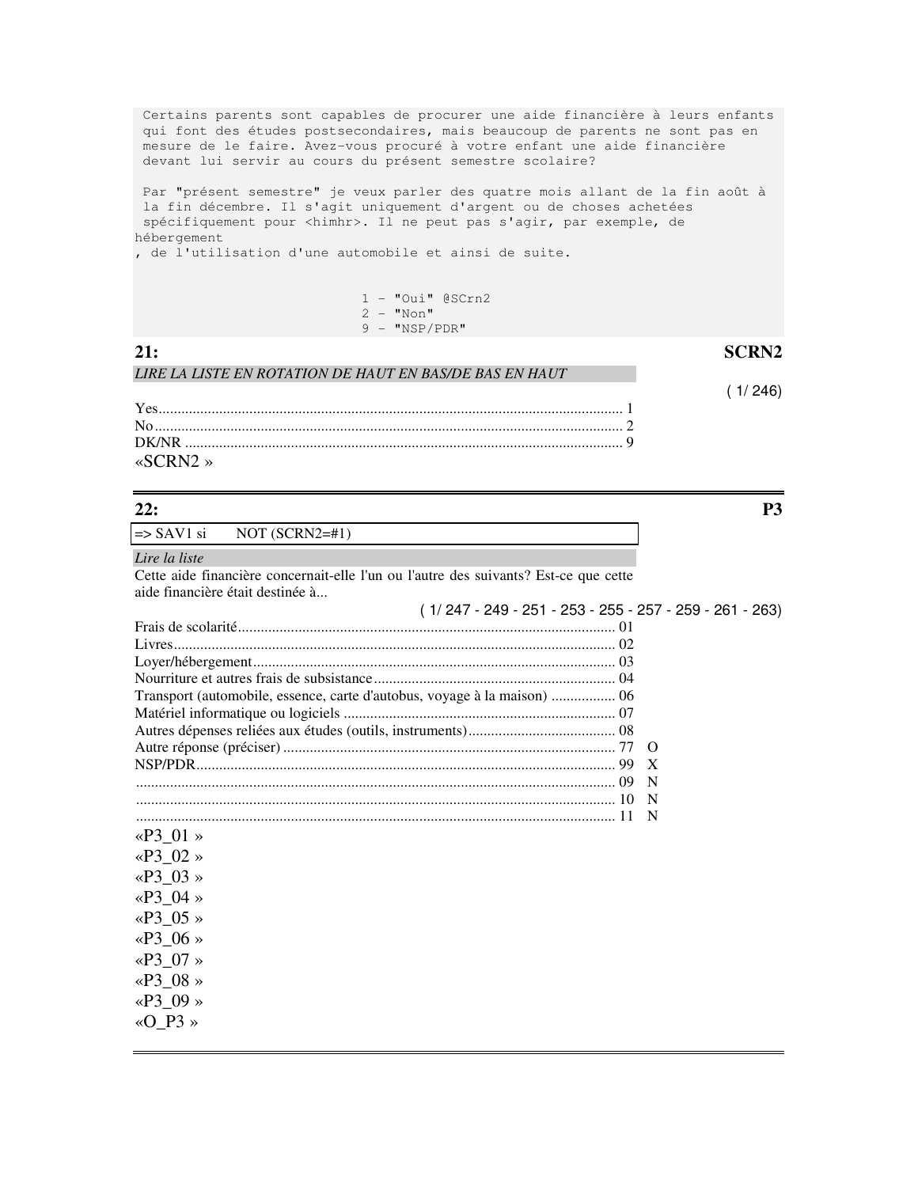```
Certains parents sont capables de procurer une aide financière à leurs enfants
qui font des études postsecondaires, mais beaucoup de parents ne sont pas en
mesure de le faire. Avez-vous procuré à votre enfant une aide financière
devant lui servir au cours du présent semestre scolaire?

Par "présent semestre" je veux parler des quatre mois allant de la fin août à
la fin décembre. Il s'agit uniquement d'argent ou de choses achetées
spécifiquement pour <himhr>. Il ne peut pas s'agir, par exemple, de
hébergement
, de l'utilisation d'une automobile et ainsi de suite.


                        1 - "Oui" @SCrn2
                        2 - "Non"
                        9 - "NSP/PDR"
```

## 21: SCRN2

*LIRE LA LISTE EN ROTATION DE HAUT EN BAS/DE BAS EN HAUT*

( 1/ 246)

Yes.......................................................................................................... 1
No........................................................................................................... 2
DK/NR ................................................................................................... 9

«SCRN2 »

---

## 22: P3

=> SAV1 si NOT (SCRN2=#1)

*Lire la liste*

Cette aide financière concernait-elle l'un ou l'autre des suivants? Est-ce que cette aide financière était destinée à...

( 1/ 247 - 249 - 251 - 253 - 255 - 257 - 259 - 261 - 263)

Frais de scolarité.................................................................................... 01
Livres..................................................................................................... 02
Loyer/hébergement................................................................................. 03
Nourriture et autres frais de subsistance................................................ 04
Transport (automobile, essence, carte d'autobus, voyage à la maison) ................. 06
Matériel informatique ou logiciels ........................................................ 07
Autres dépenses reliées aux études (outils, instruments)....................... 08
Autre réponse (préciser) ........................................................................ 77 O
NSP/PDR................................................................................................ 99 X
.............................................................................................................. 09 N
.............................................................................................................. 10 N
.............................................................................................................. 11 N

«P3_01 »
«P3_02 »
«P3_03 »
«P3_04 »
«P3_05 »
«P3_06 »
«P3_07 »
«P3_08 »
«P3_09 »
«O_P3 »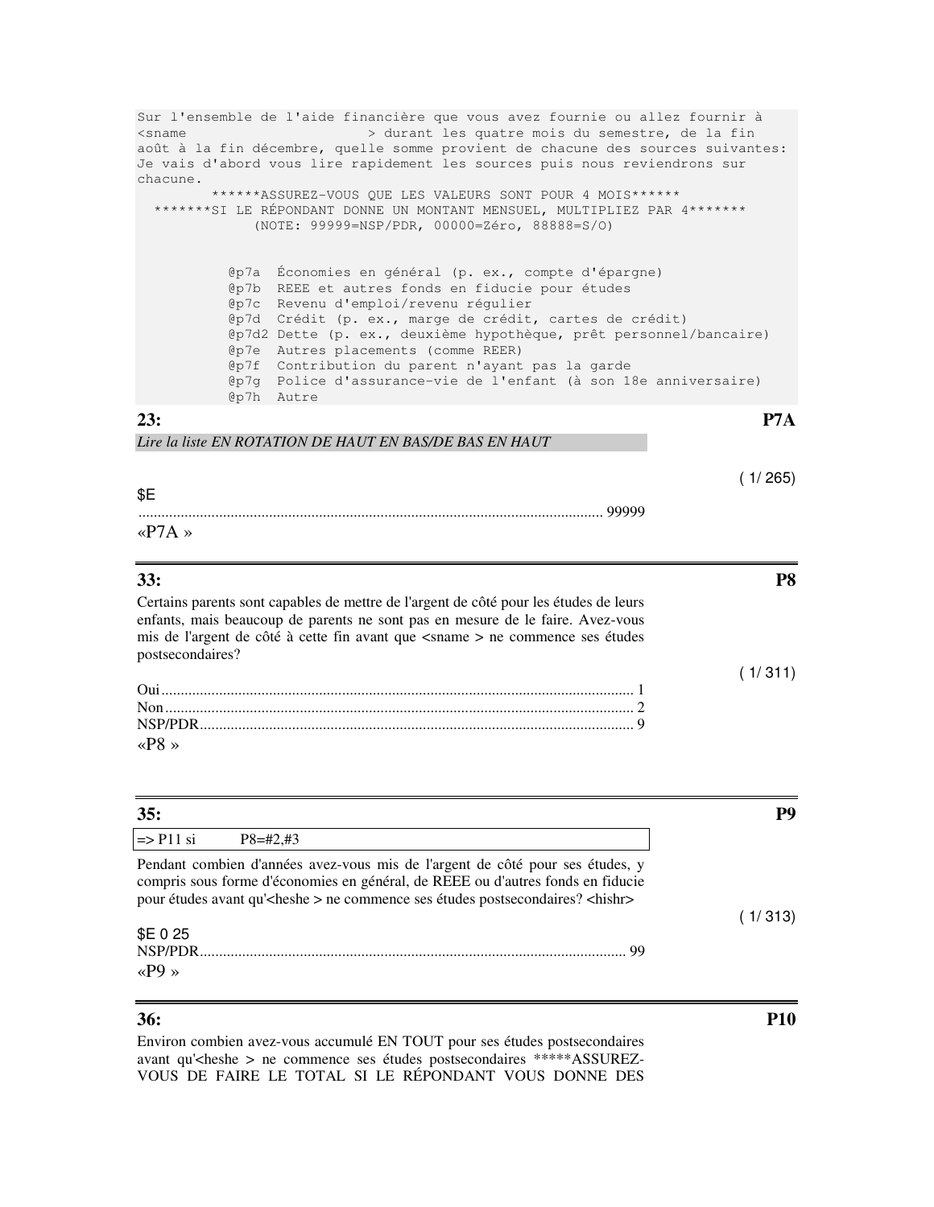```
Sur l'ensemble de l'aide financière que vous avez fournie ou allez fournir à
<sname                       > durant les quatre mois du semestre, de la fin
août à la fin décembre, quelle somme provient de chacune des sources suivantes:
Je vais d'abord vous lire rapidement les sources puis nous reviendrons sur
chacune.
         ******ASSUREZ-VOUS QUE LES VALEURS SONT POUR 4 MOIS******
  *******SI LE RÉPONDANT DONNE UN MONTANT MENSUEL, MULTIPLIEZ PAR 4*******
              (NOTE: 99999=NSP/PDR, 00000=Zéro, 88888=S/O)


           @p7a  Économies en général (p. ex., compte d'épargne)
           @p7b  REEE et autres fonds en fiducie pour études
           @p7c  Revenu d'emploi/revenu régulier
           @p7d  Crédit (p. ex., marge de crédit, cartes de crédit)
           @p7d2 Dette (p. ex., deuxième hypothèque, prêt personnel/bancaire)
           @p7e  Autres placements (comme REER)
           @p7f  Contribution du parent n'ayant pas la garde
           @p7g  Police d'assurance-vie de l'enfant (à son 18e anniversaire)
           @p7h  Autre
```

**23:** **P7A**

*Lire la liste EN ROTATION DE HAUT EN BAS/DE BAS EN HAUT*

( 1/ 265)

$E

........................................................................................................................ 99999

«P7A »

---

**33:** **P8**

Certains parents sont capables de mettre de l'argent de côté pour les études de leurs enfants, mais beaucoup de parents ne sont pas en mesure de le faire. Avez-vous mis de l'argent de côté à cette fin avant que <sname > ne commence ses études postsecondaires?

( 1/ 311)

Oui.......................................................................................................... 1
Non......................................................................................................... 2
NSP/PDR................................................................................................ 9

«P8 »

---

**35:** **P9**

=> P11 si P8=#2,#3

Pendant combien d'années avez-vous mis de l'argent de côté pour ses études, y compris sous forme d'économies en général, de REEE ou d'autres fonds en fiducie pour études avant qu'<heshe > ne commence ses études postsecondaires? <hishr>

( 1/ 313)

$E 0 25
NSP/PDR.............................................................................................. 99

«P9 »

---

**36:** **P10**

Environ combien avez-vous accumulé EN TOUT pour ses études postsecondaires avant qu'<heshe > ne commence ses études postsecondaires *****ASSUREZ-VOUS DE FAIRE LE TOTAL SI LE RÉPONDANT VOUS DONNE DES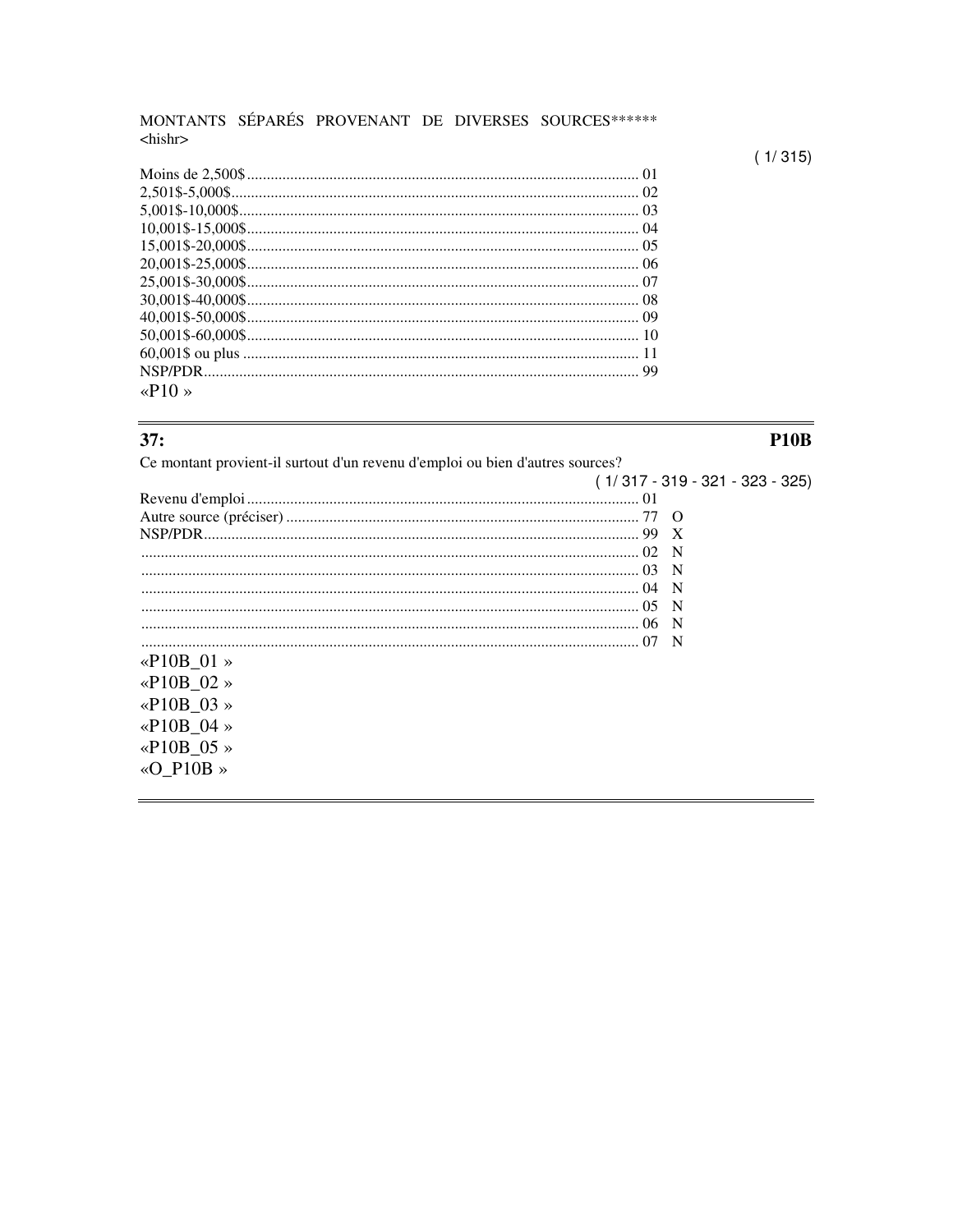MONTANTS SÉPARÉS PROVENANT DE DIVERSES SOURCES******
<hishr>

( 1/ 315)

| | |
|---|---|
| Moins de 2,500$ | 01 |
| 2,501$-5,000$ | 02 |
| 5,001$-10,000$ | 03 |
| 10,001$-15,000$ | 04 |
| 15,001$-20,000$ | 05 |
| 20,001$-25,000$ | 06 |
| 25,001$-30,000$ | 07 |
| 30,001$-40,000$ | 08 |
| 40,001$-50,000$ | 09 |
| 50,001$-60,000$ | 10 |
| 60,001$ ou plus | 11 |
| NSP/PDR | 99 |

«P10 »

---

## 37: P10B

Ce montant provient-il surtout d'un revenu d'emploi ou bien d'autres sources?

( 1/ 317 - 319 - 321 - 323 - 325)

| | | |
|---|---|---|
| Revenu d'emploi | 01 | |
| Autre source (préciser) | 77 | O |
| NSP/PDR | 99 | X |
| | 02 | N |
| | 03 | N |
| | 04 | N |
| | 05 | N |
| | 06 | N |
| | 07 | N |

«P10B_01 »
«P10B_02 »
«P10B_03 »
«P10B_04 »
«P10B_05 »
«O_P10B »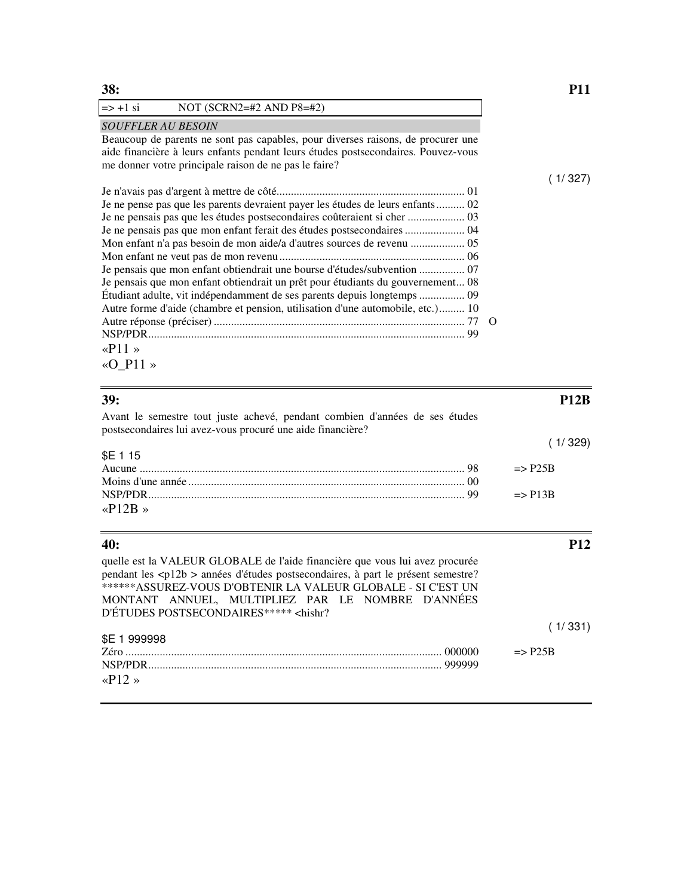**38:** **P11**

| => +1 si | NOT (SCRN2=#2 AND P8=#2) |
|---|---|

*SOUFFLER AU BESOIN*

Beaucoup de parents ne sont pas capables, pour diverses raisons, de procurer une aide financière à leurs enfants pendant leurs études postsecondaires. Pouvez-vous me donner votre principale raison de ne pas le faire?

( 1/ 327)

Je n'avais pas d'argent à mettre de côté................................................................ 01
Je ne pense pas que les parents devraient payer les études de leurs enfants.......... 02
Je ne pensais pas que les études postsecondaires coûteraient si cher .................... 03
Je ne pensais pas que mon enfant ferait des études postsecondaires ..................... 04
Mon enfant n'a pas besoin de mon aide/a d'autres sources de revenu ................... 05
Mon enfant ne veut pas de mon revenu................................................................ 06
Je pensais que mon enfant obtiendrait une bourse d'études/subvention ................ 07
Je pensais que mon enfant obtiendrait un prêt pour étudiants du gouvernement... 08
Étudiant adulte, vit indépendamment de ses parents depuis longtemps ................ 09
Autre forme d'aide (chambre et pension, utilisation d'une automobile, etc.)......... 10
Autre réponse (préciser) ....................................................................................... 77 O
NSP/PDR............................................................................................................. 99

«P11 »
«O_P11 »

---

**39:** **P12B**

Avant le semestre tout juste achevé, pendant combien d'années de ses études postsecondaires lui avez-vous procuré une aide financière?

( 1/ 329)

$E 1 15

Aucune ................................................................................................................ 98 => P25B
Moins d'une année ............................................................................................... 00
NSP/PDR............................................................................................................. 99 => P13B

«P12B »

---

**40:** **P12**

quelle est la VALEUR GLOBALE de l'aide financière que vous lui avez procurée pendant les <p12b > années d'études postsecondaires, à part le présent semestre? ******ASSUREZ-VOUS D'OBTENIR LA VALEUR GLOBALE - SI C'EST UN MONTANT ANNUEL, MULTIPLIEZ PAR LE NOMBRE D'ANNÉES D'ÉTUDES POSTSECONDAIRES***** <hishr?

( 1/ 331)

$E 1 999998

Zéro ............................................................................................................ 000000 => P25B
NSP/PDR..................................................................................................... 999999

«P12 »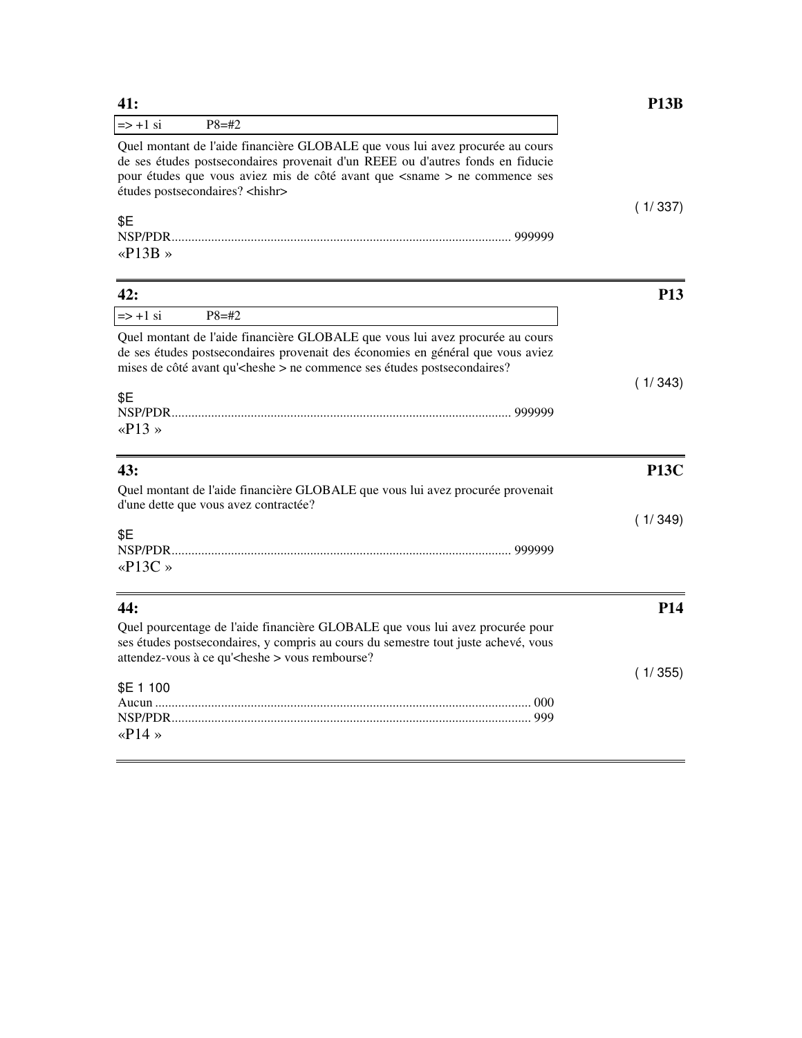**41:** **P13B**

=> +1 si    P8=#2

Quel montant de l'aide financière GLOBALE que vous lui avez procurée au cours de ses études postsecondaires provenait d'un REEE ou d'autres fonds en fiducie pour études que vous aviez mis de côté avant que <sname > ne commence ses études postsecondaires? <hishr>

( 1/ 337)

$E

NSP/PDR........................................................................................................ 999999

«P13B »

---

**42:** **P13**

=> +1 si    P8=#2

Quel montant de l'aide financière GLOBALE que vous lui avez procurée au cours de ses études postsecondaires provenait des économies en général que vous aviez mises de côté avant qu'<heshe > ne commence ses études postsecondaires?

( 1/ 343)

$E

NSP/PDR........................................................................................................ 999999

«P13 »

---

**43:** **P13C**

Quel montant de l'aide financière GLOBALE que vous lui avez procurée provenait d'une dette que vous avez contractée?

( 1/ 349)

$E

NSP/PDR........................................................................................................ 999999

«P13C »

---

**44:** **P14**

Quel pourcentage de l'aide financière GLOBALE que vous lui avez procurée pour ses études postsecondaires, y compris au cours du semestre tout juste achevé, vous attendez-vous à ce qu'<heshe > vous rembourse?

( 1/ 355)

$E 1 100

Aucun ............................................................................................................. 000

NSP/PDR........................................................................................................ 999

«P14 »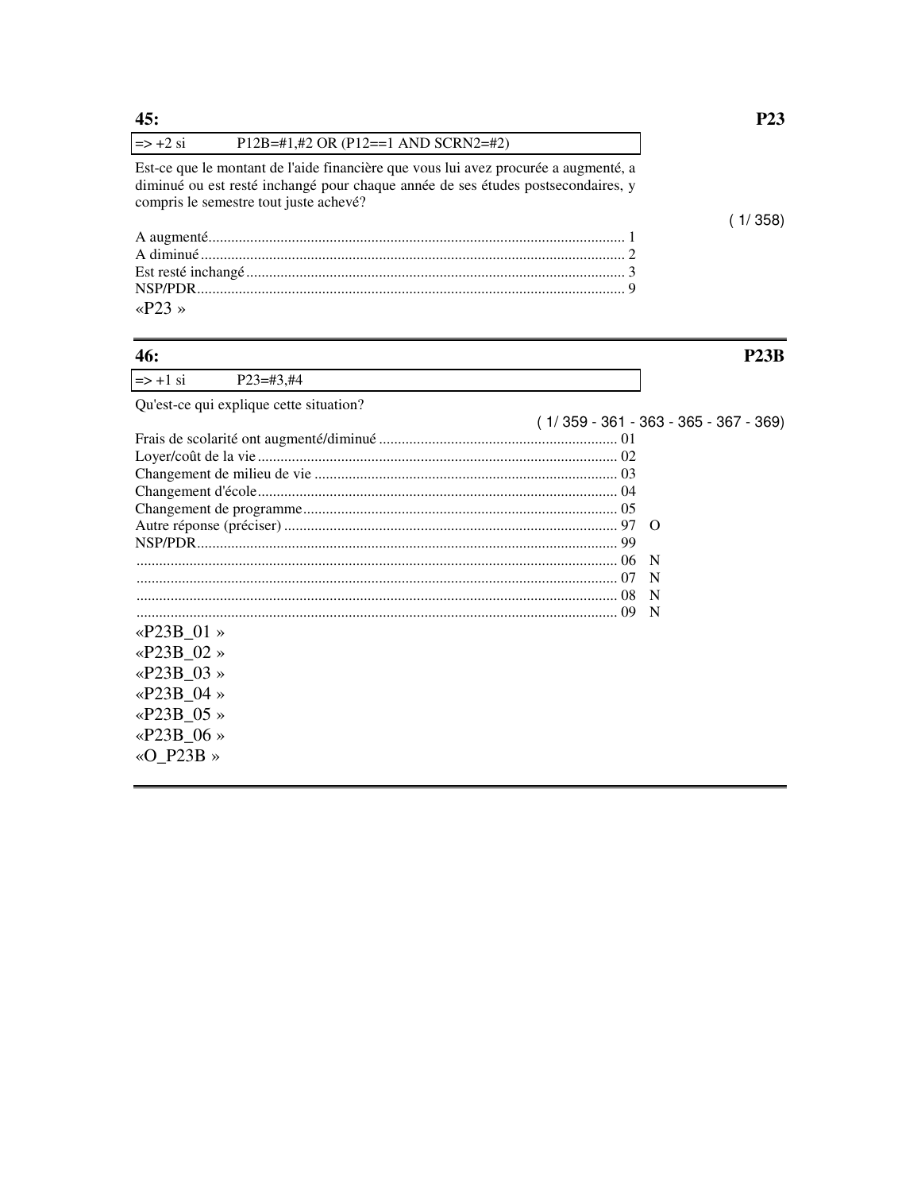**45:** **P23**

| => +2 si | P12B=#1,#2 OR (P12==1 AND SCRN2=#2) |
|---|---|

Est-ce que le montant de l'aide financière que vous lui avez procurée a augmenté, a diminué ou est resté inchangé pour chaque année de ses études postsecondaires, y compris le semestre tout juste achevé?

( 1/ 358)

A augmenté............................................................................................................ 1
A diminué.............................................................................................................. 2
Est resté inchangé................................................................................................. 3
NSP/PDR............................................................................................................... 9

«P23 »

---

**46:** **P23B**

| => +1 si | P23=#3,#4 |
|---|---|

Qu'est-ce qui explique cette situation?

( 1/ 359 - 361 - 363 - 365 - 367 - 369)

Frais de scolarité ont augmenté/diminué .............................................................. 01
Loyer/coût de la vie ............................................................................................. 02
Changement de milieu de vie ............................................................................... 03
Changement d'école.............................................................................................. 04
Changement de programme.................................................................................. 05
Autre réponse (préciser) ....................................................................................... 97 O
NSP/PDR.............................................................................................................. 99
............................................................................................................................. 06 N
............................................................................................................................. 07 N
............................................................................................................................. 08 N
............................................................................................................................. 09 N

«P23B_01 »
«P23B_02 »
«P23B_03 »
«P23B_04 »
«P23B_05 »
«P23B_06 »
«O_P23B »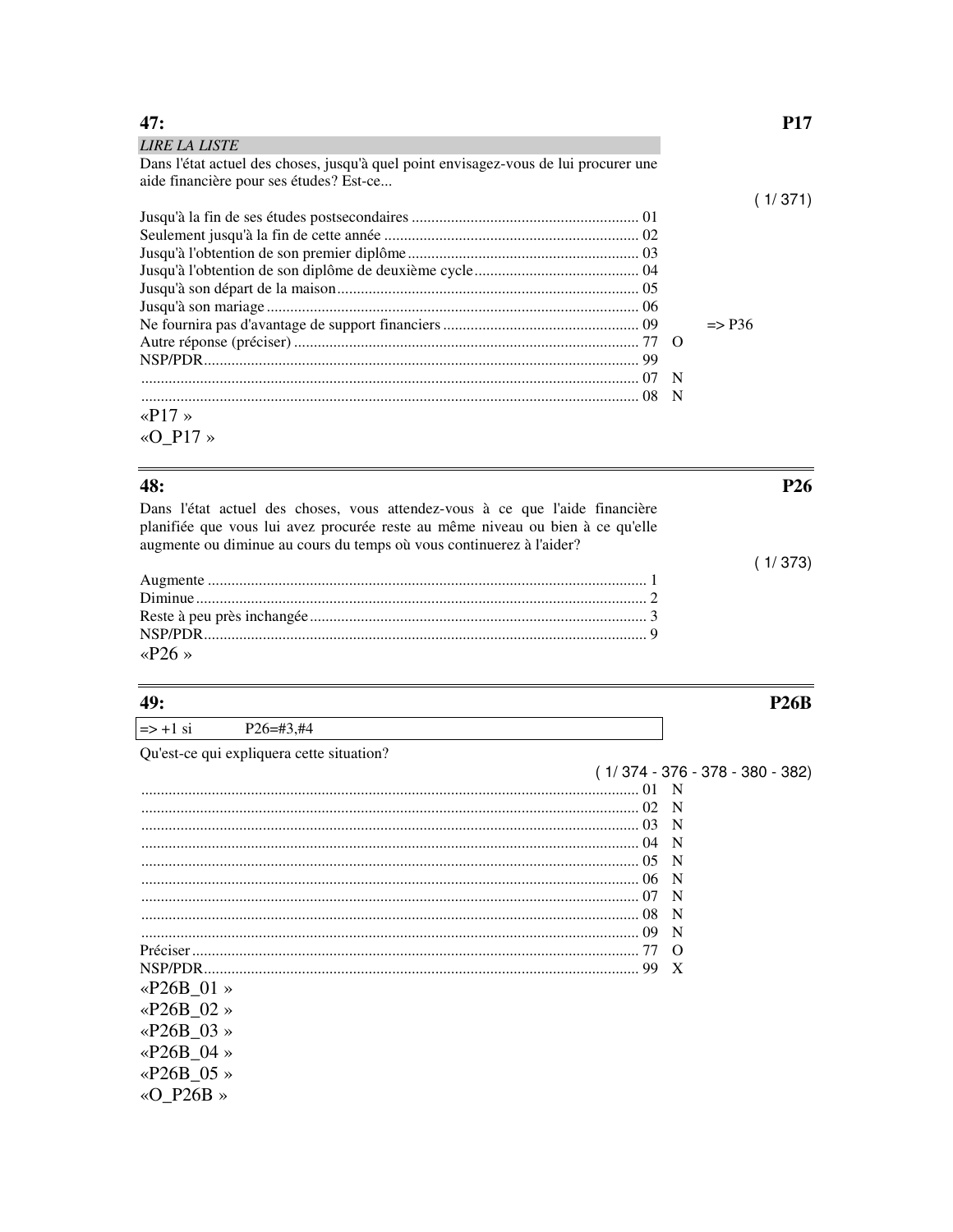## 47: P17

*LIRE LA LISTE*

Dans l'état actuel des choses, jusqu'à quel point envisagez-vous de lui procurer une aide financière pour ses études? Est-ce...

( 1/ 371)

| | | | |
|---|---|---|---|
| Jusqu'à la fin de ses études postsecondaires | 01 | | |
| Seulement jusqu'à la fin de cette année | 02 | | |
| Jusqu'à l'obtention de son premier diplôme | 03 | | |
| Jusqu'à l'obtention de son diplôme de deuxième cycle | 04 | | |
| Jusqu'à son départ de la maison | 05 | | |
| Jusqu'à son mariage | 06 | | |
| Ne fournira pas d'avantage de support financiers | 09 | | => P36 |
| Autre réponse (préciser) | 77 | O | |
| NSP/PDR | 99 | | |
| ... | 07 | N | |
| ... | 08 | N | |

«P17 »

«O_P17 »

## 48: P26

Dans l'état actuel des choses, vous attendez-vous à ce que l'aide financière planifiée que vous lui avez procurée reste au même niveau ou bien à ce qu'elle augmente ou diminue au cours du temps où vous continuerez à l'aider?

( 1/ 373)

| | |
|---|---|
| Augmente | 1 |
| Diminue | 2 |
| Reste à peu près inchangée | 3 |
| NSP/PDR | 9 |

«P26 »

## 49: P26B

=> +1 si P26=#3,#4

Qu'est-ce qui expliquera cette situation?

( 1/ 374 - 376 - 378 - 380 - 382)

| | | |
|---|---|---|
| ... | 01 | N |
| ... | 02 | N |
| ... | 03 | N |
| ... | 04 | N |
| ... | 05 | N |
| ... | 06 | N |
| ... | 07 | N |
| ... | 08 | N |
| ... | 09 | N |
| Préciser | 77 | O |
| NSP/PDR | 99 | X |

«P26B_01 »

«P26B_02 »

«P26B_03 »

«P26B_04 »

«P26B_05 »

«O_P26B »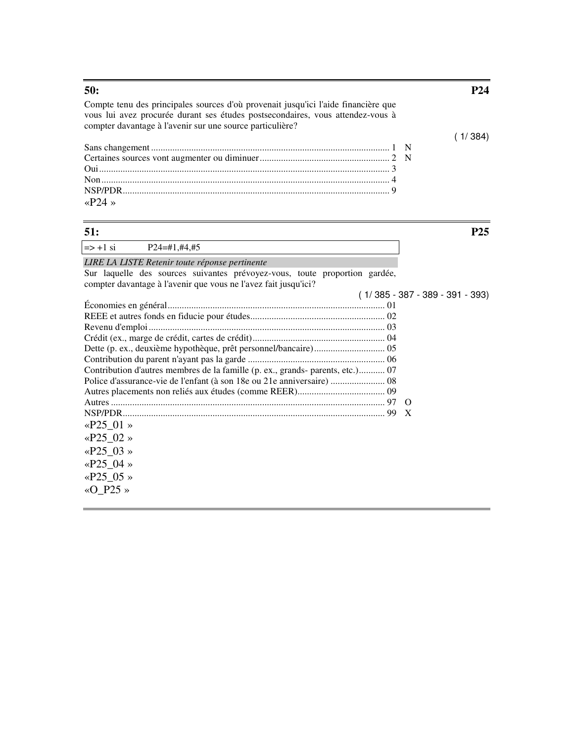## 50: P24

Compte tenu des principales sources d'où provenait jusqu'ici l'aide financière que vous lui avez procurée durant ses études postsecondaires, vous attendez-vous à compter davantage à l'avenir sur une source particulière?

( 1/ 384)

| | | |
|---|---|---|
| Sans changement | 1 | N |
| Certaines sources vont augmenter ou diminuer | 2 | N |
| Oui | 3 | |
| Non | 4 | |
| NSP/PDR | 9 | |

«P24 »

## 51: P25

=> +1 si P24=#1,#4,#5

*LIRE LA LISTE Retenir toute réponse pertinente*

Sur laquelle des sources suivantes prévoyez-vous, toute proportion gardée, compter davantage à l'avenir que vous ne l'avez fait jusqu'ici?

( 1/ 385 - 387 - 389 - 391 - 393)

| | | |
|---|---|---|
| Économies en général | 01 | |
| REEE et autres fonds en fiducie pour études | 02 | |
| Revenu d'emploi | 03 | |
| Crédit (ex., marge de crédit, cartes de crédit) | 04 | |
| Dette (p. ex., deuxième hypothèque, prêt personnel/bancaire) | 05 | |
| Contribution du parent n'ayant pas la garde | 06 | |
| Contribution d'autres membres de la famille (p. ex., grands- parents, etc.) | 07 | |
| Police d'assurance-vie de l'enfant (à son 18e ou 21e anniversaire) | 08 | |
| Autres placements non reliés aux études (comme REER) | 09 | |
| Autres | 97 | O |
| NSP/PDR | 99 | X |

«P25_01 »
«P25_02 »
«P25_03 »
«P25_04 »
«P25_05 »
«O_P25 »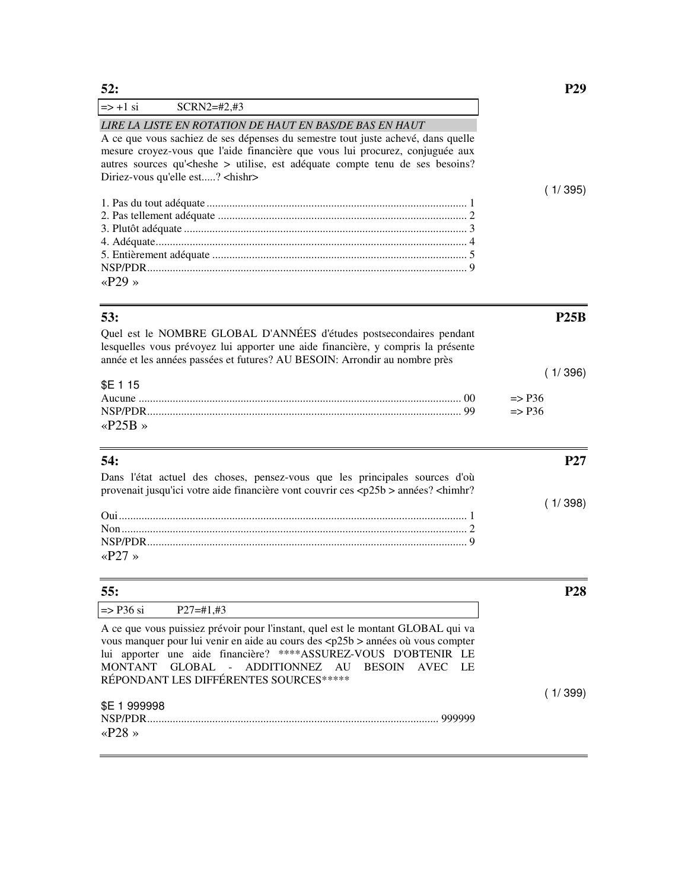**52:** **P29**

=> +1 si SCRN2=#2,#3

*LIRE LA LISTE EN ROTATION DE HAUT EN BAS/DE BAS EN HAUT*

A ce que vous sachiez de ses dépenses du semestre tout juste achevé, dans quelle mesure croyez-vous que l'aide financière que vous lui procurez, conjuguée aux autres sources qu'<heshe > utilise, est adéquate compte tenu de ses besoins? Diriez-vous qu'elle est.....? <hishr>

( 1/ 395)

1. Pas du tout adéquate ............................................................................................ 1
2. Pas tellement adéquate ......................................................................................... 2
3. Plutôt adéquate .................................................................................................... 3
4. Adéquate ............................................................................................................. 4
5. Entièrement adéquate ........................................................................................... 5

NSP/PDR ................................................................................................................. 9

«P29 »

---

**53:** **P25B**

Quel est le NOMBRE GLOBAL D'ANNÉES d'études postsecondaires pendant lesquelles vous prévoyez lui apporter une aide financière, y compris la présente année et les années passées et futures? AU BESOIN: Arrondir au nombre près

( 1/ 396)

$E 1 15

Aucune ................................................................................................................ 00 => P36

NSP/PDR ............................................................................................................. 99 => P36

«P25B »

---

**54:** **P27**

Dans l'état actuel des choses, pensez-vous que les principales sources d'où provenait jusqu'ici votre aide financière vont couvrir ces <p25b > années? <himhr?

( 1/ 398)

Oui ......................................................................................................................... 1

Non ........................................................................................................................ 2

NSP/PDR ................................................................................................................ 9

«P27 »

---

**55:** **P28**

=> P36 si P27=#1,#3

A ce que vous puissiez prévoir pour l'instant, quel est le montant GLOBAL qui va vous manquer pour lui venir en aide au cours des <p25b > années où vous compter lui apporter une aide financière? ****ASSUREZ-VOUS D'OBTENIR LE MONTANT GLOBAL - ADDITIONNEZ AU BESOIN AVEC LE RÉPONDANT LES DIFFÉRENTES SOURCES*****

( 1/ 399)

$E 1 999998

NSP/PDR ...................................................................................................... 999999

«P28 »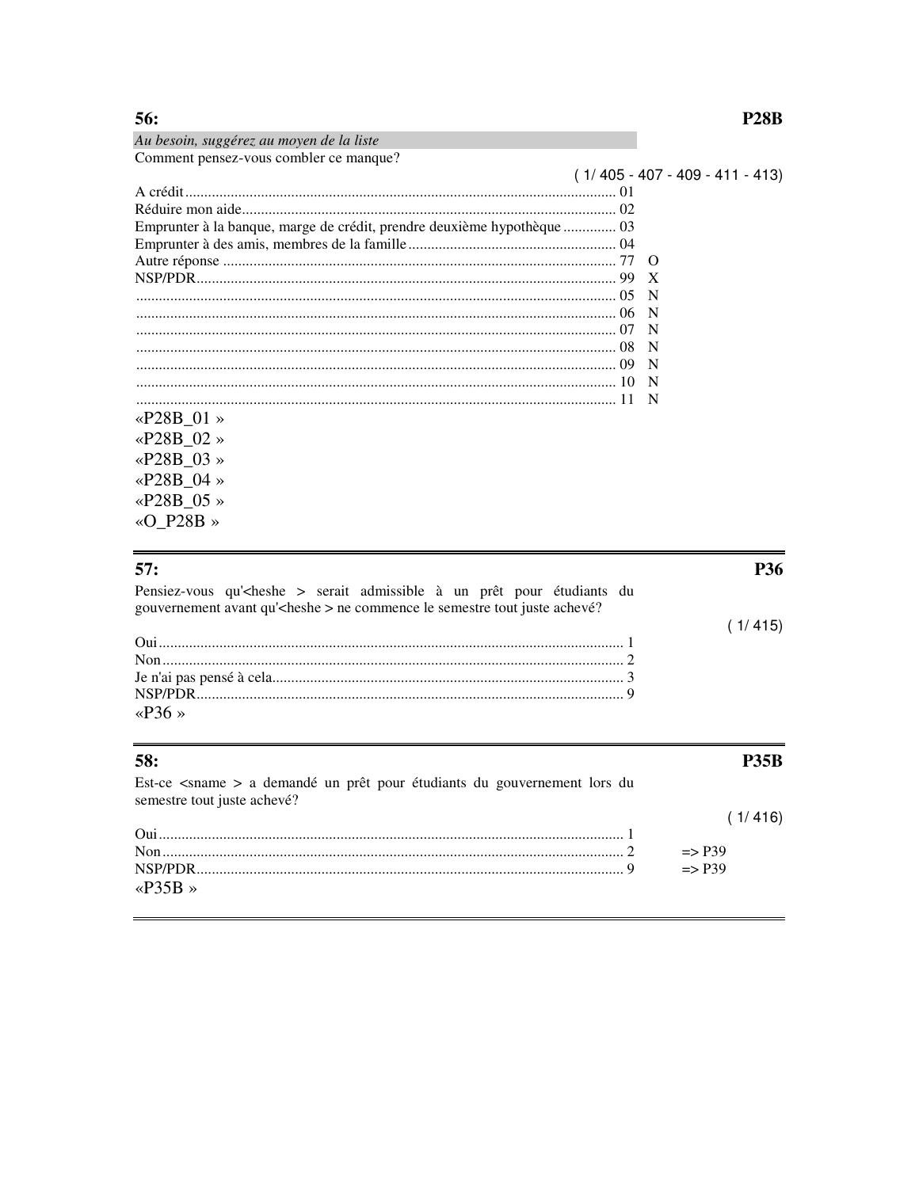## 56: P28B

*Au besoin, suggérez au moyen de la liste*

Comment pensez-vous combler ce manque?

( 1/ 405 - 407 - 409 - 411 - 413)

| | | |
|---|---|---|
| A crédit | 01 | |
| Réduire mon aide | 02 | |
| Emprunter à la banque, marge de crédit, prendre deuxième hypothèque | 03 | |
| Emprunter à des amis, membres de la famille | 04 | |
| Autre réponse | 77 | O |
| NSP/PDR | 99 | X |
| | 05 | N |
| | 06 | N |
| | 07 | N |
| | 08 | N |
| | 09 | N |
| | 10 | N |
| | 11 | N |

«P28B_01 »
«P28B_02 »
«P28B_03 »
«P28B_04 »
«P28B_05 »
«O_P28B »

---

## 57: P36

Pensiez-vous qu'<heshe > serait admissible à un prêt pour étudiants du gouvernement avant qu'<heshe > ne commence le semestre tout juste achevé?

( 1/ 415)

| | |
|---|---|
| Oui | 1 |
| Non | 2 |
| Je n'ai pas pensé à cela | 3 |
| NSP/PDR | 9 |

«P36 »

---

## 58: P35B

Est-ce <sname > a demandé un prêt pour étudiants du gouvernement lors du semestre tout juste achevé?

( 1/ 416)

| | | |
|---|---|---|
| Oui | 1 | |
| Non | 2 | => P39 |
| NSP/PDR | 9 | => P39 |

«P35B »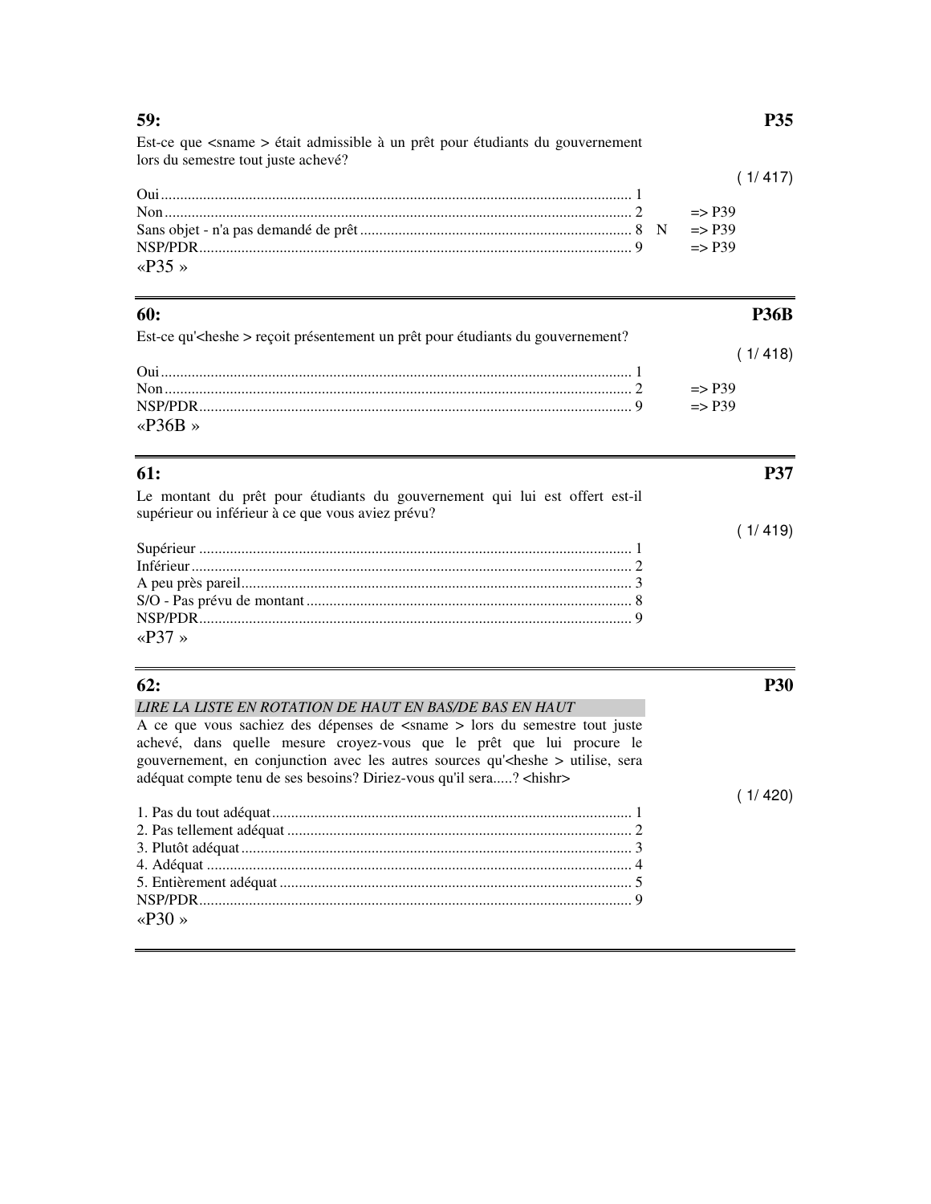## 59: P35

Est-ce que <sname > était admissible à un prêt pour étudiants du gouvernement lors du semestre tout juste achevé?

( 1/ 417)

| | | | |
|---|---|---|---|
| Oui | 1 | | |
| Non | 2 | | => P39 |
| Sans objet - n'a pas demandé de prêt | 8 | N | => P39 |
| NSP/PDR | 9 | | => P39 |

«P35 »

---

## 60: P36B

Est-ce qu'<heshe > reçoit présentement un prêt pour étudiants du gouvernement?

( 1/ 418)

| | | |
|---|---|---|
| Oui | 1 | |
| Non | 2 | => P39 |
| NSP/PDR | 9 | => P39 |

«P36B »

---

## 61: P37

Le montant du prêt pour étudiants du gouvernement qui lui est offert est-il supérieur ou inférieur à ce que vous aviez prévu?

( 1/ 419)

| | |
|---|---|
| Supérieur | 1 |
| Inférieur | 2 |
| A peu près pareil | 3 |
| S/O - Pas prévu de montant | 8 |
| NSP/PDR | 9 |

«P37 »

---

## 62: P30

*LIRE LA LISTE EN ROTATION DE HAUT EN BAS/DE BAS EN HAUT*

A ce que vous sachiez des dépenses de <sname > lors du semestre tout juste achevé, dans quelle mesure croyez-vous que le prêt que lui procure le gouvernement, en conjunction avec les autres sources qu'<heshe > utilise, sera adéquat compte tenu de ses besoins? Diriez-vous qu'il sera.....? <hishr>

( 1/ 420)

| | |
|---|---|
| 1. Pas du tout adéquat | 1 |
| 2. Pas tellement adéquat | 2 |
| 3. Plutôt adéquat | 3 |
| 4. Adéquat | 4 |
| 5. Entièrement adéquat | 5 |
| NSP/PDR | 9 |

«P30 »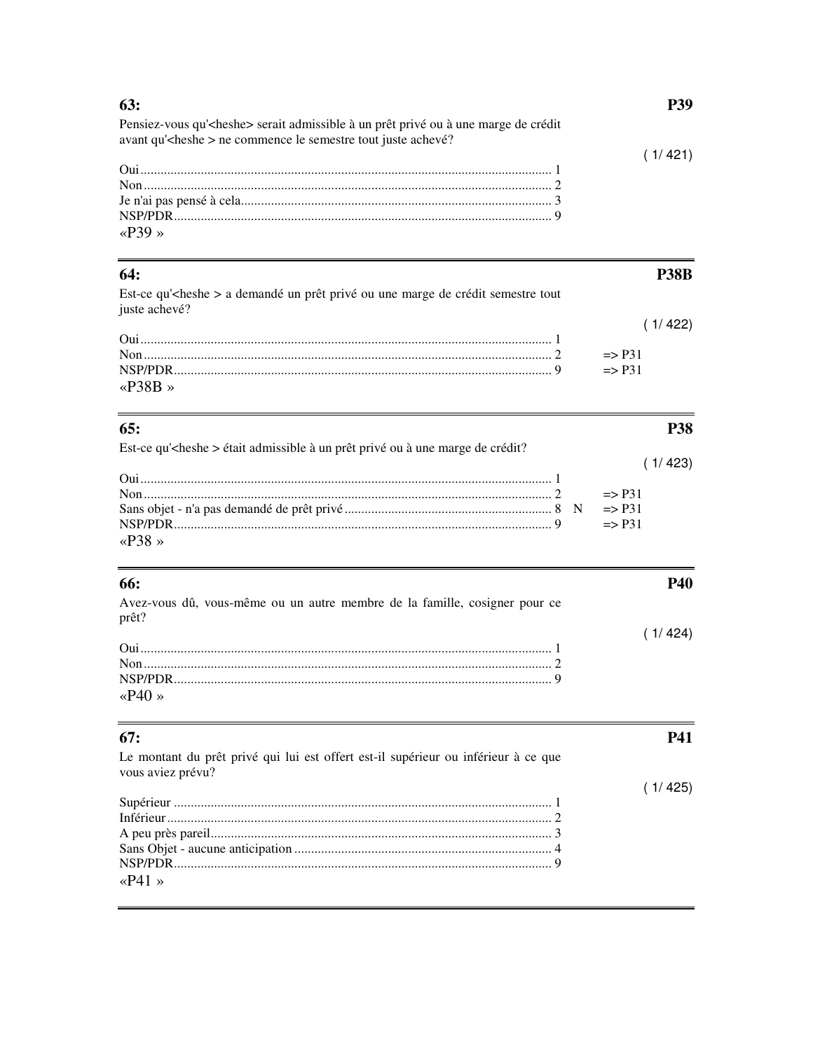**63:** **P39**

Pensiez-vous qu'<heshe> serait admissible à un prêt privé ou à une marge de crédit avant qu'<heshe > ne commence le semestre tout juste achevé?

( 1/ 421)

Oui........................................................................ 1
Non........................................................................ 2
Je n'ai pas pensé à cela........................................................ 3
NSP/PDR.................................................................. 9
«P39 »

---

**64:** **P38B**

Est-ce qu'<heshe > a demandé un prêt privé ou une marge de crédit semestre tout juste achevé?

( 1/ 422)

Oui........................................................................ 1
Non........................................................................ 2 => P31
NSP/PDR.................................................................. 9 => P31
«P38B »

---

**65:** **P38**

Est-ce qu'<heshe > était admissible à un prêt privé ou à une marge de crédit?

( 1/ 423)

Oui........................................................................ 1
Non........................................................................ 2 => P31
Sans objet - n'a pas demandé de prêt privé........................... 8 N => P31
NSP/PDR.................................................................. 9 => P31
«P38 »

---

**66:** **P40**

Avez-vous dû, vous-même ou un autre membre de la famille, cosigner pour ce prêt?

( 1/ 424)

Oui........................................................................ 1
Non........................................................................ 2
NSP/PDR.................................................................. 9
«P40 »

---

**67:** **P41**

Le montant du prêt privé qui lui est offert est-il supérieur ou inférieur à ce que vous aviez prévu?

( 1/ 425)

Supérieur ................................................................ 1
Inférieur.................................................................. 2
A peu près pareil....................................................... 3
Sans Objet - aucune anticipation ................................... 4
NSP/PDR.................................................................. 9
«P41 »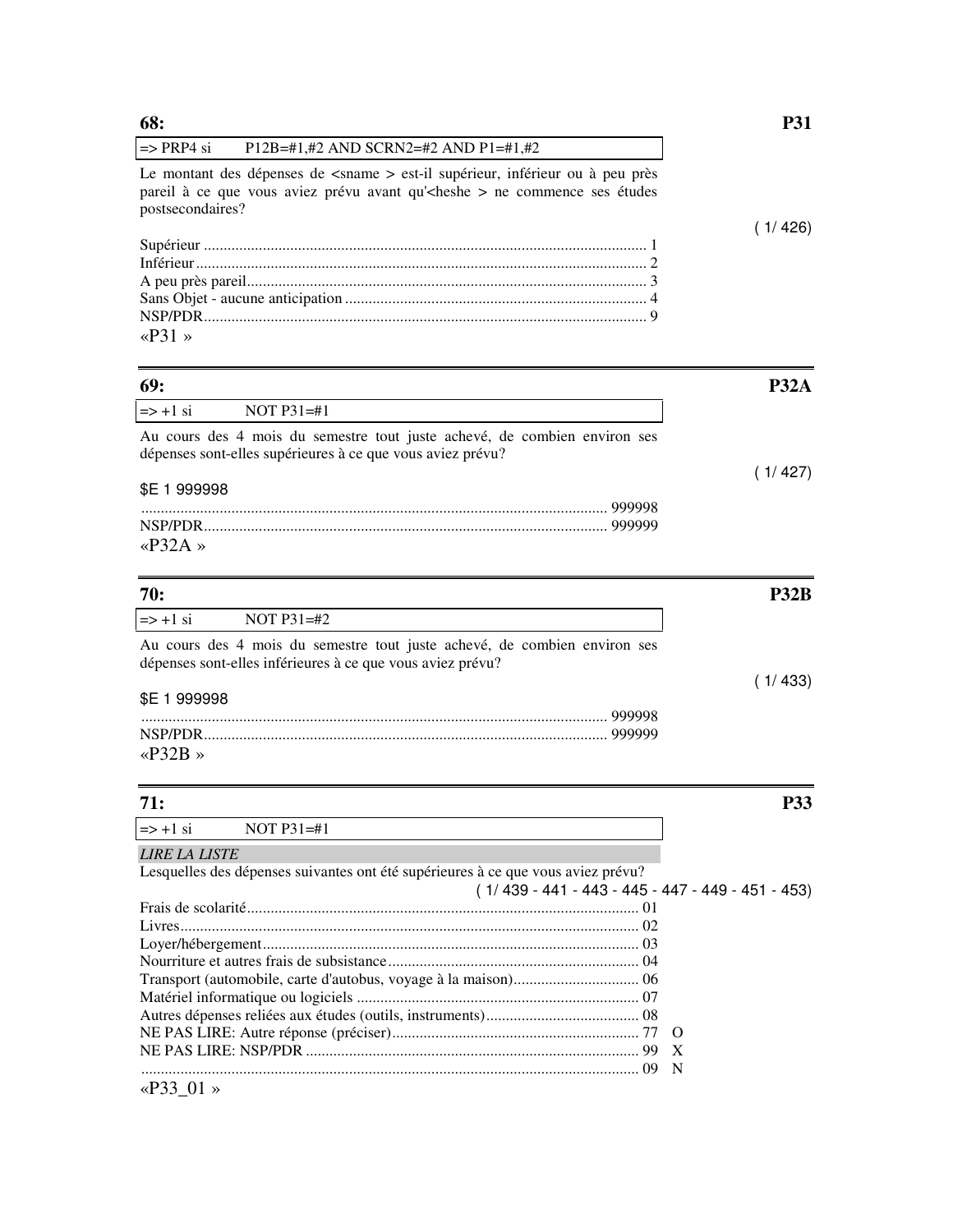**68:** **P31**

| => PRP4 si | P12B=#1,#2 AND SCRN2=#2 AND P1=#1,#2 |
|---|---|

Le montant des dépenses de <sname > est-il supérieur, inférieur ou à peu près pareil à ce que vous aviez prévu avant qu'<heshe > ne commence ses études postsecondaires?

( 1/ 426)

Supérieur ................................................................................................................ 1
Inférieur .................................................................................................................. 2
A peu près pareil...................................................................................................... 3
Sans Objet - aucune anticipation ............................................................................ 4
NSP/PDR................................................................................................................. 9
«P31 »

---

**69:** **P32A**

| => +1 si | NOT P31=#1 |
|---|---|

Au cours des 4 mois du semestre tout juste achevé, de combien environ ses dépenses sont-elles supérieures à ce que vous aviez prévu?

( 1/ 427)

$E 1 999998

..................................................................................................................... 999998
NSP/PDR..................................................................................................... 999999
«P32A »

---

**70:** **P32B**

| => +1 si | NOT P31=#2 |
|---|---|

Au cours des 4 mois du semestre tout juste achevé, de combien environ ses dépenses sont-elles inférieures à ce que vous aviez prévu?

( 1/ 433)

$E 1 999998

..................................................................................................................... 999998
NSP/PDR..................................................................................................... 999999
«P32B »

---

**71:** **P33**

| => +1 si | NOT P31=#1 |
|---|---|

*LIRE LA LISTE*

Lesquelles des dépenses suivantes ont été supérieures à ce que vous aviez prévu?

( 1/ 439 - 441 - 443 - 445 - 447 - 449 - 451 - 453)

Frais de scolarité.................................................................................................... 01
Livres..................................................................................................................... 02
Loyer/hébergement................................................................................................. 03
Nourriture et autres frais de subsistance................................................................ 04
Transport (automobile, carte d'autobus, voyage à la maison)................................ 06
Matériel informatique ou logiciels ........................................................................ 07
Autres dépenses reliées aux études (outils, instruments)....................................... 08
NE PAS LIRE: Autre réponse (préciser)................................................................ 77 O
NE PAS LIRE: NSP/PDR ...................................................................................... 99 X
.............................................................................................................................. 09 N
«P33_01 »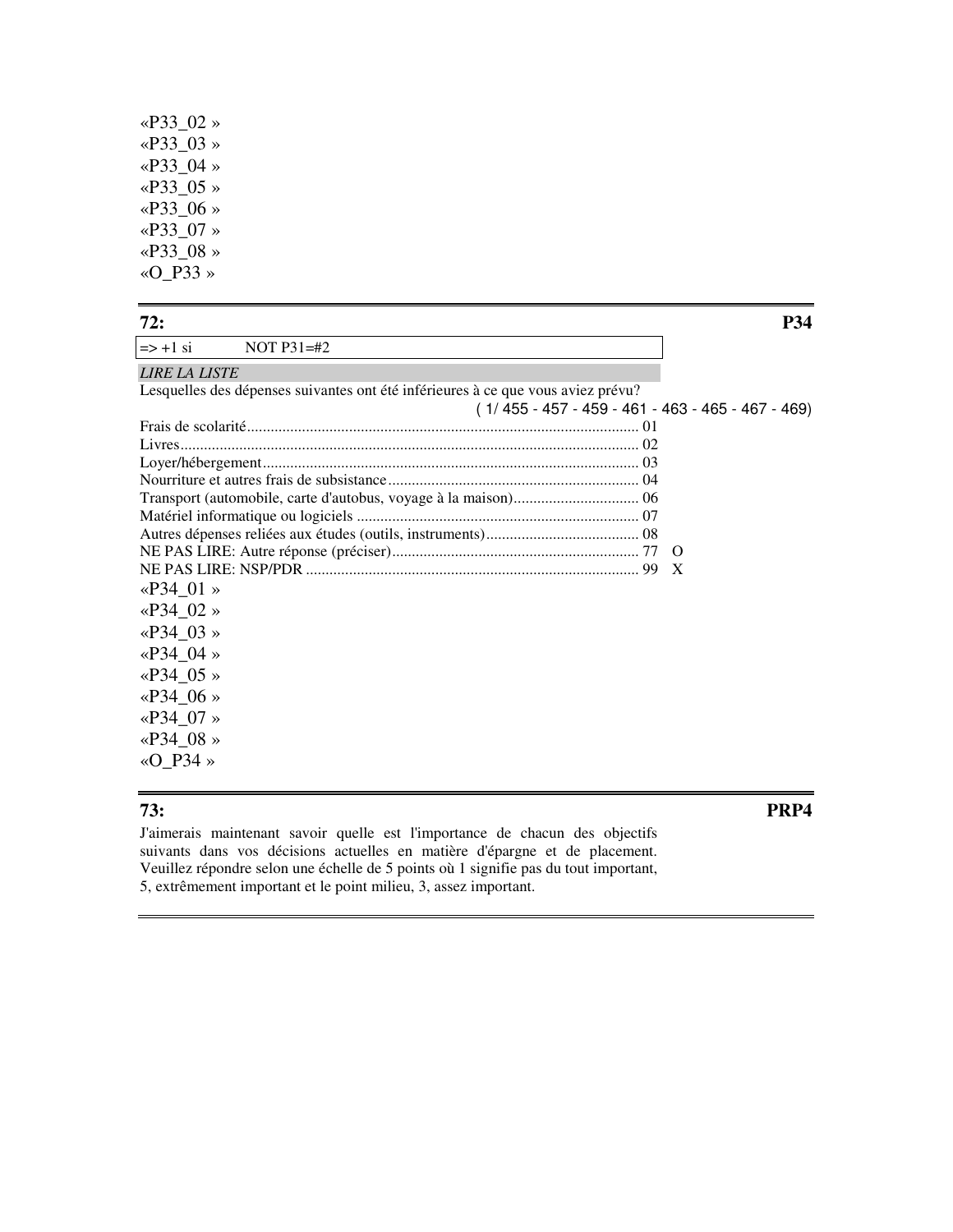«P33_02 »
«P33_03 »
«P33_04 »
«P33_05 »
«P33_06 »
«P33_07 »
«P33_08 »
«O_P33 »

---

**72:** **P34**

=> +1 si NOT P31=#2

*LIRE LA LISTE*

Lesquelles des dépenses suivantes ont été inférieures à ce que vous aviez prévu?

( 1/ 455 - 457 - 459 - 461 - 463 - 465 - 467 - 469)

Frais de scolarité............................................................................................ 01
Livres.............................................................................................................. 02
Loyer/hébergement........................................................................................ 03
Nourriture et autres frais de subsistance......................................................... 04
Transport (automobile, carte d'autobus, voyage à la maison)........................... 06
Matériel informatique ou logiciels ................................................................... 07
Autres dépenses reliées aux études (outils, instruments).................................. 08
NE PAS LIRE: Autre réponse (préciser)............................................................ 77 O
NE PAS LIRE: NSP/PDR .................................................................................. 99 X

«P34_01 »
«P34_02 »
«P34_03 »
«P34_04 »
«P34_05 »
«P34_06 »
«P34_07 »
«P34_08 »
«O_P34 »

---

**73:** **PRP4**

J'aimerais maintenant savoir quelle est l'importance de chacun des objectifs suivants dans vos décisions actuelles en matière d'épargne et de placement. Veuillez répondre selon une échelle de 5 points où 1 signifie pas du tout important, 5, extrêmement important et le point milieu, 3, assez important.

---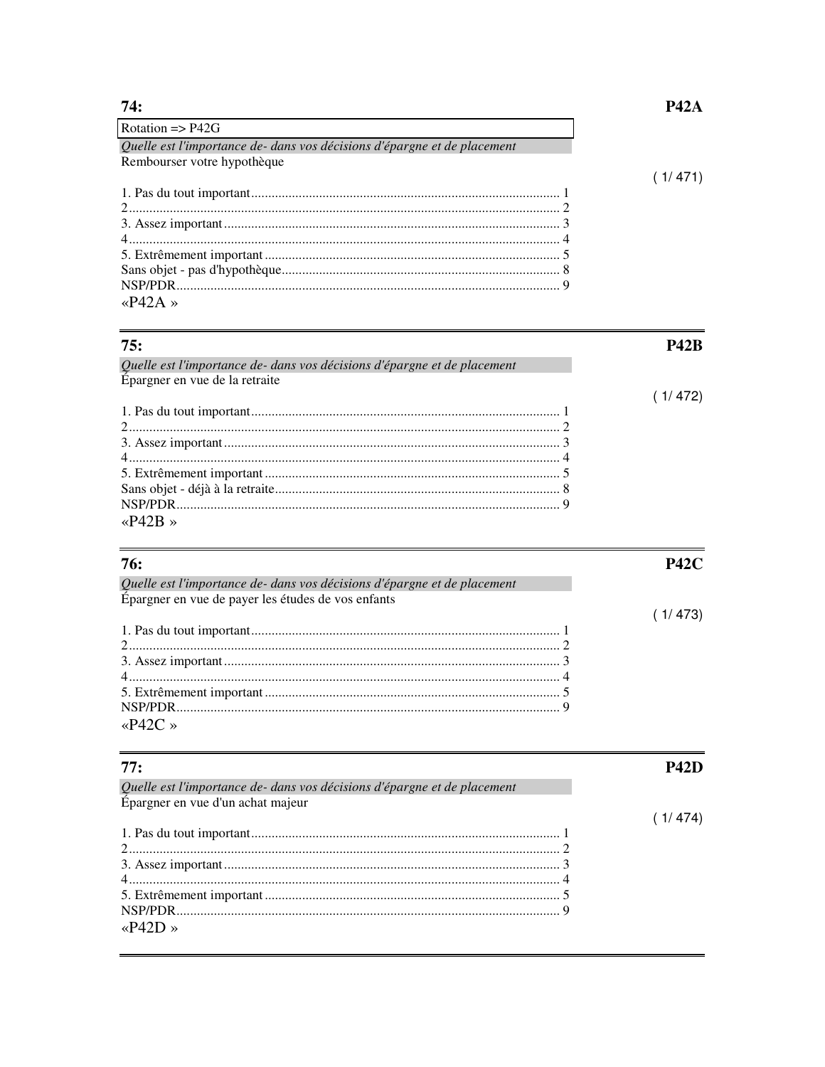## 74: P42A

Rotation => P42G

*Quelle est l'importance de- dans vos décisions d'épargne et de placement*

Rembourser votre hypothèque

( 1/ 471)

1. Pas du tout important........................................................................................ 1
2............................................................................................................................ 2
3. Assez important ................................................................................................ 3
4............................................................................................................................ 4
5. Extrêmement important ..................................................................................... 5
Sans objet - pas d'hypothèque................................................................................ 8
NSP/PDR............................................................................................................... 9

«P42A »

---

## 75: P42B

*Quelle est l'importance de- dans vos décisions d'épargne et de placement*

Épargner en vue de la retraite

( 1/ 472)

1. Pas du tout important........................................................................................ 1
2............................................................................................................................ 2
3. Assez important ................................................................................................ 3
4............................................................................................................................ 4
5. Extrêmement important ..................................................................................... 5
Sans objet - déjà à la retraite.................................................................................. 8
NSP/PDR............................................................................................................... 9

«P42B »

---

## 76: P42C

*Quelle est l'importance de- dans vos décisions d'épargne et de placement*

Épargner en vue de payer les études de vos enfants

( 1/ 473)

1. Pas du tout important........................................................................................ 1
2............................................................................................................................ 2
3. Assez important ................................................................................................ 3
4............................................................................................................................ 4
5. Extrêmement important ..................................................................................... 5
NSP/PDR............................................................................................................... 9

«P42C »

---

## 77: P42D

*Quelle est l'importance de- dans vos décisions d'épargne et de placement*

Épargner en vue d'un achat majeur

( 1/ 474)

1. Pas du tout important........................................................................................ 1
2............................................................................................................................ 2
3. Assez important ................................................................................................ 3
4............................................................................................................................ 4
5. Extrêmement important ..................................................................................... 5
NSP/PDR............................................................................................................... 9

«P42D »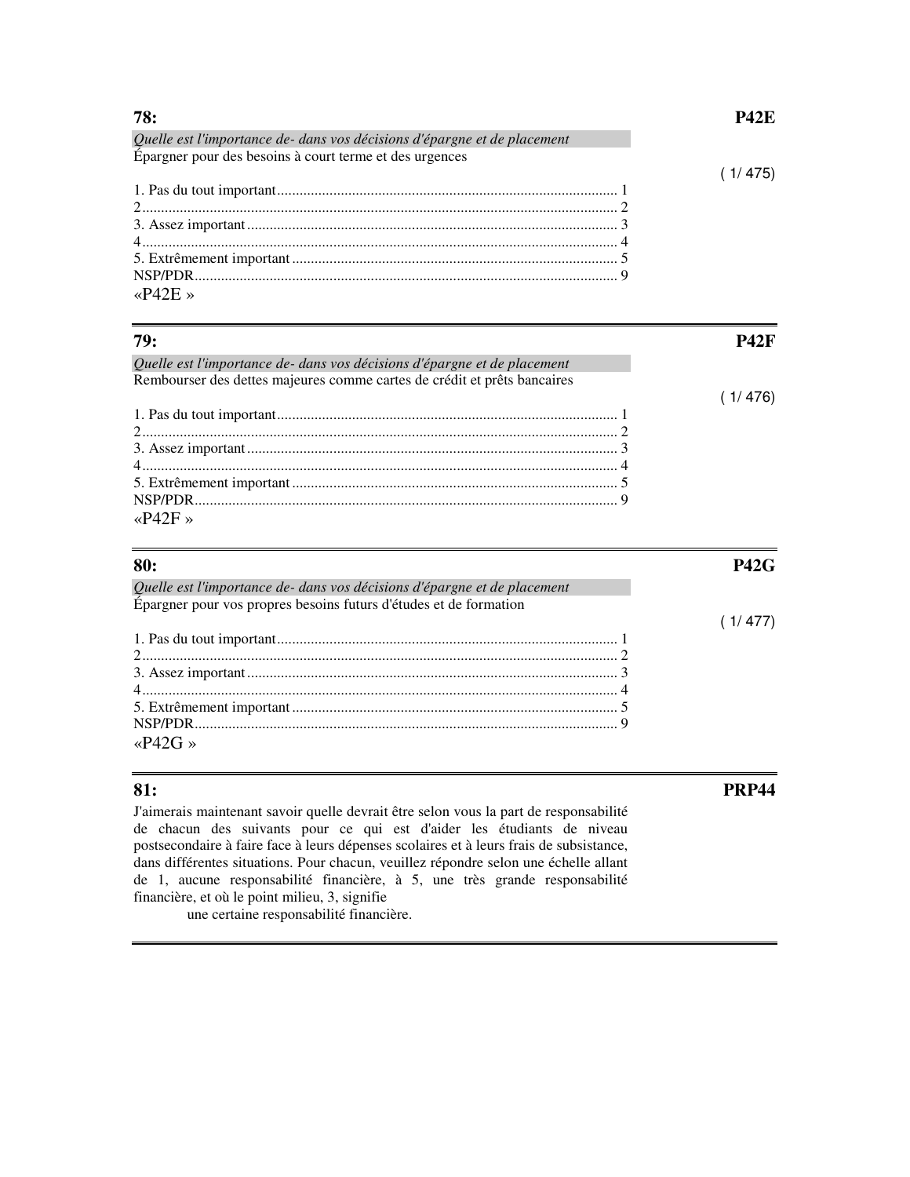**78:** **P42E**

*Quelle est l'importance de- dans vos décisions d'épargne et de placement*

Épargner pour des besoins à court terme et des urgences

( 1/ 475)

1. Pas du tout important........................................................................................... 1
2.............................................................................................................................. 2
3. Assez important.................................................................................................. 3
4.............................................................................................................................. 4
5. Extrêmement important...................................................................................... 5
NSP/PDR................................................................................................................. 9

«P42E »

---

**79:** **P42F**

*Quelle est l'importance de- dans vos décisions d'épargne et de placement*

Rembourser des dettes majeures comme cartes de crédit et prêts bancaires

( 1/ 476)

1. Pas du tout important........................................................................................... 1
2.............................................................................................................................. 2
3. Assez important.................................................................................................. 3
4.............................................................................................................................. 4
5. Extrêmement important...................................................................................... 5
NSP/PDR................................................................................................................. 9

«P42F »

---

**80:** **P42G**

*Quelle est l'importance de- dans vos décisions d'épargne et de placement*

Épargner pour vos propres besoins futurs d'études et de formation

( 1/ 477)

1. Pas du tout important........................................................................................... 1
2.............................................................................................................................. 2
3. Assez important.................................................................................................. 3
4.............................................................................................................................. 4
5. Extrêmement important...................................................................................... 5
NSP/PDR................................................................................................................. 9

«P42G »

---

**81:** **PRP44**

J'aimerais maintenant savoir quelle devrait être selon vous la part de responsabilité de chacun des suivants pour ce qui est d'aider les étudiants de niveau postsecondaire à faire face à leurs dépenses scolaires et à leurs frais de subsistance, dans différentes situations. Pour chacun, veuillez répondre selon une échelle allant de 1, aucune responsabilité financière, à 5, une très grande responsabilité financière, et où le point milieu, 3, signifie une certaine responsabilité financière.

---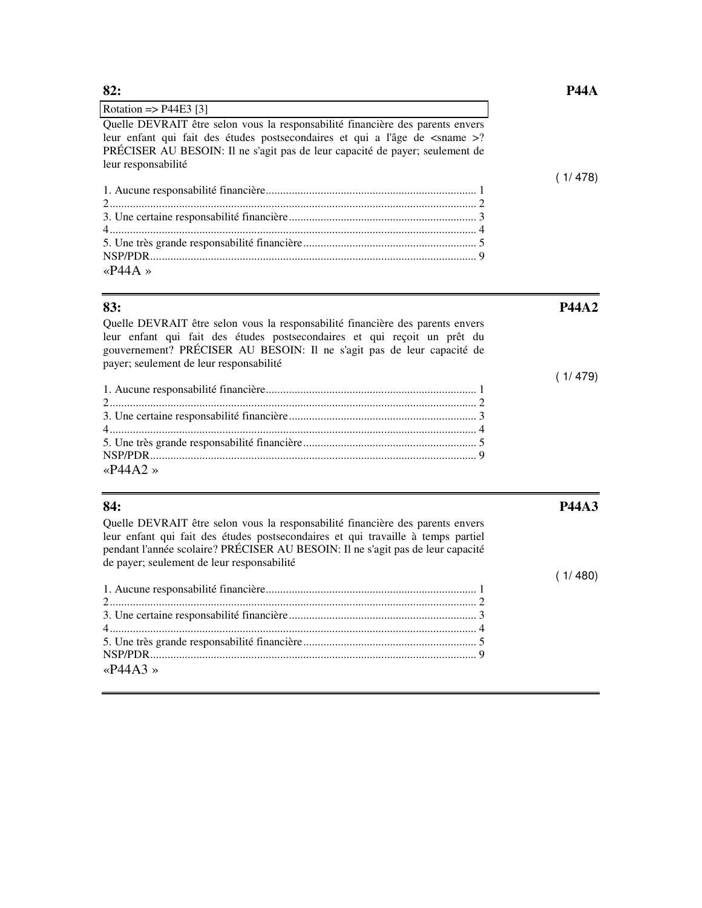**82:** **P44A**

Rotation => P44E3 [3]

Quelle DEVRAIT être selon vous la responsabilité financière des parents envers leur enfant qui fait des études postsecondaires et qui a l'âge de <sname >? PRÉCISER AU BESOIN: Il ne s'agit pas de leur capacité de payer; seulement de leur responsabilité

( 1/ 478)

1. Aucune responsabilité financière........................................................................ 1
2............................................................................................................................ 2
3. Une certaine responsabilité financière................................................................ 3
4............................................................................................................................ 4
5. Une très grande responsabilité financière........................................................... 5
NSP/PDR............................................................................................................... 9

«P44A »

---

**83:** **P44A2**

Quelle DEVRAIT être selon vous la responsabilité financière des parents envers leur enfant qui fait des études postsecondaires et qui reçoit un prêt du gouvernement? PRÉCISER AU BESOIN: Il ne s'agit pas de leur capacité de payer; seulement de leur responsabilité

( 1/ 479)

1. Aucune responsabilité financière........................................................................ 1
2............................................................................................................................ 2
3. Une certaine responsabilité financière................................................................ 3
4............................................................................................................................ 4
5. Une très grande responsabilité financière........................................................... 5
NSP/PDR............................................................................................................... 9

«P44A2 »

---

**84:** **P44A3**

Quelle DEVRAIT être selon vous la responsabilité financière des parents envers leur enfant qui fait des études postsecondaires et qui travaille à temps partiel pendant l'année scolaire? PRÉCISER AU BESOIN: Il ne s'agit pas de leur capacité de payer; seulement de leur responsabilité

( 1/ 480)

1. Aucune responsabilité financière........................................................................ 1
2............................................................................................................................ 2
3. Une certaine responsabilité financière................................................................ 3
4............................................................................................................................ 4
5. Une très grande responsabilité financière........................................................... 5
NSP/PDR............................................................................................................... 9

«P44A3 »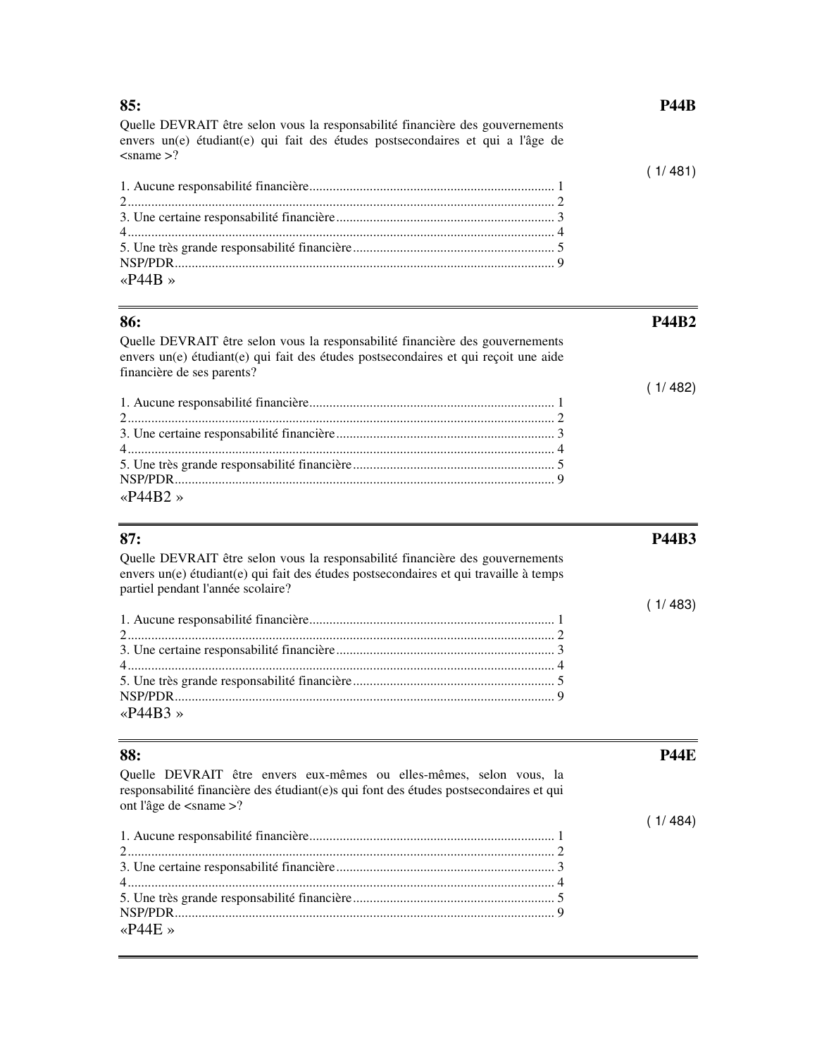**85:** **P44B**

Quelle DEVRAIT être selon vous la responsabilité financière des gouvernements envers un(e) étudiant(e) qui fait des études postsecondaires et qui a l'âge de <sname >?

( 1/ 481)

1. Aucune responsabilité financière........................................................................ 1
2.............................................................................................................................. 2
3. Une certaine responsabilité financière................................................................ 3
4.............................................................................................................................. 4
5. Une très grande responsabilité financière........................................................... 5
NSP/PDR................................................................................................................ 9

«P44B »

---

**86:** **P44B2**

Quelle DEVRAIT être selon vous la responsabilité financière des gouvernements envers un(e) étudiant(e) qui fait des études postsecondaires et qui reçoit une aide financière de ses parents?

( 1/ 482)

1. Aucune responsabilité financière........................................................................ 1
2.............................................................................................................................. 2
3. Une certaine responsabilité financière................................................................ 3
4.............................................................................................................................. 4
5. Une très grande responsabilité financière........................................................... 5
NSP/PDR................................................................................................................ 9

«P44B2 »

---

**87:** **P44B3**

Quelle DEVRAIT être selon vous la responsabilité financière des gouvernements envers un(e) étudiant(e) qui fait des études postsecondaires et qui travaille à temps partiel pendant l'année scolaire?

( 1/ 483)

1. Aucune responsabilité financière........................................................................ 1
2.............................................................................................................................. 2
3. Une certaine responsabilité financière................................................................ 3
4.............................................................................................................................. 4
5. Une très grande responsabilité financière........................................................... 5
NSP/PDR................................................................................................................ 9

«P44B3 »

---

**88:** **P44E**

Quelle DEVRAIT être envers eux-mêmes ou elles-mêmes, selon vous, la responsabilité financière des étudiant(e)s qui font des études postsecondaires et qui ont l'âge de <sname >?

( 1/ 484)

1. Aucune responsabilité financière........................................................................ 1
2.............................................................................................................................. 2
3. Une certaine responsabilité financière................................................................ 3
4.............................................................................................................................. 4
5. Une très grande responsabilité financière........................................................... 5
NSP/PDR................................................................................................................ 9

«P44E »

---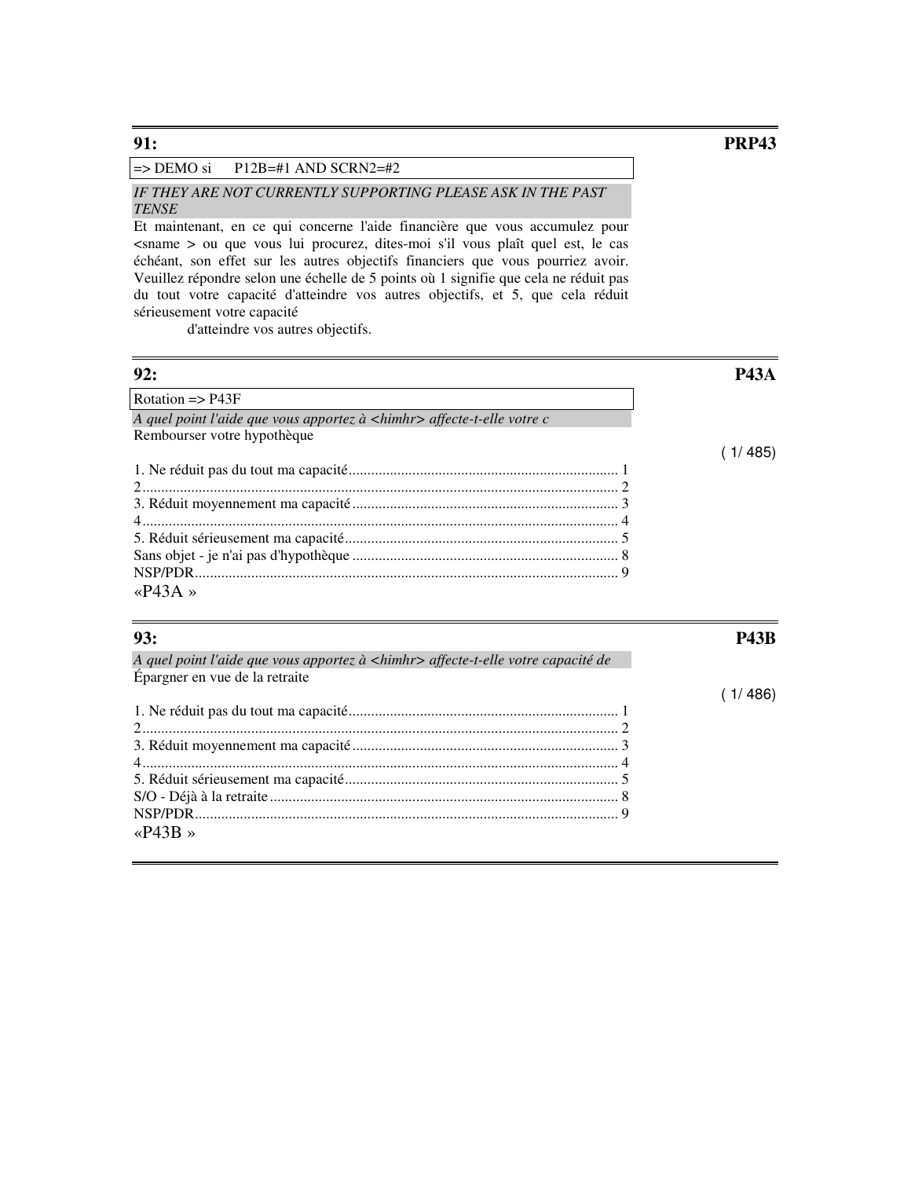## 91: PRP43

=> DEMO si P12B=#1 AND SCRN2=#2

*IF THEY ARE NOT CURRENTLY SUPPORTING PLEASE ASK IN THE PAST TENSE*

Et maintenant, en ce qui concerne l'aide financière que vous accumulez pour <sname > ou que vous lui procurez, dites-moi s'il vous plaît quel est, le cas échéant, son effet sur les autres objectifs financiers que vous pourriez avoir. Veuillez répondre selon une échelle de 5 points où 1 signifie que cela ne réduit pas du tout votre capacité d'atteindre vos autres objectifs, et 5, que cela réduit sérieusement votre capacité d'atteindre vos autres objectifs.

## 92: P43A

Rotation => P43F

*A quel point l'aide que vous apportez à <himhr> affecte-t-elle votre c*

Rembourser votre hypothèque

( 1/ 485)

1. Ne réduit pas du tout ma capacité........................................ 1
2.................................................................................................. 2
3. Réduit moyennement ma capacité........................................ 3
4.................................................................................................. 4
5. Réduit sérieusement ma capacité........................................ 5

Sans objet - je n'ai pas d'hypothèque........................................ 8
NSP/PDR.................................................................................... 9

«P43A »

## 93: P43B

*A quel point l'aide que vous apportez à <himhr> affecte-t-elle votre capacité de*

Épargner en vue de la retraite

( 1/ 486)

1. Ne réduit pas du tout ma capacité........................................ 1
2.................................................................................................. 2
3. Réduit moyennement ma capacité........................................ 3
4.................................................................................................. 4
5. Réduit sérieusement ma capacité........................................ 5

S/O - Déjà à la retraite.............................................................. 8
NSP/PDR.................................................................................... 9

«P43B »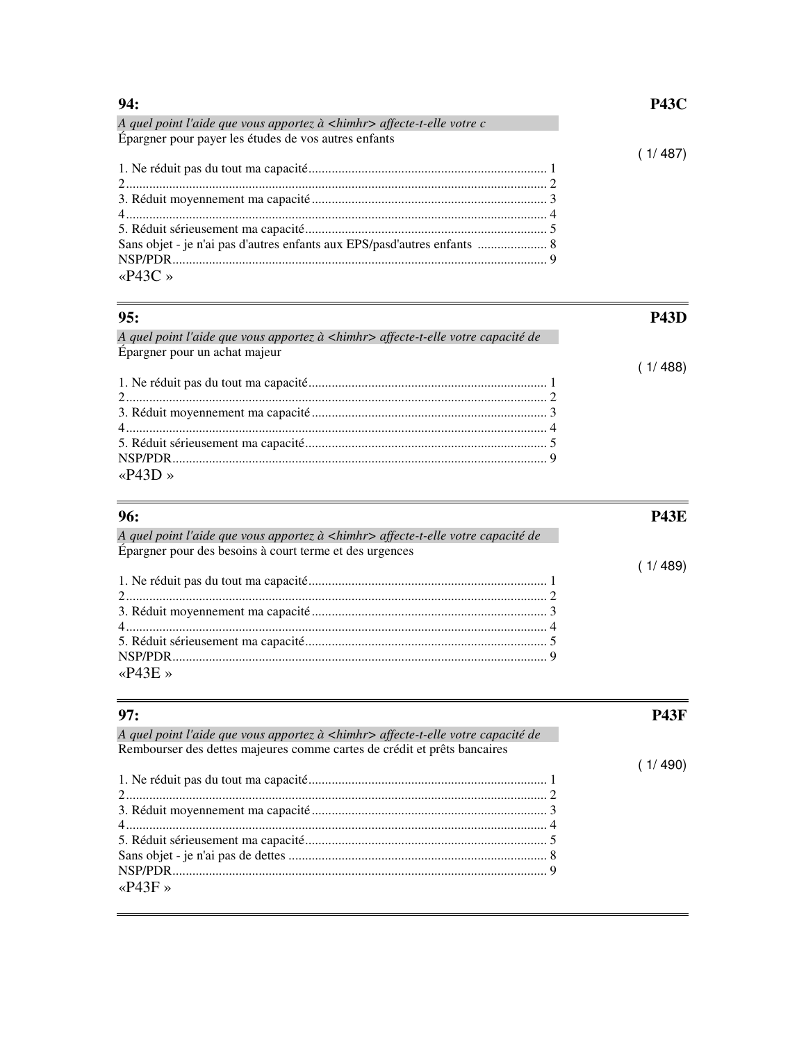**94:** **P43C**

*A quel point l'aide que vous apportez à <himhr> affecte-t-elle votre c*

Épargner pour payer les études de vos autres enfants

( 1/ 487)

1. Ne réduit pas du tout ma capacité........................................................................ 1
2.............................................................................................................................. 2
3. Réduit moyennement ma capacité....................................................................... 3
4.............................................................................................................................. 4
5. Réduit sérieusement ma capacité......................................................................... 5

Sans objet - je n'ai pas d'autres enfants aux EPS/pasd'autres enfants ..................... 8

NSP/PDR................................................................................................................ 9

«P43C »

---

**95:** **P43D**

*A quel point l'aide que vous apportez à <himhr> affecte-t-elle votre capacité de*

Épargner pour un achat majeur

( 1/ 488)

1. Ne réduit pas du tout ma capacité........................................................................ 1
2.............................................................................................................................. 2
3. Réduit moyennement ma capacité....................................................................... 3
4.............................................................................................................................. 4
5. Réduit sérieusement ma capacité......................................................................... 5

NSP/PDR................................................................................................................ 9

«P43D »

---

**96:** **P43E**

*A quel point l'aide que vous apportez à <himhr> affecte-t-elle votre capacité de*

Épargner pour des besoins à court terme et des urgences

( 1/ 489)

1. Ne réduit pas du tout ma capacité........................................................................ 1
2.............................................................................................................................. 2
3. Réduit moyennement ma capacité....................................................................... 3
4.............................................................................................................................. 4
5. Réduit sérieusement ma capacité......................................................................... 5

NSP/PDR................................................................................................................ 9

«P43E »

---

**97:** **P43F**

*A quel point l'aide que vous apportez à <himhr> affecte-t-elle votre capacité de*

Rembourser des dettes majeures comme cartes de crédit et prêts bancaires

( 1/ 490)

1. Ne réduit pas du tout ma capacité........................................................................ 1
2.............................................................................................................................. 2
3. Réduit moyennement ma capacité....................................................................... 3
4.............................................................................................................................. 4
5. Réduit sérieusement ma capacité......................................................................... 5

Sans objet - je n'ai pas de dettes .............................................................................. 8

NSP/PDR................................................................................................................ 9

«P43F »

---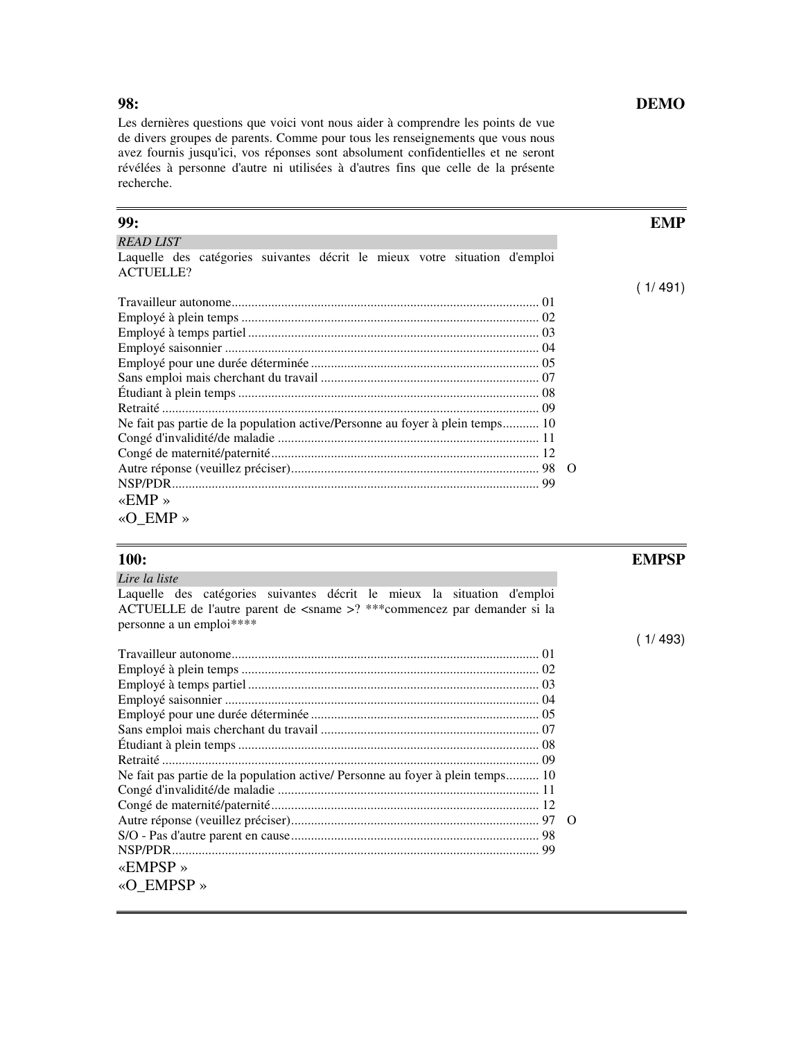**98:** **DEMO**

Les dernières questions que voici vont nous aider à comprendre les points de vue de divers groupes de parents. Comme pour tous les renseignements que vous nous avez fournis jusqu'ici, vos réponses sont absolument confidentielles et ne seront révélées à personne d'autre ni utilisées à d'autres fins que celle de la présente recherche.

---

**99:** **EMP**

*READ LIST*

Laquelle des catégories suivantes décrit le mieux votre situation d'emploi ACTUELLE?

( 1/ 491)

Travailleur autonome............................................................................................ 01
Employé à plein temps ......................................................................................... 02
Employé à temps partiel ....................................................................................... 03
Employé saisonnier .............................................................................................. 04
Employé pour une durée déterminée .................................................................... 05
Sans emploi mais cherchant du travail ................................................................. 07
Étudiant à plein temps .......................................................................................... 08
Retraité ................................................................................................................. 09
Ne fait pas partie de la population active/Personne au foyer à plein temps........... 10
Congé d'invalidité/de maladie .............................................................................. 11
Congé de maternité/paternité................................................................................ 12
Autre réponse (veuillez préciser).......................................................................... 98 O
NSP/PDR............................................................................................................. 99

«EMP »
«O_EMP »

---

**100:** **EMPSP**

*Lire la liste*

Laquelle des catégories suivantes décrit le mieux la situation d'emploi ACTUELLE de l'autre parent de <sname >? ***commencez par demander si la personne a un emploi****

( 1/ 493)

Travailleur autonome............................................................................................ 01
Employé à plein temps ......................................................................................... 02
Employé à temps partiel ....................................................................................... 03
Employé saisonnier .............................................................................................. 04
Employé pour une durée déterminée .................................................................... 05
Sans emploi mais cherchant du travail ................................................................. 07
Étudiant à plein temps .......................................................................................... 08
Retraité ................................................................................................................. 09
Ne fait pas partie de la population active/ Personne au foyer à plein temps.......... 10
Congé d'invalidité/de maladie .............................................................................. 11
Congé de maternité/paternité................................................................................ 12
Autre réponse (veuillez préciser).......................................................................... 97 O
S/O - Pas d'autre parent en cause.......................................................................... 98
NSP/PDR............................................................................................................. 99

«EMPSP »
«O_EMPSP »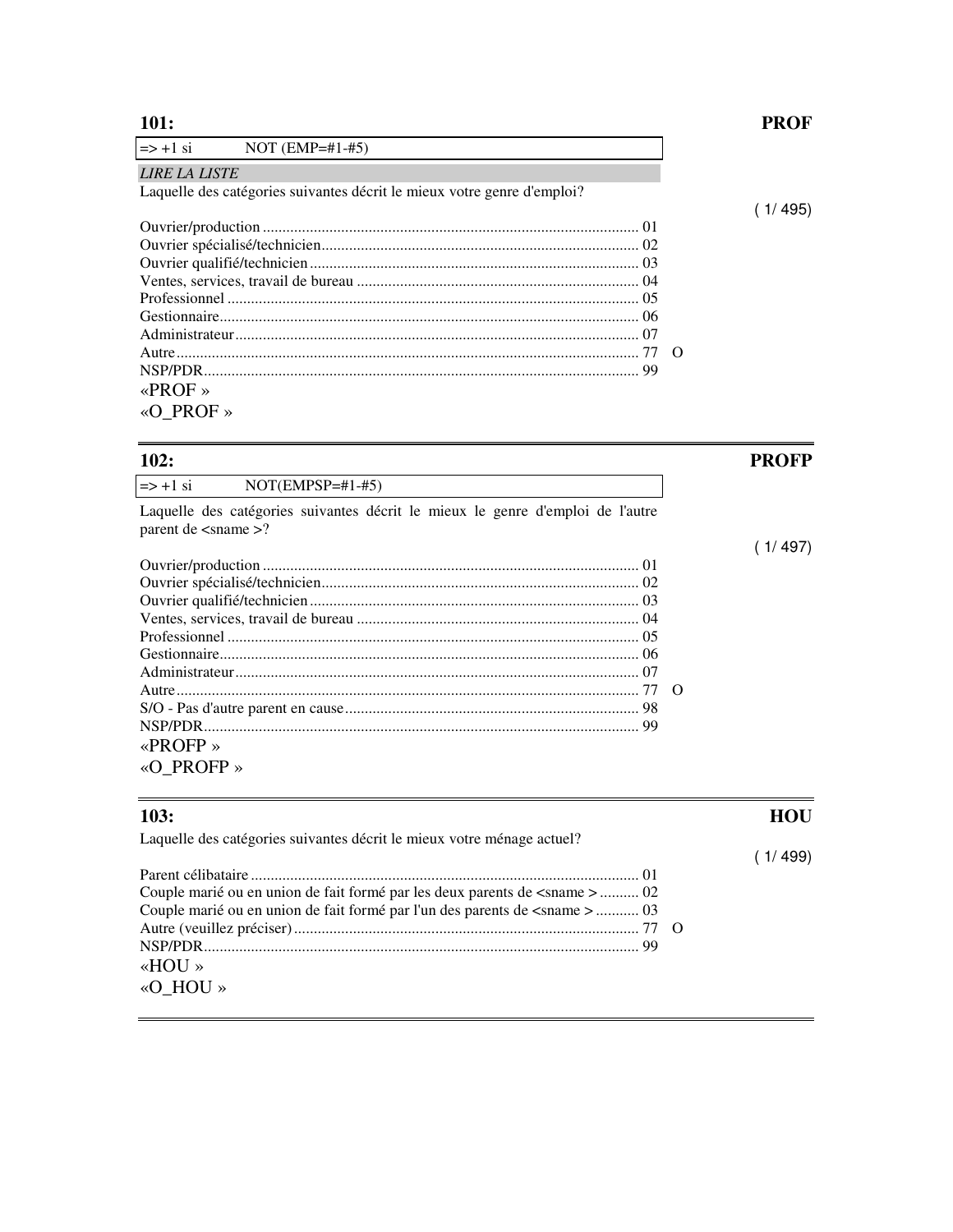## 101: PROF

| => +1 si | NOT (EMP=#1-#5) |
|---|---|

*LIRE LA LISTE*

Laquelle des catégories suivantes décrit le mieux votre genre d'emploi?

( 1/ 495)

Ouvrier/production ........................................................................................ 01
Ouvrier spécialisé/technicien........................................................................ 02
Ouvrier qualifié/technicien ........................................................................... 03
Ventes, services, travail de bureau ............................................................... 04
Professionnel ................................................................................................ 05
Gestionnaire.................................................................................................. 06
Administrateur .............................................................................................. 07
Autre ............................................................................................................. 77 O
NSP/PDR...................................................................................................... 99

«PROF »
«O_PROF »

## 102: PROFP

| => +1 si | NOT(EMPSP=#1-#5) |
|---|---|

Laquelle des catégories suivantes décrit le mieux le genre d'emploi de l'autre parent de <sname >?

( 1/ 497)

Ouvrier/production ........................................................................................ 01
Ouvrier spécialisé/technicien........................................................................ 02
Ouvrier qualifié/technicien ........................................................................... 03
Ventes, services, travail de bureau ............................................................... 04
Professionnel ................................................................................................ 05
Gestionnaire.................................................................................................. 06
Administrateur .............................................................................................. 07
Autre ............................................................................................................. 77 O
S/O - Pas d'autre parent en cause.................................................................. 98
NSP/PDR...................................................................................................... 99

«PROFP »
«O_PROFP »

## 103: HOU

Laquelle des catégories suivantes décrit le mieux votre ménage actuel?

( 1/ 499)

Parent célibataire .......................................................................................... 01
Couple marié ou en union de fait formé par les deux parents de <sname > .......... 02
Couple marié ou en union de fait formé par l'un des parents de <sname > ........... 03
Autre (veuillez préciser)................................................................................ 77 O
NSP/PDR...................................................................................................... 99

«HOU »
«O_HOU »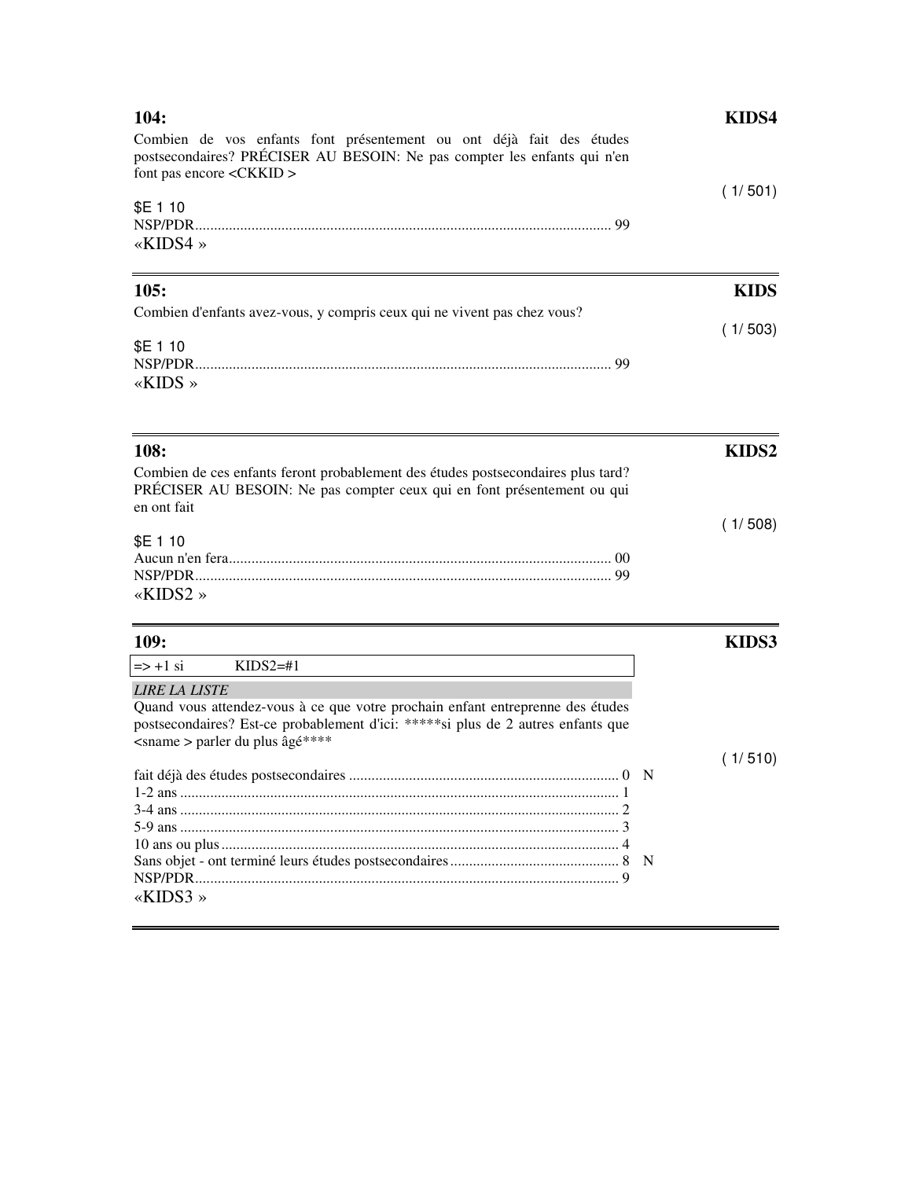**104:** **KIDS4**

Combien de vos enfants font présentement ou ont déjà fait des études postsecondaires? PRÉCISER AU BESOIN: Ne pas compter les enfants qui n'en font pas encore <CKKID >

( 1/ 501)

$E 1 10

NSP/PDR............................................................................................................. 99

«KIDS4 »

---

**105:** **KIDS**

Combien d'enfants avez-vous, y compris ceux qui ne vivent pas chez vous?

( 1/ 503)

$E 1 10

NSP/PDR............................................................................................................. 99

«KIDS »

---

**108:** **KIDS2**

Combien de ces enfants feront probablement des études postsecondaires plus tard? PRÉCISER AU BESOIN: Ne pas compter ceux qui en font présentement ou qui en ont fait

( 1/ 508)

$E 1 10

Aucun n'en fera..................................................................................................... 00

NSP/PDR............................................................................................................. 99

«KIDS2 »

---

**109:** **KIDS3**

| => +1 si | KIDS2=#1 |
|---|---|

*LIRE LA LISTE*

Quand vous attendez-vous à ce que votre prochain enfant entreprenne des études postsecondaires? Est-ce probablement d'ici: *****si plus de 2 autres enfants que <sname > parler du plus âgé****

( 1/ 510)

fait déjà des études postsecondaires ....................................................................... 0 N

1-2 ans ................................................................................................................... 1

3-4 ans ................................................................................................................... 2

5-9 ans ................................................................................................................... 3

10 ans ou plus ........................................................................................................ 4

Sans objet - ont terminé leurs études postsecondaires ............................................ 8 N

NSP/PDR............................................................................................................... 9

«KIDS3 »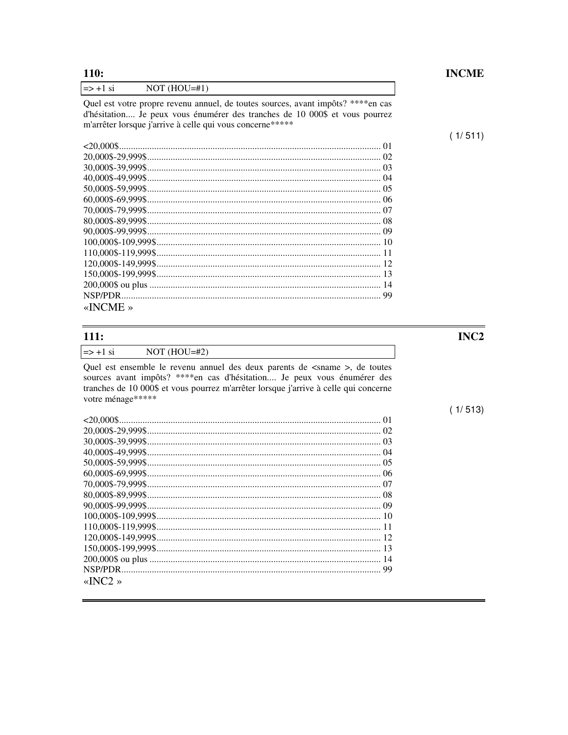## 110: INCME

| => +1 si | NOT (HOU=#1) |
|---|---|

Quel est votre propre revenu annuel, de toutes sources, avant impôts? ****en cas d'hésitation.... Je peux vous énumérer des tranches de 10 000$ et vous pourrez m'arrêter lorsque j'arrive à celle qui vous concerne*****

( 1/ 511)

<20,000$ .......... 01
20,000$-29,999$ .......... 02
30,000$-39,999$ .......... 03
40,000$-49,999$ .......... 04
50,000$-59,999$ .......... 05
60,000$-69,999$ .......... 06
70,000$-79,999$ .......... 07
80,000$-89,999$ .......... 08
90,000$-99,999$ .......... 09
100,000$-109,999$ .......... 10
110,000$-119,999$ .......... 11
120,000$-149,999$ .......... 12
150,000$-199,999$ .......... 13
200,000$ ou plus .......... 14
NSP/PDR .......... 99

«INCME »

---

## 111: INC2

| => +1 si | NOT (HOU=#2) |
|---|---|

Quel est ensemble le revenu annuel des deux parents de <sname >, de toutes sources avant impôts? ****en cas d'hésitation.... Je peux vous énumérer des tranches de 10 000$ et vous pourrez m'arrêter lorsque j'arrive à celle qui concerne votre ménage*****

( 1/ 513)

<20,000$ .......... 01
20,000$-29,999$ .......... 02
30,000$-39,999$ .......... 03
40,000$-49,999$ .......... 04
50,000$-59,999$ .......... 05
60,000$-69,999$ .......... 06
70,000$-79,999$ .......... 07
80,000$-89,999$ .......... 08
90,000$-99,999$ .......... 09
100,000$-109,999$ .......... 10
110,000$-119,999$ .......... 11
120,000$-149,999$ .......... 12
150,000$-199,999$ .......... 13
200,000$ ou plus .......... 14
NSP/PDR .......... 99

«INC2 »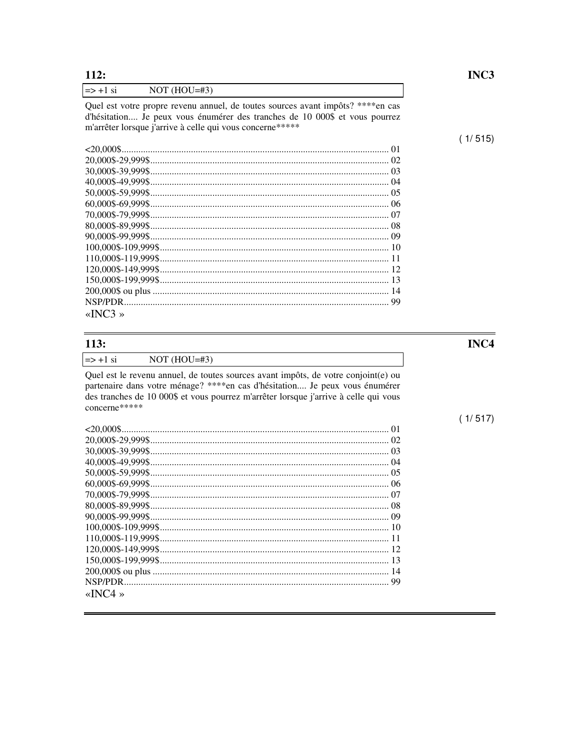## 112: INC3

| => +1 si | NOT (HOU=#3) |
|---|---|

Quel est votre propre revenu annuel, de toutes sources avant impôts? ****en cas d'hésitation.... Je peux vous énumérer des tranches de 10 000$ et vous pourrez m'arrêter lorsque j'arrive à celle qui vous concerne*****

( 1/ 515)

| | |
|---|---|
| <20,000$ | 01 |
| 20,000$-29,999$ | 02 |
| 30,000$-39,999$ | 03 |
| 40,000$-49,999$ | 04 |
| 50,000$-59,999$ | 05 |
| 60,000$-69,999$ | 06 |
| 70,000$-79,999$ | 07 |
| 80,000$-89,999$ | 08 |
| 90,000$-99,999$ | 09 |
| 100,000$-109,999$ | 10 |
| 110,000$-119,999$ | 11 |
| 120,000$-149,999$ | 12 |
| 150,000$-199,999$ | 13 |
| 200,000$ ou plus | 14 |
| NSP/PDR | 99 |

«INC3 »

---

## 113: INC4

| => +1 si | NOT (HOU=#3) |
|---|---|

Quel est le revenu annuel, de toutes sources avant impôts, de votre conjoint(e) ou partenaire dans votre ménage? ****en cas d'hésitation.... Je peux vous énumérer des tranches de 10 000$ et vous pourrez m'arrêter lorsque j'arrive à celle qui vous concerne*****

( 1/ 517)

| | |
|---|---|
| <20,000$ | 01 |
| 20,000$-29,999$ | 02 |
| 30,000$-39,999$ | 03 |
| 40,000$-49,999$ | 04 |
| 50,000$-59,999$ | 05 |
| 60,000$-69,999$ | 06 |
| 70,000$-79,999$ | 07 |
| 80,000$-89,999$ | 08 |
| 90,000$-99,999$ | 09 |
| 100,000$-109,999$ | 10 |
| 110,000$-119,999$ | 11 |
| 120,000$-149,999$ | 12 |
| 150,000$-199,999$ | 13 |
| 200,000$ ou plus | 14 |
| NSP/PDR | 99 |

«INC4 »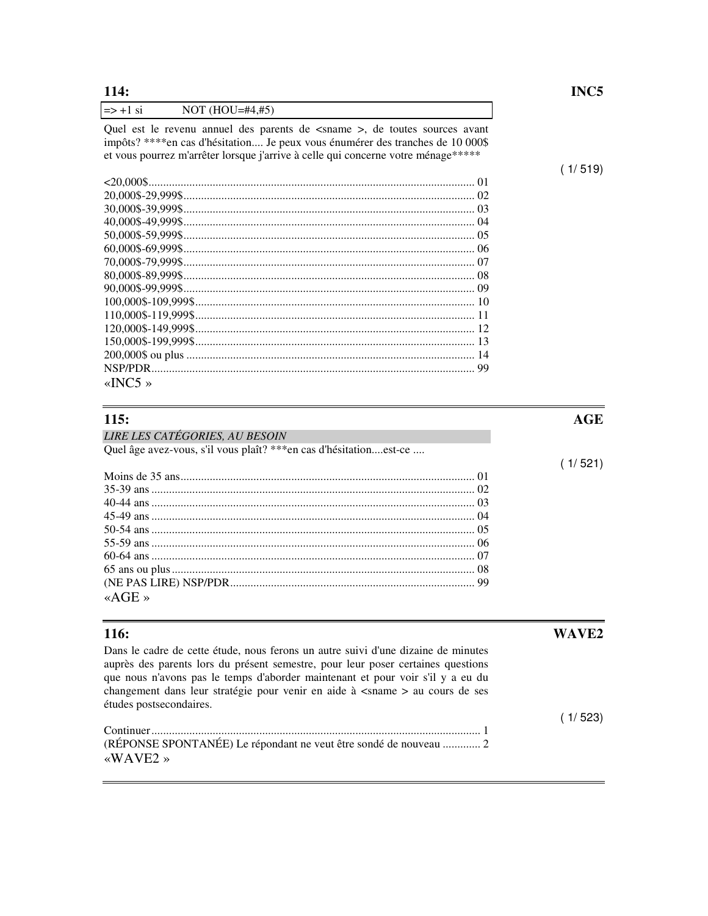## 114: INC5

| => +1 si | NOT (HOU=#4,#5) |
|---|---|

Quel est le revenu annuel des parents de <sname >, de toutes sources avant impôts? ****en cas d'hésitation.... Je peux vous énumérer des tranches de 10 000$ et vous pourrez m'arrêter lorsque j'arrive à celle qui concerne votre ménage*****

( 1/ 519)

| | |
|---|---|
| <20,000$ | 01 |
| 20,000$-29,999$ | 02 |
| 30,000$-39,999$ | 03 |
| 40,000$-49,999$ | 04 |
| 50,000$-59,999$ | 05 |
| 60,000$-69,999$ | 06 |
| 70,000$-79,999$ | 07 |
| 80,000$-89,999$ | 08 |
| 90,000$-99,999$ | 09 |
| 100,000$-109,999$ | 10 |
| 110,000$-119,999$ | 11 |
| 120,000$-149,999$ | 12 |
| 150,000$-199,999$ | 13 |
| 200,000$ ou plus | 14 |
| NSP/PDR | 99 |

«INC5 »

## 115: AGE

*LIRE LES CATÉGORIES, AU BESOIN*

Quel âge avez-vous, s'il vous plaît? ***en cas d'hésitation....est-ce ....

( 1/ 521)

| | |
|---|---|
| Moins de 35 ans | 01 |
| 35-39 ans | 02 |
| 40-44 ans | 03 |
| 45-49 ans | 04 |
| 50-54 ans | 05 |
| 55-59 ans | 06 |
| 60-64 ans | 07 |
| 65 ans ou plus | 08 |
| (NE PAS LIRE) NSP/PDR | 99 |

«AGE »

## 116: WAVE2

Dans le cadre de cette étude, nous ferons un autre suivi d'une dizaine de minutes auprès des parents lors du présent semestre, pour leur poser certaines questions que nous n'avons pas le temps d'aborder maintenant et pour voir s'il y a eu du changement dans leur stratégie pour venir en aide à <sname > au cours de ses études postsecondaires.

( 1/ 523)

| | |
|---|---|
| Continuer | 1 |
| (RÉPONSE SPONTANÉE) Le répondant ne veut être sondé de nouveau | 2 |

«WAVE2 »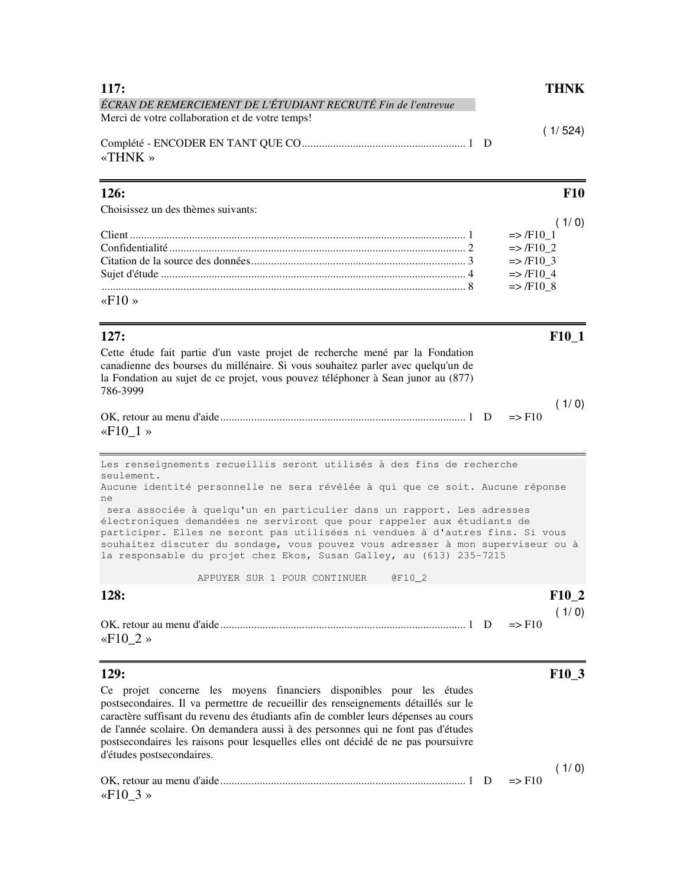**117:** **THNK**

*ÉCRAN DE REMERCIEMENT DE L'ÉTUDIANT RECRUTÉ Fin de l'entrevue*

Merci de votre collaboration et de votre temps!

( 1/ 524)

Complété - ENCODER EN TANT QUE CO........................................................... 1 D

«THNK »

---

**126:** **F10**

Choisissez un des thèmes suivants:

( 1/ 0)

| | | |
|---|---|---|
| Client........................................................................................................ | 1 | => /F10_1 |
| Confidentialité.......................................................................................... | 2 | => /F10_2 |
| Citation de la source des données............................................................ | 3 | => /F10_3 |
| Sujet d'étude ............................................................................................ | 4 | => /F10_4 |
| .................................................................................................................. | 8 | => /F10_8 |

«F10 »

---

**127:** **F10_1**

Cette étude fait partie d'un vaste projet de recherche mené par la Fondation canadienne des bourses du millénaire. Si vous souhaitez parler avec quelqu'un de la Fondation au sujet de ce projet, vous pouvez téléphoner à Sean junor au (877) 786-3999

( 1/ 0)

OK, retour au menu d'aide....................................................................................... 1 D => F10

«F10_1 »

---

```
Les renseignements recueillis seront utilisés à des fins de recherche
seulement.
Aucune identité personnelle ne sera révélée à qui que ce soit. Aucune réponse
ne
 sera associée à quelqu'un en particulier dans un rapport. Les adresses
électroniques demandées ne serviront que pour rappeler aux étudiants de
participer. Elles ne seront pas utilisées ni vendues à d'autres fins. Si vous
souhaitez discuter du sondage, vous pouvez vous adresser à mon superviseur ou à
la responsable du projet chez Ekos, Susan Galley, au (613) 235-7215

                APPUYER SUR 1 POUR CONTINUER    @F10_2
```

**128:** **F10_2**

( 1/ 0)

OK, retour au menu d'aide....................................................................................... 1 D => F10

«F10_2 »

---

**129:** **F10_3**

Ce projet concerne les moyens financiers disponibles pour les études postsecondaires. Il va permettre de recueillir des renseignements détaillés sur le caractère suffisant du revenu des étudiants afin de combler leurs dépenses au cours de l'année scolaire. On demandera aussi à des personnes qui ne font pas d'études postsecondaires les raisons pour lesquelles elles ont décidé de ne pas poursuivre d'études postsecondaires.

( 1/ 0)

OK, retour au menu d'aide....................................................................................... 1 D => F10

«F10_3 »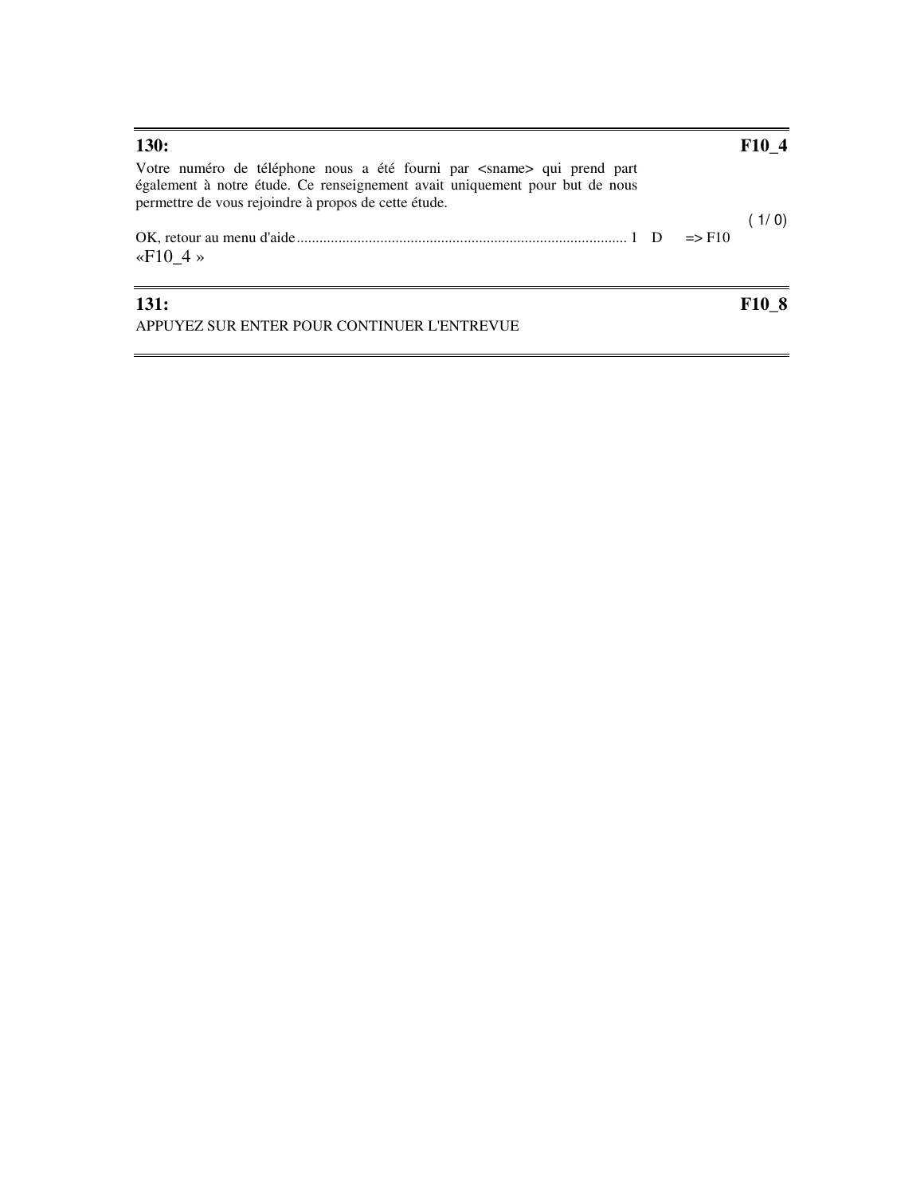---

**130:** **F10_4**

Votre numéro de téléphone nous a été fourni par <sname> qui prend part également à notre étude. Ce renseignement avait uniquement pour but de nous permettre de vous rejoindre à propos de cette étude.

( 1/ 0)

OK, retour au menu d'aide ........................................................................................ 1 D => F10

«F10_4 »

---

**131:** **F10_8**

APPUYEZ SUR ENTER POUR CONTINUER L'ENTREVUE

---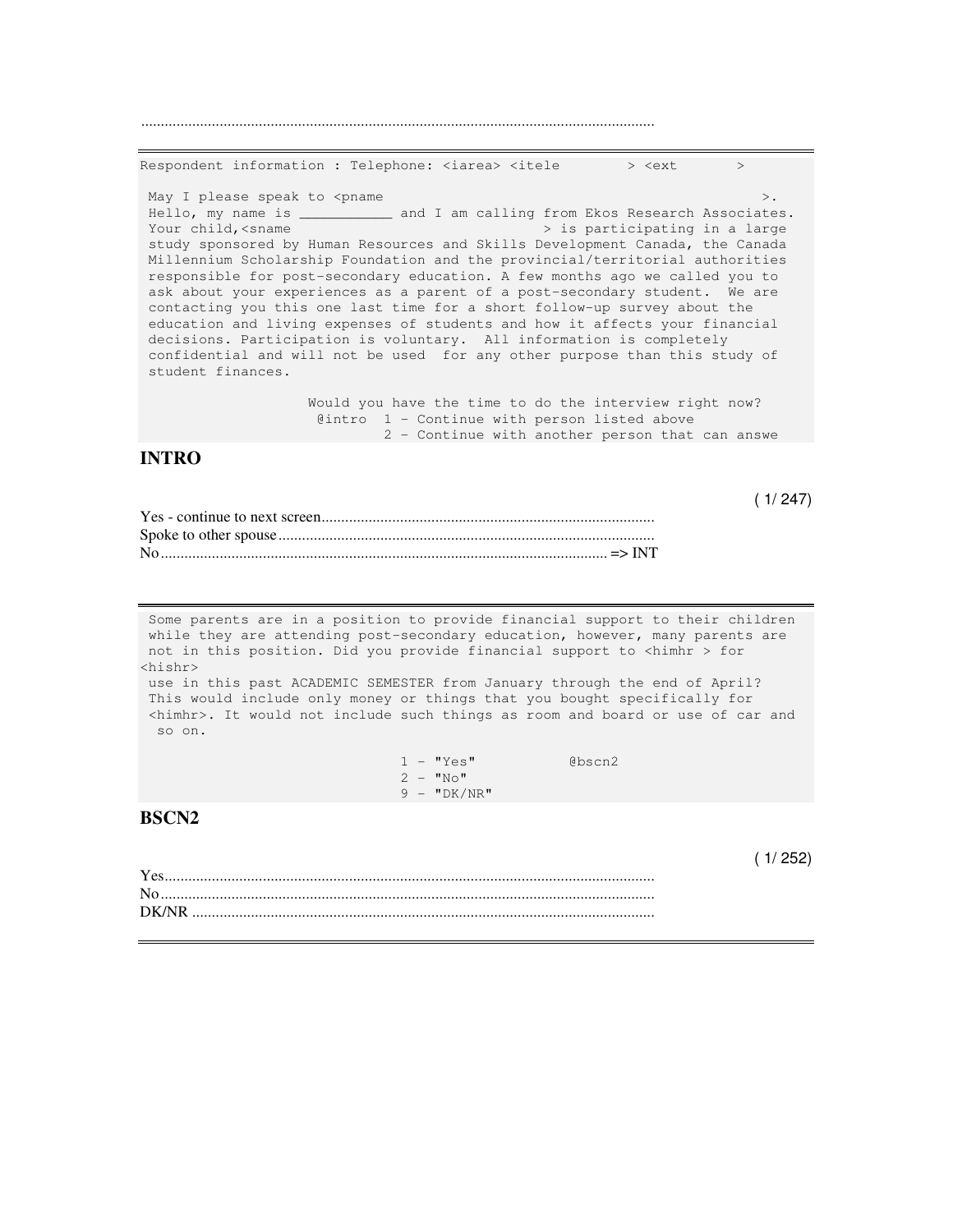..................................................................................................................................

```
Respondent information : Telephone: <iarea> <itele        > <ext        >

 May I please speak to <pname                                                >.
 Hello, my name is ___________ and I am calling from Ekos Research Associates.
 Your child,<sname                              > is participating in a large
 study sponsored by Human Resources and Skills Development Canada, the Canada
 Millennium Scholarship Foundation and the provincial/territorial authorities
 responsible for post-secondary education. A few months ago we called you to
 ask about your experiences as a parent of a post-secondary student.  We are
 contacting you this one last time for a short follow-up survey about the
 education and living expenses of students and how it affects your financial
 decisions. Participation is voluntary.  All information is completely
 confidential and will not be used  for any other purpose than this study of
 student finances.

                   Would you have the time to do the interview right now?
                    @intro  1 - Continue with person listed above
                            2 - Continue with another person that can answe
```

## INTRO

( 1/ 247)

Yes - continue to next screen...................................................................................

Spoke to other spouse...............................................................................................

No................................................................................................................ => INT

```
 Some parents are in a position to provide financial support to their children
 while they are attending post-secondary education, however, many parents are
 not in this position. Did you provide financial support to <himhr > for
<hishr>
 use in this past ACADEMIC SEMESTER from January through the end of April?
 This would include only money or things that you bought specifically for
 <himhr>. It would not include such things as room and board or use of car and
  so on.

                              1 - "Yes"           @bscn2
                              2 - "No"
                              9 - "DK/NR"
```

## BSCN2

( 1/ 252)

Yes...........................................................................................................................

No.............................................................................................................................

DK/NR ......................................................................................................................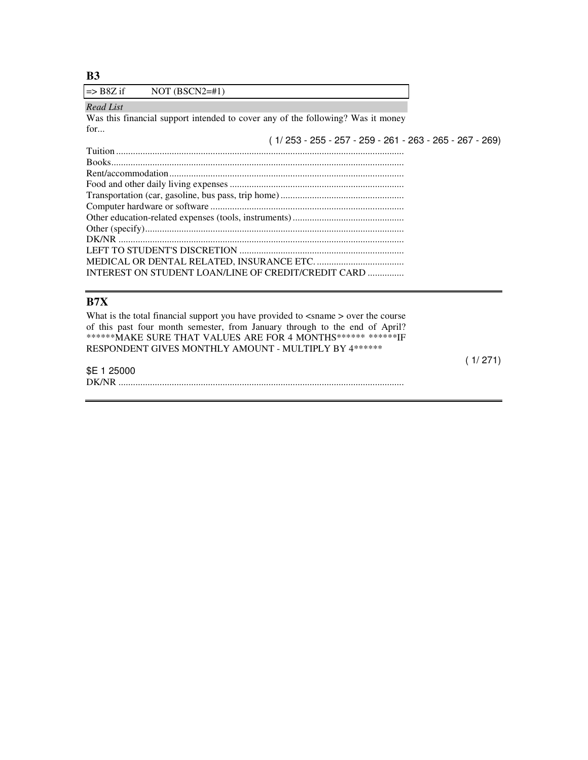## B3

| => B8Z if | NOT (BSCN2=#1) |
|---|---|

*Read List*

Was this financial support intended to cover any of the following? Was it money for...

( 1/ 253 - 255 - 257 - 259 - 261 - 263 - 265 - 267 - 269)

Tuition ....................................................................................................................
Books......................................................................................................................
Rent/accommodation ...............................................................................................
Food and other daily living expenses ......................................................................
Transportation (car, gasoline, bus pass, trip home) ..................................................
Computer hardware or software ..............................................................................
Other education-related expenses (tools, instruments) .............................................
Other (specify).........................................................................................................
DK/NR ...................................................................................................................
LEFT TO STUDENT'S DISCRETION ...................................................................
MEDICAL OR DENTAL RELATED, INSURANCE ETC. ...................................
INTEREST ON STUDENT LOAN/LINE OF CREDIT/CREDIT CARD ..............

## B7X

What is the total financial support you have provided to <sname > over the course of this past four month semester, from January through to the end of April? ******MAKE SURE THAT VALUES ARE FOR 4 MONTHS****** ******IF RESPONDENT GIVES MONTHLY AMOUNT - MULTIPLY BY 4******

( 1/ 271)

$E 1 25000
DK/NR ...................................................................................................................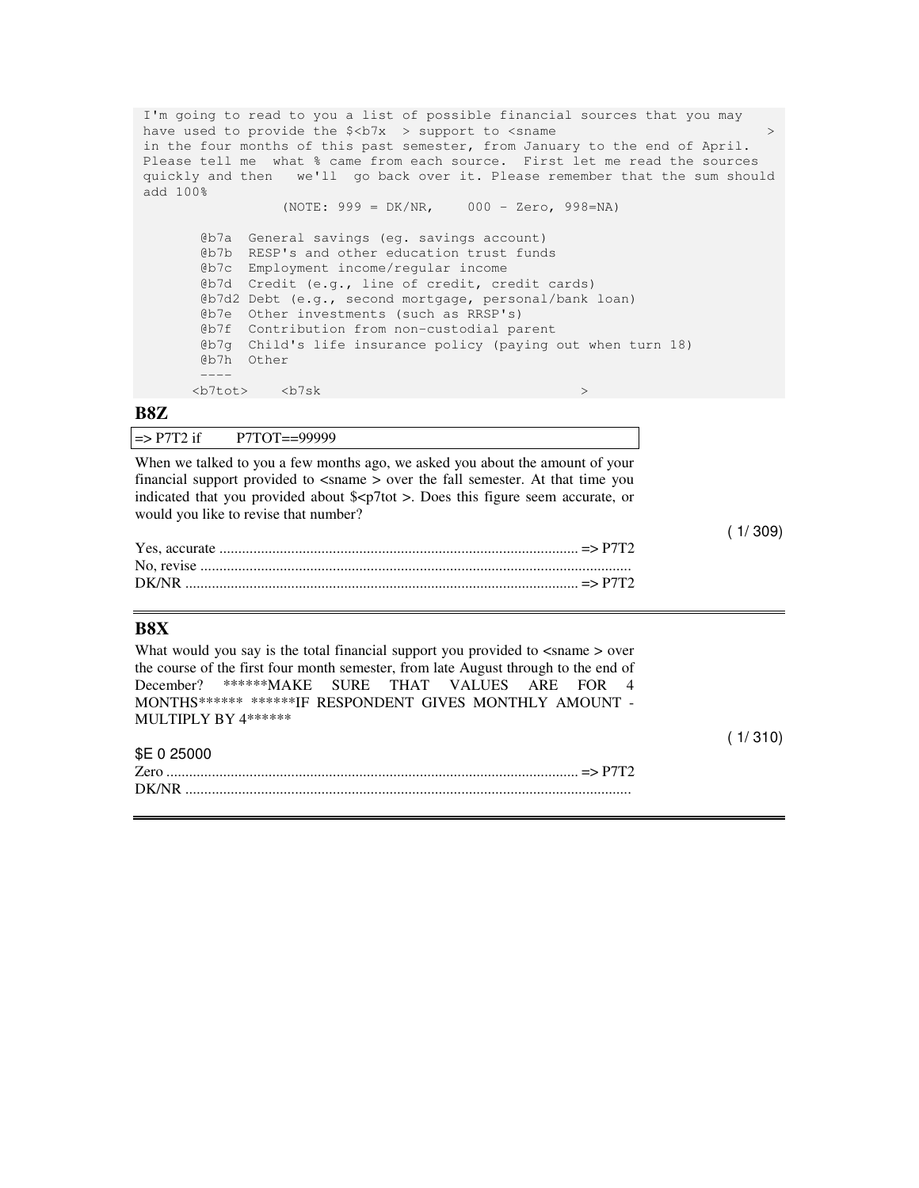```
I'm going to read to you a list of possible financial sources that you may
have used to provide the $<b7x  > support to <sname                          >
in the four months of this past semester, from January to the end of April.
Please tell me  what % came from each source.  First let me read the sources
quickly and then   we'll  go back over it. Please remember that the sum should
add 100%
                 (NOTE: 999 = DK/NR,    000 - Zero, 998=NA)

       @b7a  General savings (eg. savings account)
       @b7b  RESP's and other education trust funds
       @b7c  Employment income/regular income
       @b7d  Credit (e.g., line of credit, credit cards)
       @b7d2 Debt (e.g., second mortgage, personal/bank loan)
       @b7e  Other investments (such as RRSP's)
       @b7f  Contribution from non-custodial parent
       @b7g  Child's life insurance policy (paying out when turn 18)
       @b7h  Other
       ----
      <b7tot>    <b7sk                              >
```

### B8Z

=> P7T2 if P7TOT==99999

When we talked to you a few months ago, we asked you about the amount of your financial support provided to <sname > over the fall semester. At that time you indicated that you provided about $<p7tot >. Does this figure seem accurate, or would you like to revise that number?

( 1/ 309)

Yes, accurate .............................................................................................. => P7T2
No, revise ..................................................................................................
DK/NR ....................................................................................................... => P7T2

### B8X

What would you say is the total financial support you provided to <sname > over the course of the first four month semester, from late August through to the end of December? ******MAKE SURE THAT VALUES ARE FOR 4 MONTHS****** ******IF RESPONDENT GIVES MONTHLY AMOUNT - MULTIPLY BY 4******

( 1/ 310)

$E 0 25000
Zero ........................................................................................................... => P7T2
DK/NR .....................................................................................................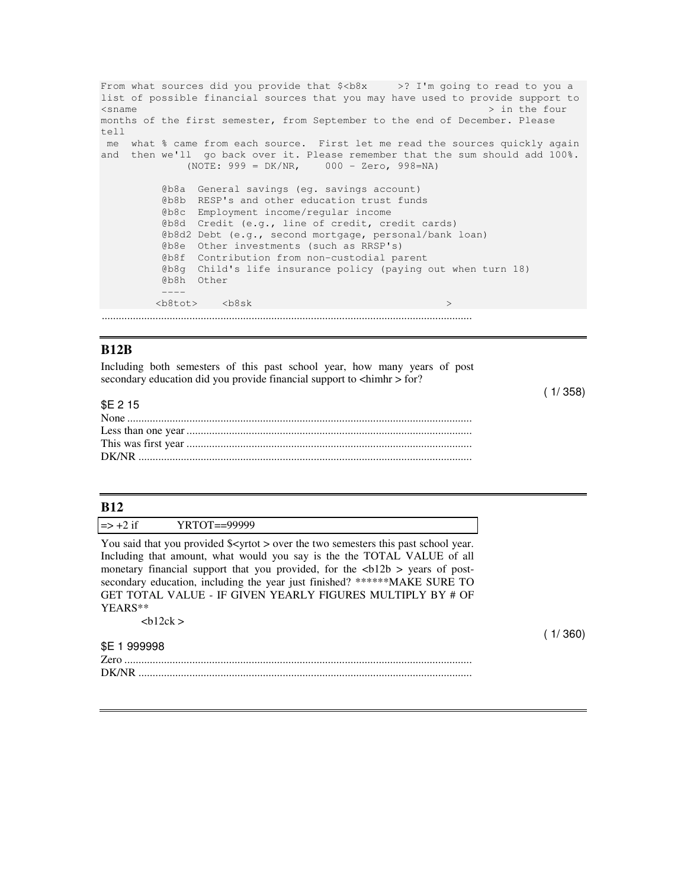```
From what sources did you provide that $<b8x     >? I'm going to read to you a
list of possible financial sources that you may have used to provide support to
<sname                                                               > in the four
months of the first semester, from September to the end of December. Please
tell
 me  what % came from each source.  First let me read the sources quickly again
and  then we'll  go back over it. Please remember that the sum should add 100%.
              (NOTE: 999 = DK/NR,    000 - Zero, 998=NA)

          @b8a  General savings (eg. savings account)
          @b8b  RESP's and other education trust funds
          @b8c  Employment income/regular income
          @b8d  Credit (e.g., line of credit, credit cards)
          @b8d2 Debt (e.g., second mortgage, personal/bank loan)
          @b8e  Other investments (such as RRSP's)
          @b8f  Contribution from non-custodial parent
          @b8g  Child's life insurance policy (paying out when turn 18)
          @b8h  Other
          ----
         <b8tot>    <b8sk                                >
```

.................................................................................................................................

## B12B

Including both semesters of this past school year, how many years of post secondary education did you provide financial support to <himhr > for?

( 1/ 358)

$E 2 15

None ..........................................................................................................
Less than one year ....................................................................................
This was first year ....................................................................................
DK/NR ........................................................................................................

## B12

=> +2 if YRTOT==99999

You said that you provided $<yrtot > over the two semesters this past school year. Including that amount, what would you say is the the TOTAL VALUE of all monetary financial support that you provided, for the <b12b > years of post-secondary education, including the year just finished? ******MAKE SURE TO GET TOTAL VALUE - IF GIVEN YEARLY FIGURES MULTIPLY BY # OF YEARS**

<b12ck >

( 1/ 360)

$E 1 999998

Zero ..........................................................................................................
DK/NR ........................................................................................................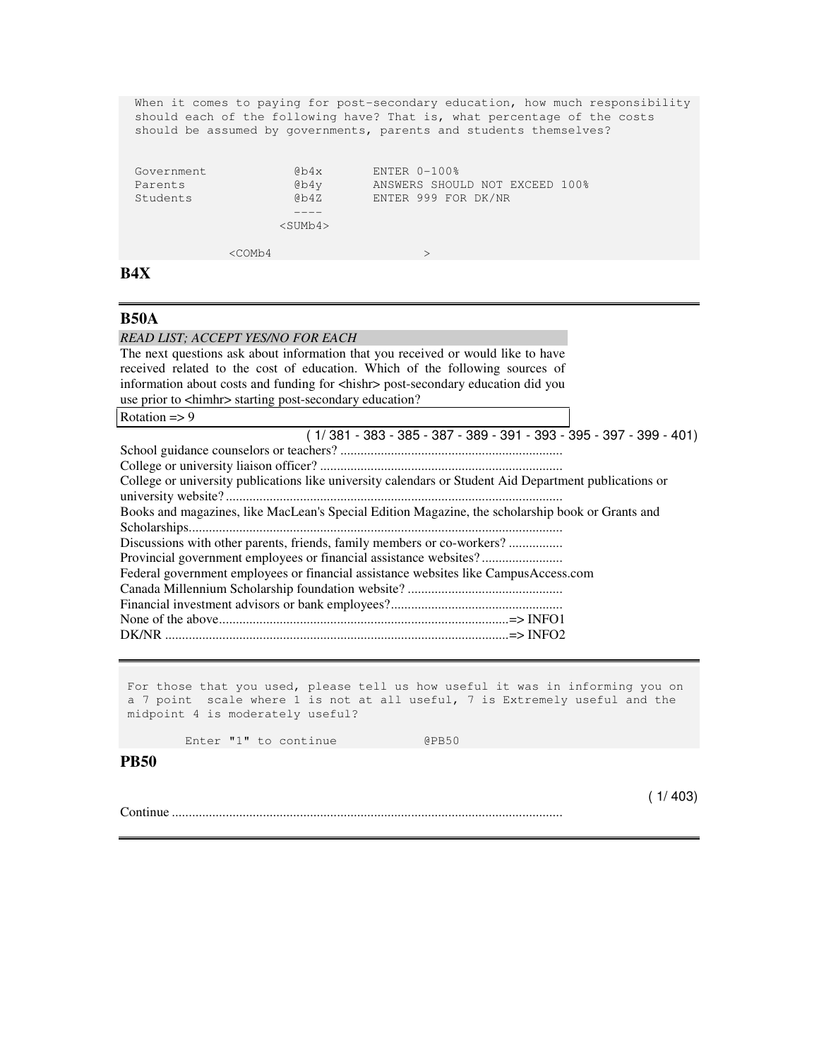```
When it comes to paying for post-secondary education, how much responsibility
should each of the following have? That is, what percentage of the costs
should be assumed by governments, parents and students themselves?


Government            @b4x       ENTER 0-100%
Parents               @b4y       ANSWERS SHOULD NOT EXCEED 100%
Students              @b4Z       ENTER 999 FOR DK/NR
                      ----
                    <SUMb4>

          <COMb4                    >
```

**B4X**

---

**B50A**

*READ LIST; ACCEPT YES/NO FOR EACH*

The next questions ask about information that you received or would like to have received related to the cost of education. Which of the following sources of information about costs and funding for <hishr> post-secondary education did you use prior to <himhr> starting post-secondary education?

Rotation => 9

( 1/ 381 - 383 - 385 - 387 - 389 - 391 - 393 - 395 - 397 - 399 - 401)

School guidance counselors or teachers? ..................................................................
College or university liaison officer? ........................................................................
College or university publications like university calendars or Student Aid Department publications or university website? ..................................................................................................
Books and magazines, like MacLean's Special Edition Magazine, the scholarship book or Grants and Scholarships..............................................................................................................
Discussions with other parents, friends, family members or co-workers? ................
Provincial government employees or financial assistance websites? ........................
Federal government employees or financial assistance websites like CampusAccess.com
Canada Millennium Scholarship foundation website? .............................................
Financial investment advisors or bank employees?..................................................
None of the above.....................................................................................=> INFO1
DK/NR .....................................................................................................=> INFO2

---

```
For those that you used, please tell us how useful it was in informing you on
a 7 point  scale where 1 is not at all useful, 7 is Extremely useful and the
midpoint 4 is moderately useful?

        Enter "1" to continue            @PB50
```

**PB50**

( 1/ 403)

Continue ...................................................................................................................

---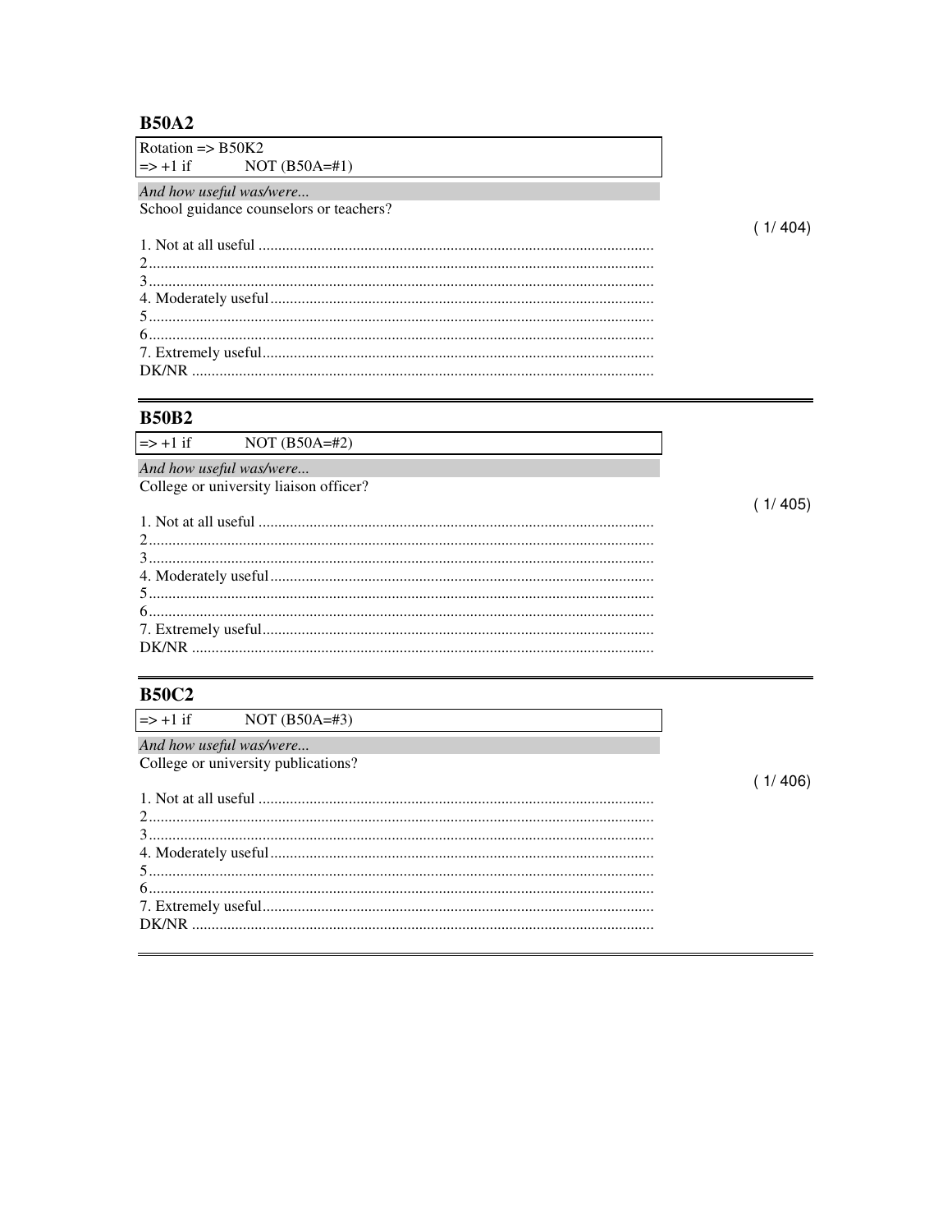## B50A2

| |
|---|
| Rotation => B50K2<br>=> +1 if NOT (B50A=#1) |

*And how useful was/were...*
School guidance counselors or teachers?

( 1/ 404)

1. Not at all useful ....................................................................................................
2. ...............................................................................................................
3. ...............................................................................................................
4. Moderately useful.................................................................................................
5. ...............................................................................................................
6. ...............................................................................................................
7. Extremely useful...................................................................................................

DK/NR .....................................................................................................................

## B50B2

| |
|---|
| => +1 if NOT (B50A=#2) |

*And how useful was/were...*
College or university liaison officer?

( 1/ 405)

1. Not at all useful ....................................................................................................
2. ...............................................................................................................
3. ...............................................................................................................
4. Moderately useful.................................................................................................
5. ...............................................................................................................
6. ...............................................................................................................
7. Extremely useful...................................................................................................

DK/NR .....................................................................................................................

## B50C2

| |
|---|
| => +1 if NOT (B50A=#3) |

*And how useful was/were...*
College or university publications?

( 1/ 406)

1. Not at all useful ....................................................................................................
2. ...............................................................................................................
3. ...............................................................................................................
4. Moderately useful.................................................................................................
5. ...............................................................................................................
6. ...............................................................................................................
7. Extremely useful...................................................................................................

DK/NR .....................................................................................................................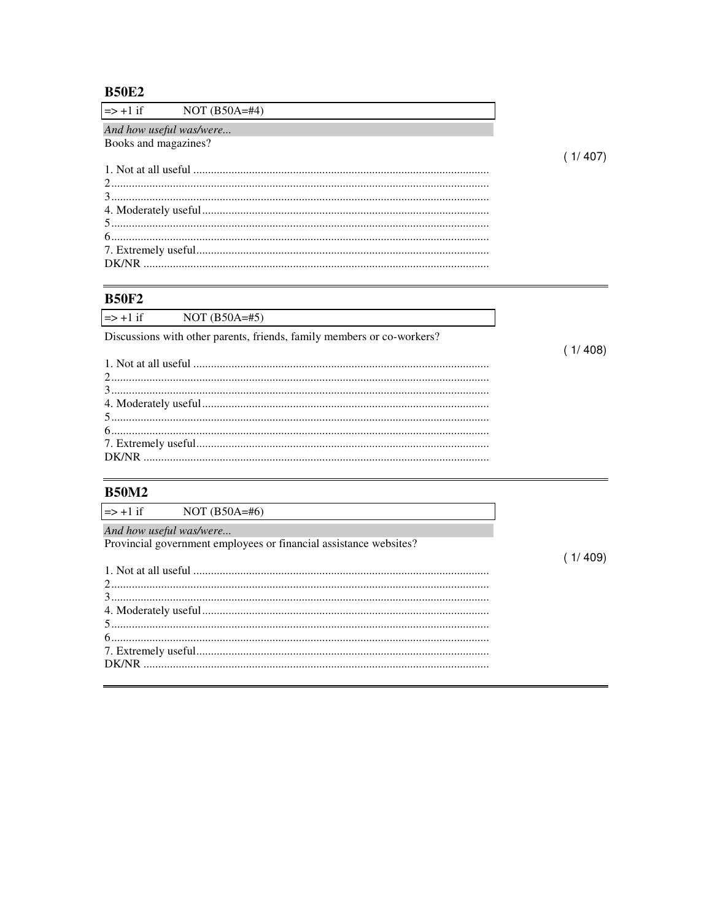## B50E2

=> +1 if NOT (B50A=#4)

*And how useful was/were...*

Books and magazines?

( 1/ 407)

1. Not at all useful ....................................................................................................
2.................................................................................................................
3.................................................................................................................
4. Moderately useful.................................................................................................
5.................................................................................................................
6.................................................................................................................
7. Extremely useful...................................................................................................

DK/NR .....................................................................................................

---

## B50F2

=> +1 if NOT (B50A=#5)

Discussions with other parents, friends, family members or co-workers?

( 1/ 408)

1. Not at all useful ....................................................................................................
2.................................................................................................................
3.................................................................................................................
4. Moderately useful.................................................................................................
5.................................................................................................................
6.................................................................................................................
7. Extremely useful...................................................................................................

DK/NR .....................................................................................................

---

## B50M2

=> +1 if NOT (B50A=#6)

*And how useful was/were...*

Provincial government employees or financial assistance websites?

( 1/ 409)

1. Not at all useful ....................................................................................................
2.................................................................................................................
3.................................................................................................................
4. Moderately useful.................................................................................................
5.................................................................................................................
6.................................................................................................................
7. Extremely useful...................................................................................................

DK/NR .....................................................................................................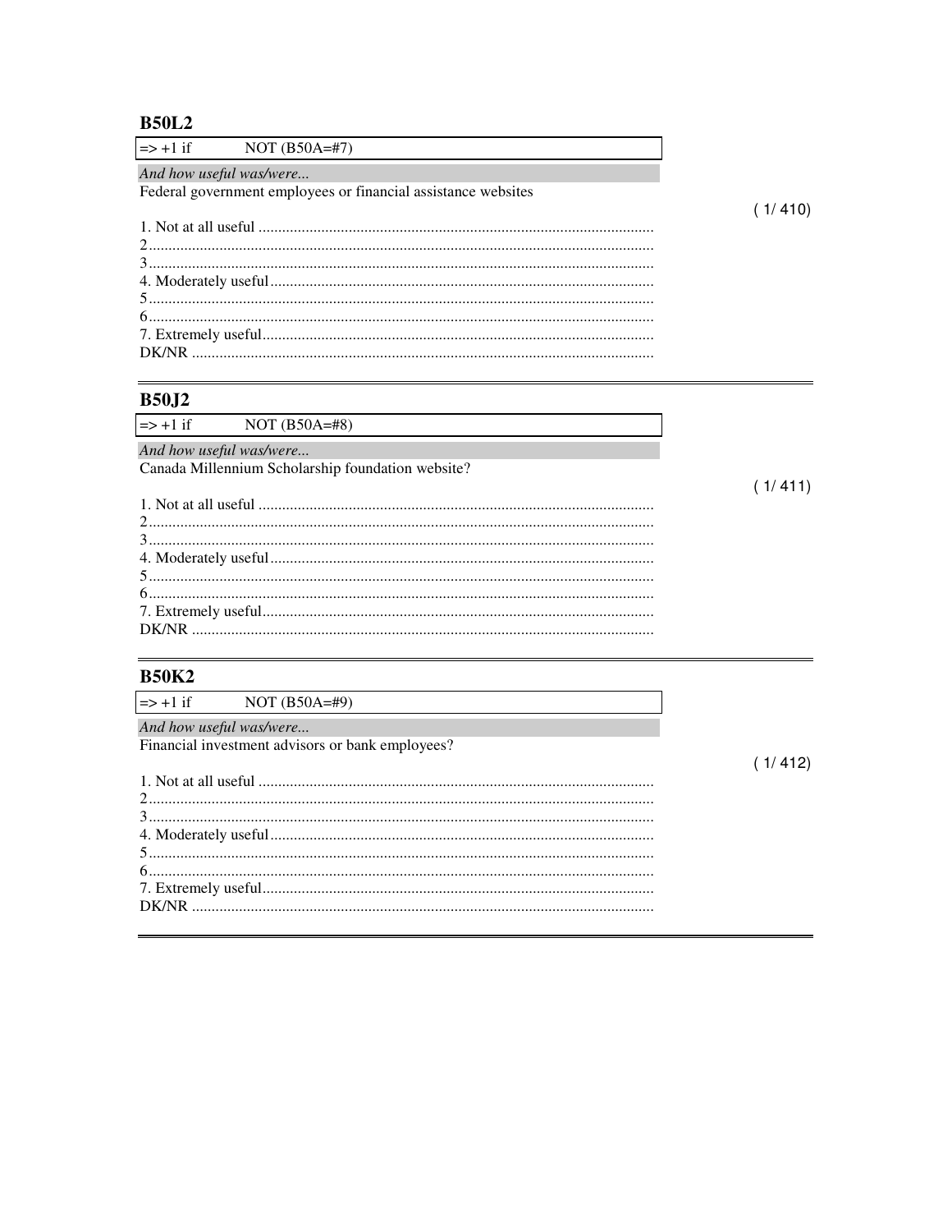## B50L2

| => +1 if | NOT (B50A=#7) |
|---|---|

*And how useful was/were...*

Federal government employees or financial assistance websites

( 1/ 410)

1. Not at all useful ....................................................................................................
2...............................................................................................................
3...............................................................................................................
4. Moderately useful.................................................................................................
5...............................................................................................................
6...............................................................................................................
7. Extremely useful...................................................................................................

DK/NR ....................................................................................................................

## B50J2

| => +1 if | NOT (B50A=#8) |
|---|---|

*And how useful was/were...*

Canada Millennium Scholarship foundation website?

( 1/ 411)

1. Not at all useful ....................................................................................................
2...............................................................................................................
3...............................................................................................................
4. Moderately useful.................................................................................................
5...............................................................................................................
6...............................................................................................................
7. Extremely useful...................................................................................................

DK/NR ....................................................................................................................

## B50K2

| => +1 if | NOT (B50A=#9) |
|---|---|

*And how useful was/were...*

Financial investment advisors or bank employees?

( 1/ 412)

1. Not at all useful ....................................................................................................
2...............................................................................................................
3...............................................................................................................
4. Moderately useful.................................................................................................
5...............................................................................................................
6...............................................................................................................
7. Extremely useful...................................................................................................

DK/NR ....................................................................................................................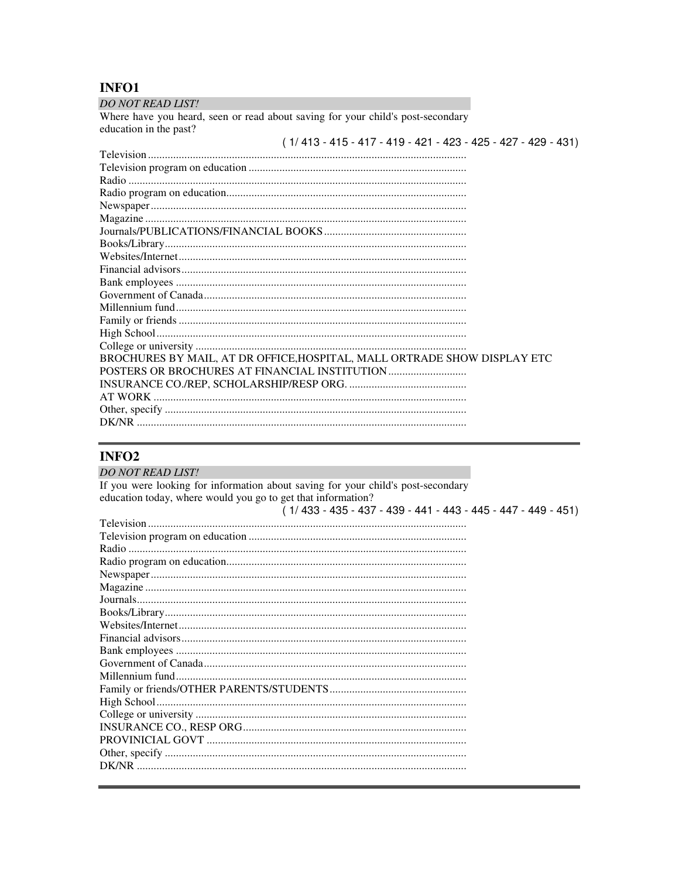## INFO1

*DO NOT READ LIST!*

Where have you heard, seen or read about saving for your child's post-secondary education in the past?

( 1/ 413 - 415 - 417 - 419 - 421 - 423 - 425 - 427 - 429 - 431)

Television ................................................................................................
Television program on education .............................................................................
Radio .......................................................................................................
Radio program on education.....................................................................................
Newspaper...............................................................................................
Magazine .................................................................................................
Journals/PUBLICATIONS/FINANCIAL BOOKS ..................................................
Books/Library...........................................................................................
Websites/Internet......................................................................................
Financial advisors.....................................................................................
Bank employees .......................................................................................
Government of Canada.............................................................................
Millennium fund.......................................................................................
Family or friends ......................................................................................
High School..............................................................................................
College or university ................................................................................
BROCHURES BY MAIL, AT DR OFFICE,HOSPITAL, MALL ORTRADE SHOW DISPLAY ETC
POSTERS OR BROCHURES AT FINANCIAL INSTITUTION............................
INSURANCE CO./REP, SCHOLARSHIP/RESP ORG. ..........................................
AT WORK ...............................................................................................
Other, specify ..........................................................................................
DK/NR .....................................................................................................

---

## INFO2

*DO NOT READ LIST!*

If you were looking for information about saving for your child's post-secondary education today, where would you go to get that information?

( 1/ 433 - 435 - 437 - 439 - 441 - 443 - 445 - 447 - 449 - 451)

Television ................................................................................................
Television program on education .............................................................................
Radio .......................................................................................................
Radio program on education.....................................................................................
Newspaper...............................................................................................
Magazine .................................................................................................
Journals....................................................................................................
Books/Library...........................................................................................
Websites/Internet......................................................................................
Financial advisors.....................................................................................
Bank employees .......................................................................................
Government of Canada.............................................................................
Millennium fund.......................................................................................
Family or friends/OTHER PARENTS/STUDENTS................................................
High School..............................................................................................
College or university ................................................................................
INSURANCE CO., RESP ORG...............................................................................
PROVINICIAL GOVT ............................................................................................
Other, specify ..........................................................................................
DK/NR .....................................................................................................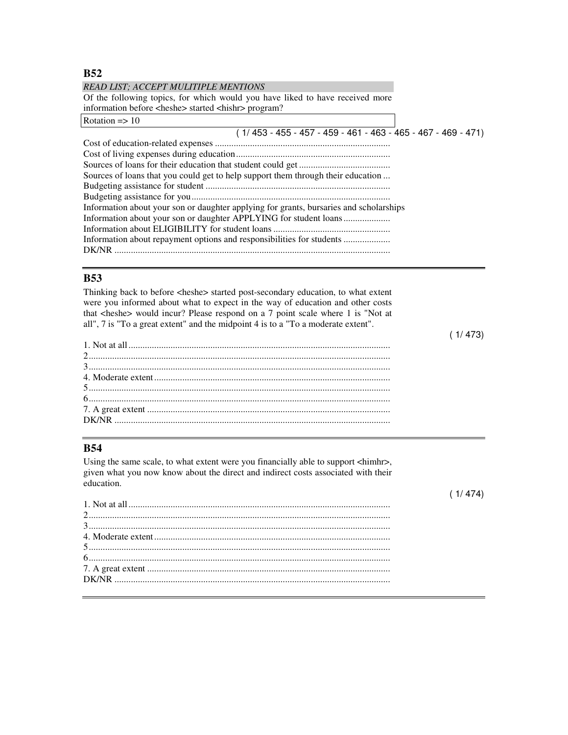## B52

*READ LIST; ACCEPT MULITIPLE MENTIONS*

Of the following topics, for which would you have liked to have received more information before <heshe> started <hishr> program?

Rotation => 10

( 1/ 453 - 455 - 457 - 459 - 461 - 463 - 465 - 467 - 469 - 471)

Cost of education-related expenses ..........................................................................
Cost of living expenses during education..................................................................
Sources of loans for their education that student could get .......................................
Sources of loans that you could get to help support them through their education ...
Budgeting assistance for student ..............................................................................
Budgeting assistance for you....................................................................................
Information about your son or daughter applying for grants, bursaries and scholarships
Information about your son or daughter APPLYING for student loans....................
Information about ELIGIBILITY for student loans .................................................
Information about repayment options and responsibilities for students ....................
DK/NR .....................................................................................................................

## B53

Thinking back to before <heshe> started post-secondary education, to what extent were you informed about what to expect in the way of education and other costs that <heshe> would incur? Please respond on a 7 point scale where 1 is "Not at all", 7 is "To a great extent" and the midpoint 4 is to a "To a moderate extent".

( 1/ 473)

1. Not at all...............................................................................................................
2...............................................................................................................................
3...............................................................................................................................
4. Moderate extent....................................................................................................
5...............................................................................................................................
6...............................................................................................................................
7. A great extent .......................................................................................................
DK/NR .....................................................................................................................

## B54

Using the same scale, to what extent were you financially able to support <himhr>, given what you now know about the direct and indirect costs associated with their education.

( 1/ 474)

1. Not at all...............................................................................................................
2...............................................................................................................................
3...............................................................................................................................
4. Moderate extent....................................................................................................
5...............................................................................................................................
6...............................................................................................................................
7. A great extent .......................................................................................................
DK/NR .....................................................................................................................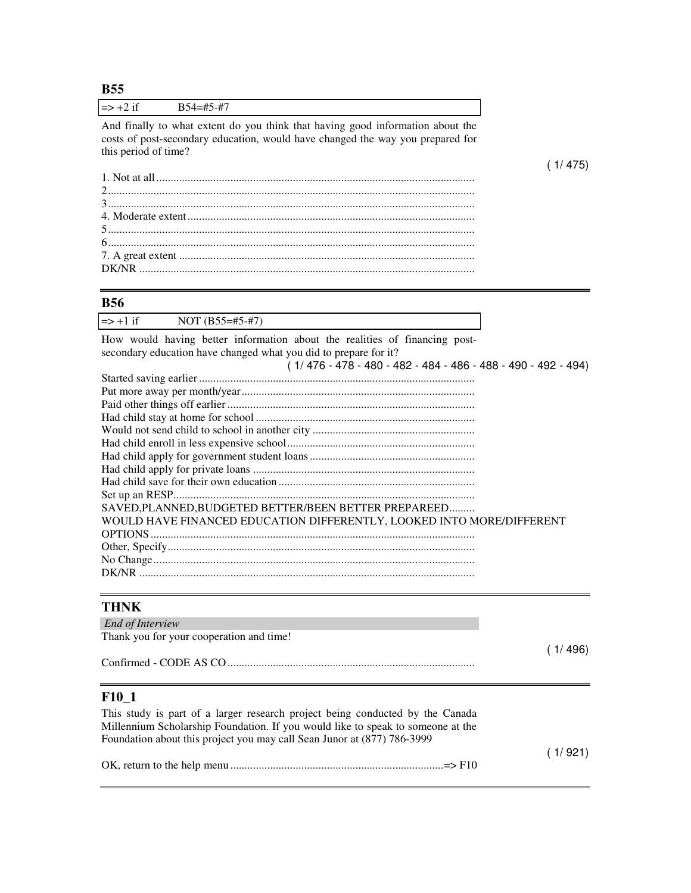## B55

| => +2 if | B54=#5-#7 |
|---|---|

And finally to what extent do you think that having good information about the costs of post-secondary education, would have changed the way you prepared for this period of time?

( 1/ 475)

1. Not at all ...............................................................................................................
2...............................................................................................................
3...............................................................................................................
4. Moderate extent ....................................................................................................
5...............................................................................................................
6...............................................................................................................
7. A great extent .......................................................................................................
DK/NR .....................................................................................................................

## B56

| => +1 if | NOT (B55=#5-#7) |
|---|---|

How would having better information about the realities of financing post-secondary education have changed what you did to prepare for it?

( 1/ 476 - 478 - 480 - 482 - 484 - 486 - 488 - 490 - 492 - 494)

Started saving earlier ................................................................................................
Put more away per month/year.................................................................................
Paid other things off earlier ......................................................................................
Had child stay at home for school ............................................................................
Would not send child to school in another city .........................................................
Had child enroll in less expensive school.................................................................
Had child apply for government student loans ..........................................................
Had child apply for private loans .............................................................................
Had child save for their own education ....................................................................
Set up an RESP.........................................................................................................
SAVED,PLANNED,BUDGETED BETTER/BEEN BETTER PREPAREED.........
WOULD HAVE FINANCED EDUCATION DIFFERENTLY, LOOKED INTO MORE/DIFFERENT OPTIONS ................................................................................................
Other, Specify...........................................................................................................
No Change................................................................................................................
DK/NR .....................................................................................................................

## THNK

*End of Interview*

Thank you for your cooperation and time!

( 1/ 496)

Confirmed - CODE AS CO .......................................................................................

## F10_1

This study is part of a larger research project being conducted by the Canada Millennium Scholarship Foundation. If you would like to speak to someone at the Foundation about this project you may call Sean Junor at (877) 786-3999

( 1/ 921)

OK, return to the help menu ..........................................................................=> F10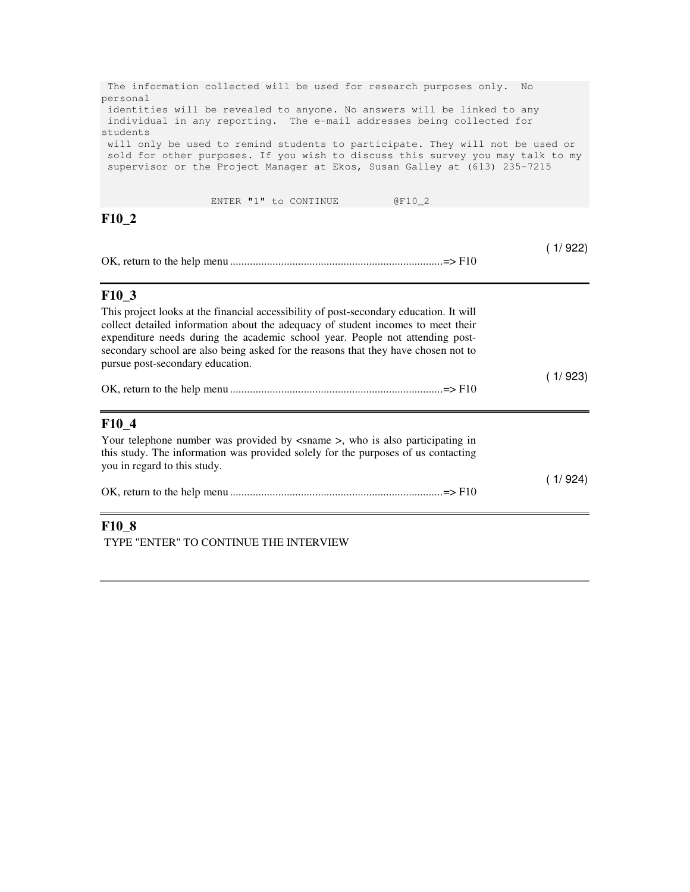```
 The information collected will be used for research purposes only.  No
personal
 identities will be revealed to anyone. No answers will be linked to any
 individual in any reporting.  The e-mail addresses being collected for
students
 will only be used to remind students to participate. They will not be used or
 sold for other purposes. If you wish to discuss this survey you may talk to my
 supervisor or the Project Manager at Ekos, Susan Galley at (613) 235-7215


                ENTER "1" to CONTINUE         @F10_2
```

## F10_2

( 1/ 922)

OK, return to the help menu ..........................................................................=> F10

---

## F10_3

This project looks at the financial accessibility of post-secondary education. It will collect detailed information about the adequacy of student incomes to meet their expenditure needs during the academic school year. People not attending post-secondary school are also being asked for the reasons that they have chosen not to pursue post-secondary education.

( 1/ 923)

OK, return to the help menu ..........................................................................=> F10

---

## F10_4

Your telephone number was provided by <sname >, who is also participating in this study. The information was provided solely for the purposes of us contacting you in regard to this study.

( 1/ 924)

OK, return to the help menu ..........................................................................=> F10

---

## F10_8

TYPE "ENTER" TO CONTINUE THE INTERVIEW

---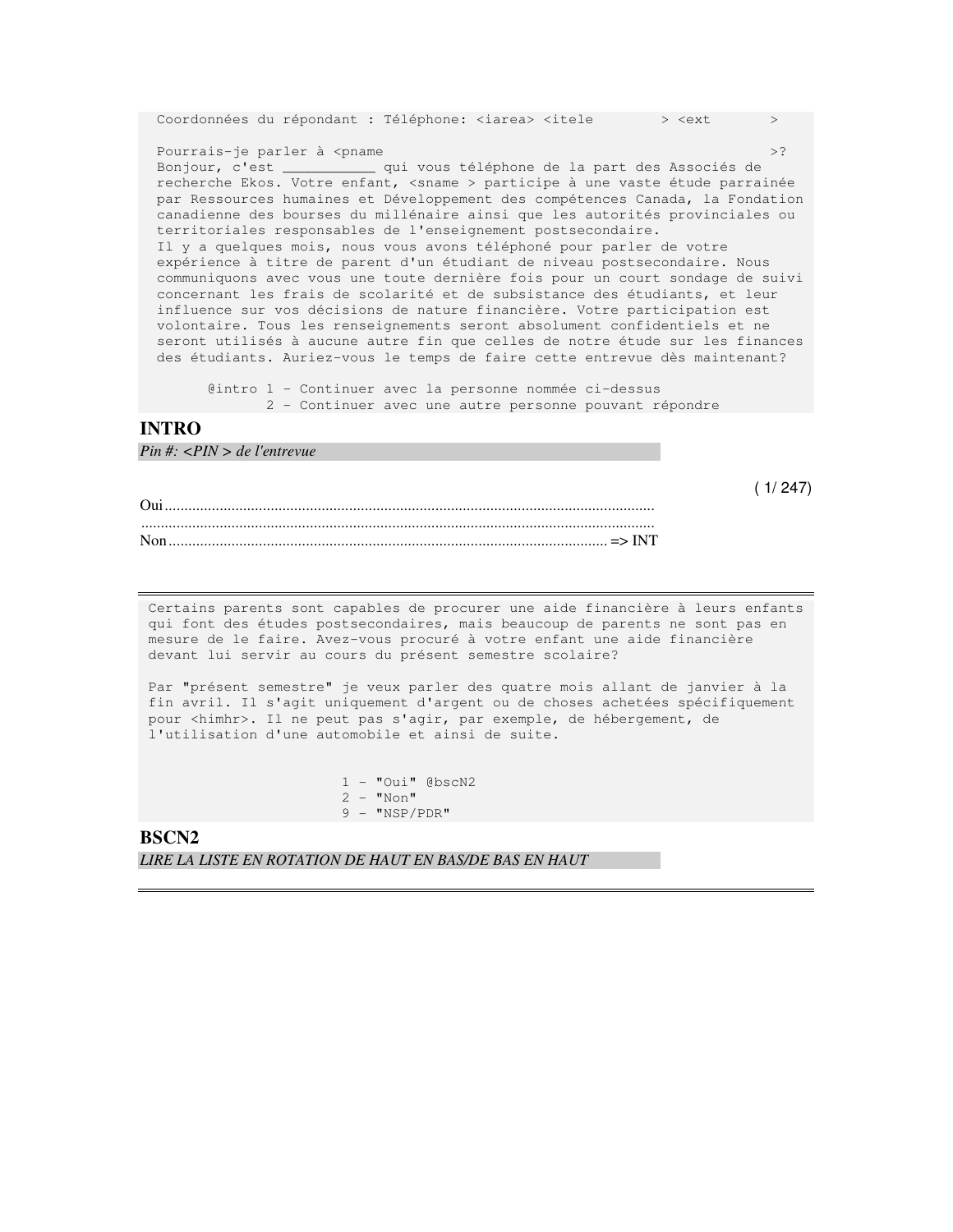```
Coordonnées du répondant : Téléphone: <iarea> <itele        > <ext       >

Pourrais-je parler à <pname                                              >?
Bonjour, c'est ___________ qui vous téléphone de la part des Associés de
recherche Ekos. Votre enfant, <sname > participe à une vaste étude parrainée
par Ressources humaines et Développement des compétences Canada, la Fondation
canadienne des bourses du millénaire ainsi que les autorités provinciales ou
territoriales responsables de l'enseignement postsecondaire.
Il y a quelques mois, nous vous avons téléphoné pour parler de votre
expérience à titre de parent d'un étudiant de niveau postsecondaire. Nous
communiquons avec vous une toute dernière fois pour un court sondage de suivi
concernant les frais de scolarité et de subsistance des étudiants, et leur
influence sur vos décisions de nature financière. Votre participation est
volontaire. Tous les renseignements seront absolument confidentiels et ne
seront utilisés à aucune autre fin que celles de notre étude sur les finances
des étudiants. Auriez-vous le temps de faire cette entrevue dès maintenant?

      @intro 1 - Continuer avec la personne nommée ci-dessus
             2 - Continuer avec une autre personne pouvant répondre
```

**INTRO**

*Pin #: <PIN > de l'entrevue*

( 1/ 247)

Oui............................................................................................................................

...................................................................................................................................

Non............................................................................................................... => INT

---

```
Certains parents sont capables de procurer une aide financière à leurs enfants
qui font des études postsecondaires, mais beaucoup de parents ne sont pas en
mesure de le faire. Avez-vous procuré à votre enfant une aide financière
devant lui servir au cours du présent semestre scolaire?

Par "présent semestre" je veux parler des quatre mois allant de janvier à la
fin avril. Il s'agit uniquement d'argent ou de choses achetées spécifiquement
pour <himhr>. Il ne peut pas s'agir, par exemple, de hébergement, de
l'utilisation d'une automobile et ainsi de suite.


                    1 - "Oui" @bscN2
                    2 - "Non"
                    9 - "NSP/PDR"
```

**BSCN2**

*LIRE LA LISTE EN ROTATION DE HAUT EN BAS/DE BAS EN HAUT*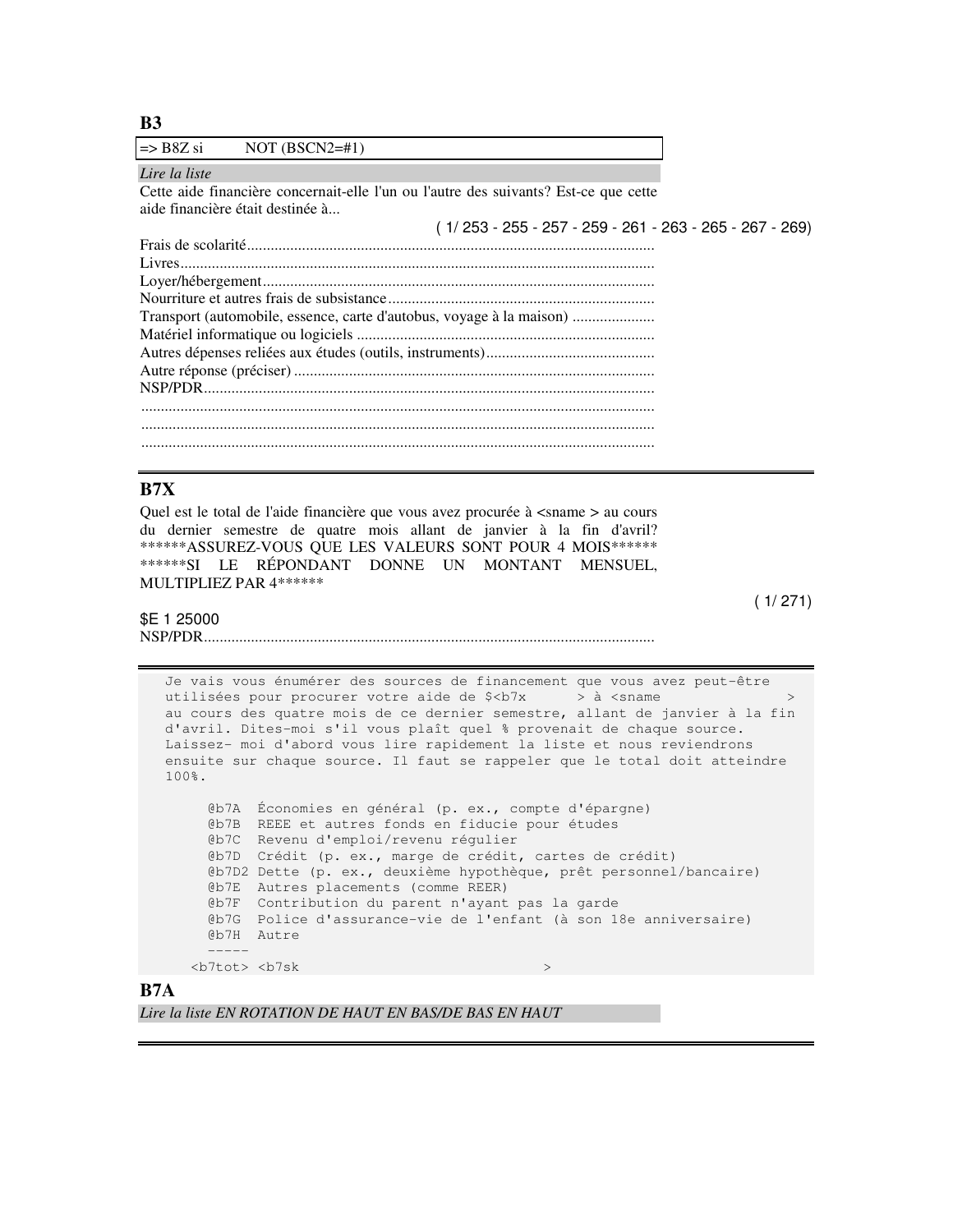**B3**

| => B8Z si | NOT (BSCN2=#1) |
|---|---|

*Lire la liste*

Cette aide financière concernait-elle l'un ou l'autre des suivants? Est-ce que cette aide financière était destinée à...

( 1/ 253 - 255 - 257 - 259 - 261 - 263 - 265 - 267 - 269)

Frais de scolarité.......................................................................................................
Livres.......................................................................................................................
Loyer/hébergement...................................................................................................
Nourriture et autres frais de subsistance...................................................................
Transport (automobile, essence, carte d'autobus, voyage à la maison) .....................
Matériel informatique ou logiciels ...........................................................................
Autres dépenses reliées aux études (outils, instruments)...........................................
Autre réponse (préciser) ...........................................................................................
NSP/PDR..................................................................................................................
.................................................................................................................................
.................................................................................................................................
.................................................................................................................................

---

**B7X**

Quel est le total de l'aide financière que vous avez procurée à <sname > au cours du dernier semestre de quatre mois allant de janvier à la fin d'avril? ******ASSUREZ-VOUS QUE LES VALEURS SONT POUR 4 MOIS****** ******SI LE RÉPONDANT DONNE UN MONTANT MENSUEL, MULTIPLIEZ PAR 4******

( 1/ 271)

$E 1 25000
NSP/PDR..................................................................................................................

---

```
Je vais vous énumérer des sources de financement que vous avez peut-être
utilisées pour procurer votre aide de $<b7x      > à <sname               >
au cours des quatre mois de ce dernier semestre, allant de janvier à la fin
d'avril. Dites-moi s'il vous plaît quel % provenait de chaque source.
Laissez- moi d'abord vous lire rapidement la liste et nous reviendrons
ensuite sur chaque source. Il faut se rappeler que le total doit atteindre
100%.

     @b7A  Économies en général (p. ex., compte d'épargne)
     @b7B  REEE et autres fonds en fiducie pour études
     @b7C  Revenu d'emploi/revenu régulier
     @b7D  Crédit (p. ex., marge de crédit, cartes de crédit)
     @b7D2 Dette (p. ex., deuxième hypothèque, prêt personnel/bancaire)
     @b7E  Autres placements (comme REER)
     @b7F  Contribution du parent n'ayant pas la garde
     @b7G  Police d'assurance-vie de l'enfant (à son 18e anniversaire)
     @b7H  Autre
     -----
   <b7tot> <b7sk                          >
```

**B7A**

*Lire la liste EN ROTATION DE HAUT EN BAS/DE BAS EN HAUT*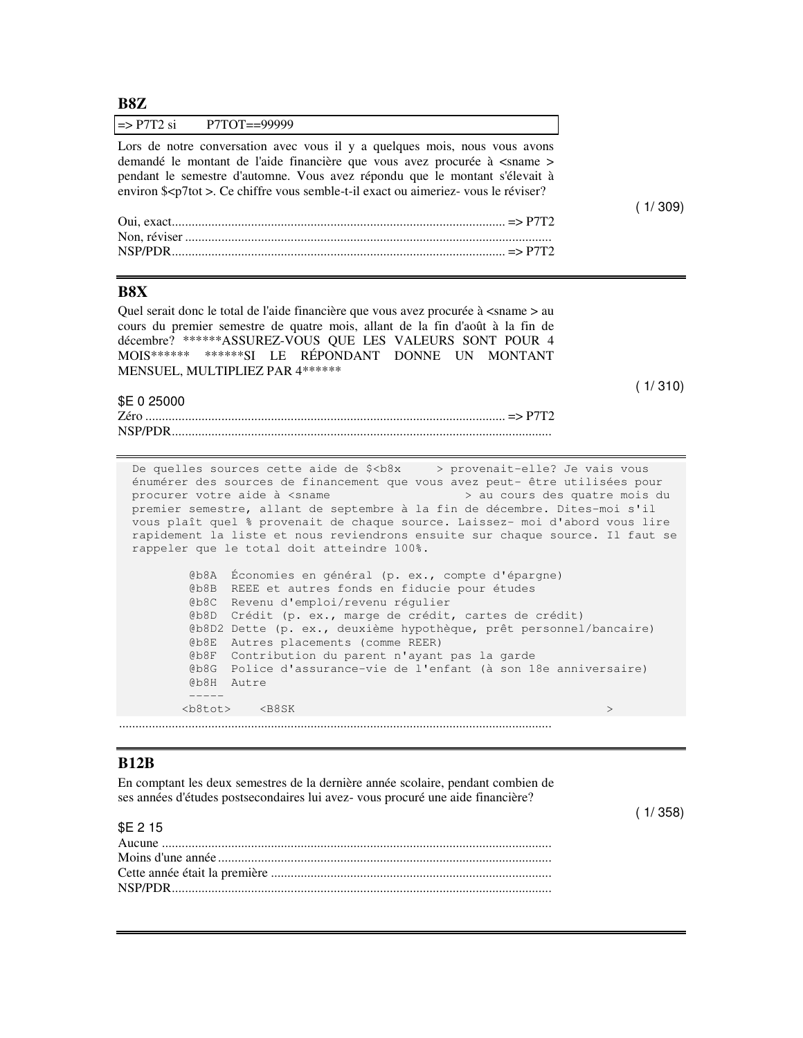### B8Z

| => P7T2 si P7TOT==99999 |
|---|

Lors de notre conversation avec vous il y a quelques mois, nous vous avons demandé le montant de l'aide financière que vous avez procurée à <sname > pendant le semestre d'automne. Vous avez répondu que le montant s'élevait à environ $<p7tot >. Ce chiffre vous semble-t-il exact ou aimeriez- vous le réviser?

( 1/ 309)

Oui, exact.................................................................................................. => P7T2
Non, réviser ...............................................................................................
NSP/PDR.................................................................................................. => P7T2

---

### B8X

Quel serait donc le total de l'aide financière que vous avez procurée à <sname > au cours du premier semestre de quatre mois, allant de la fin d'août à la fin de décembre? ******ASSUREZ-VOUS QUE LES VALEURS SONT POUR 4 MOIS****** ******SI LE RÉPONDANT DONNE UN MONTANT MENSUEL, MULTIPLIEZ PAR 4******

( 1/ 310)

$E 0 25000
Zéro ........................................................................................................ => P7T2
NSP/PDR...................................................................................................

---

```
De quelles sources cette aide de $<b8x     > provenait-elle? Je vais vous
énumérer des sources de financement que vous avez peut- être utilisées pour
procurer votre aide à <sname                    > au cours des quatre mois du
premier semestre, allant de septembre à la fin de décembre. Dites-moi s'il
vous plaît quel % provenait de chaque source. Laissez- moi d'abord vous lire
rapidement la liste et nous reviendrons ensuite sur chaque source. Il faut se
rappeler que le total doit atteindre 100%.

        @b8A  Économies en général (p. ex., compte d'épargne)
        @b8B  REEE et autres fonds en fiducie pour études
        @b8C  Revenu d'emploi/revenu régulier
        @b8D  Crédit (p. ex., marge de crédit, cartes de crédit)
        @b8D2 Dette (p. ex., deuxième hypothèque, prêt personnel/bancaire)
        @b8E  Autres placements (comme REER)
        @b8F  Contribution du parent n'ayant pas la garde
        @b8G  Police d'assurance-vie de l'enfant (à son 18e anniversaire)
        @b8H  Autre
        -----
       <b8tot>    <B8SK                                              >
```

.................................................................................................................

---

### B12B

En comptant les deux semestres de la dernière année scolaire, pendant combien de ses années d'études postsecondaires lui avez- vous procuré une aide financière?

( 1/ 358)

$E 2 15
Aucune .....................................................................................................
Moins d'une année ....................................................................................
Cette année était la première ...................................................................
NSP/PDR...................................................................................................

---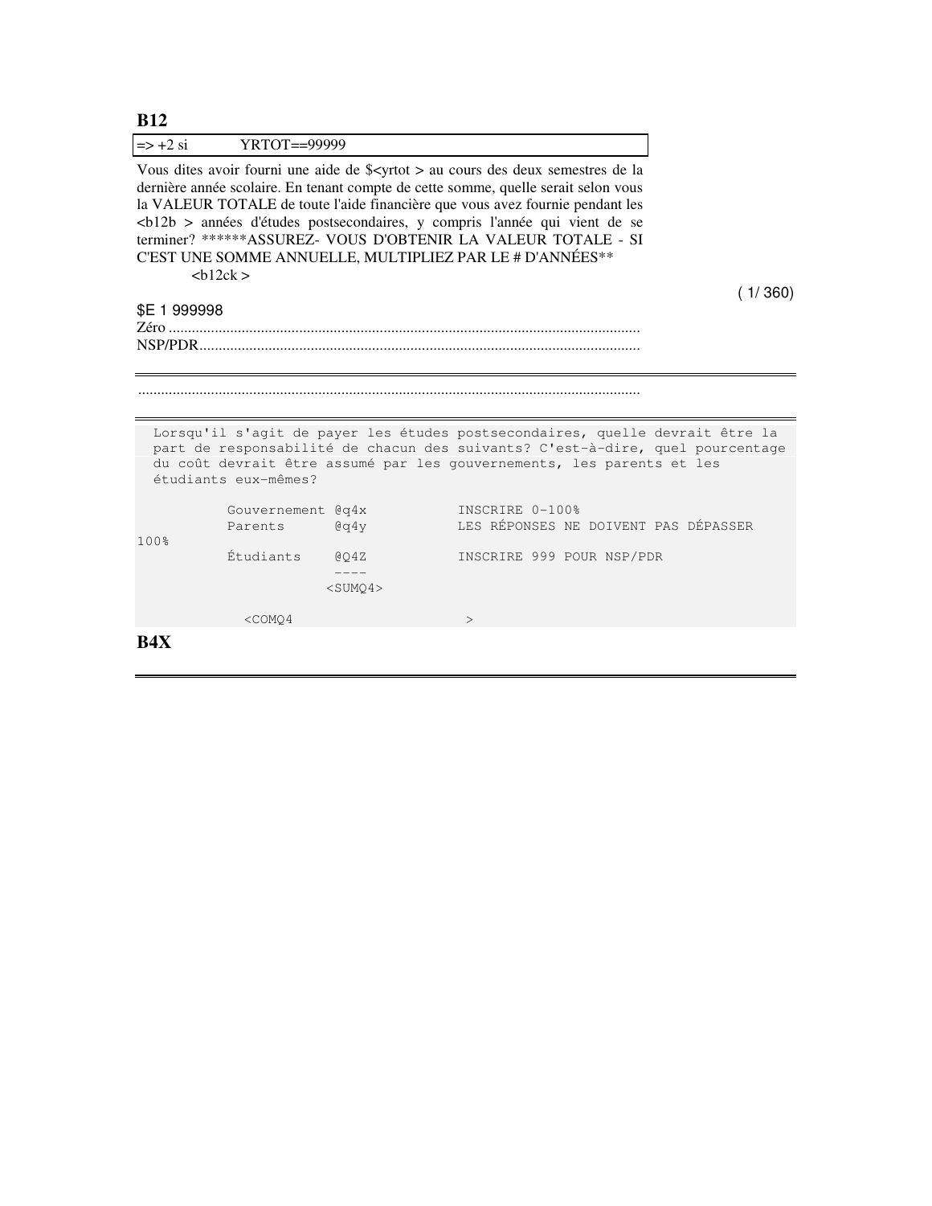### B12

| => +2 si | YRTOT==99999 |
|---|---|

Vous dites avoir fourni une aide de $<yrtot > au cours des deux semestres de la dernière année scolaire. En tenant compte de cette somme, quelle serait selon vous la VALEUR TOTALE de toute l'aide financière que vous avez fournie pendant les <b12b > années d'études postsecondaires, y compris l'année qui vient de se terminer? ******ASSUREZ- VOUS D'OBTENIR LA VALEUR TOTALE - SI C'EST UNE SOMME ANNUELLE, MULTIPLIEZ PAR LE # D'ANNÉES**

<b12ck >

( 1/ 360)

$E 1 999998

Zéro ........................................................................................................................

NSP/PDR.................................................................................................................

.................................................................................................................................

```
Lorsqu'il s'agit de payer les études postsecondaires, quelle devrait être la
part de responsabilité de chacun des suivants? C'est-à-dire, quel pourcentage
du coût devrait être assumé par les gouvernements, les parents et les
étudiants eux-mêmes?

         Gouvernement @q4x          INSCRIRE 0-100%
         Parents      @q4y          LES RÉPONSES NE DOIVENT PAS DÉPASSER
100%
         Étudiants    @Q4Z          INSCRIRE 999 POUR NSP/PDR
                      ----
                     <SUMQ4>

           <COMQ4                    >
```

### B4X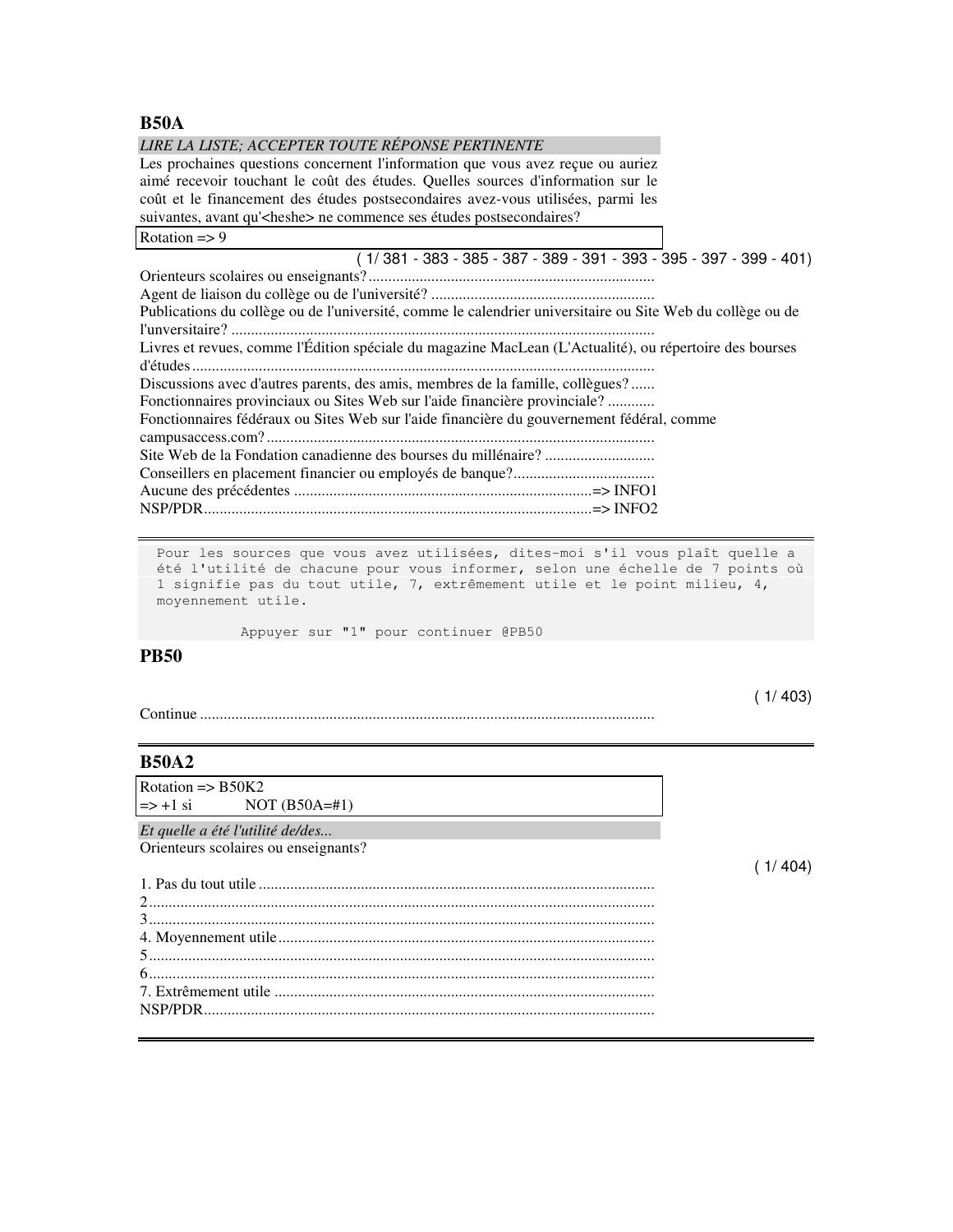### B50A

*LIRE LA LISTE; ACCEPTER TOUTE RÉPONSE PERTINENTE*

Les prochaines questions concernent l'information que vous avez reçue ou auriez aimé recevoir touchant le coût des études. Quelles sources d'information sur le coût et le financement des études postsecondaires avez-vous utilisées, parmi les suivantes, avant qu'<heshe> ne commence ses études postsecondaires?

Rotation => 9

( 1/ 381 - 383 - 385 - 387 - 389 - 391 - 393 - 395 - 397 - 399 - 401)

Orienteurs scolaires ou enseignants? ........................................................................

Agent de liaison du collège ou de l'université? ........................................................

Publications du collège ou de l'université, comme le calendrier universitaire ou Site Web du collège ou de l'unversitaire? ...........................................................................................................

Livres et revues, comme l'Édition spéciale du magazine MacLean (L'Actualité), ou répertoire des bourses d'études ....................................................................................................................

Discussions avec d'autres parents, des amis, membres de la famille, collègues? ......

Fonctionnaires provinciaux ou Sites Web sur l'aide financière provinciale? ............

Fonctionnaires fédéraux ou Sites Web sur l'aide financière du gouvernement fédéral, comme campusaccess.com? ..................................................................................................

Site Web de la Fondation canadienne des bourses du millénaire? ............................

Conseillers en placement financier ou employés de banque? ....................................

Aucune des précédentes ............................................................................=> INFO1

NSP/PDR...................................................................................................=> INFO2

---

```
Pour les sources que vous avez utilisées, dites-moi s'il vous plaît quelle a
été l'utilité de chacune pour vous informer, selon une échelle de 7 points où
1 signifie pas du tout utile, 7, extrêmement utile et le point milieu, 4,
moyennement utile.

          Appuyer sur "1" pour continuer @PB50
```

### PB50

( 1/ 403)

Continue ...................................................................................................................

---

### B50A2

Rotation => B50K2
=> +1 si NOT (B50A=#1)

*Et quelle a été l'utilité de/des...*

Orienteurs scolaires ou enseignants?

( 1/ 404)

1. Pas du tout utile ....................................................................................................
2. ...............................................................................................................................
3. ...............................................................................................................................
4. Moyennement utile ...............................................................................................
5. ...............................................................................................................................
6. ...............................................................................................................................
7. Extrêmement utile ................................................................................................

NSP/PDR..................................................................................................................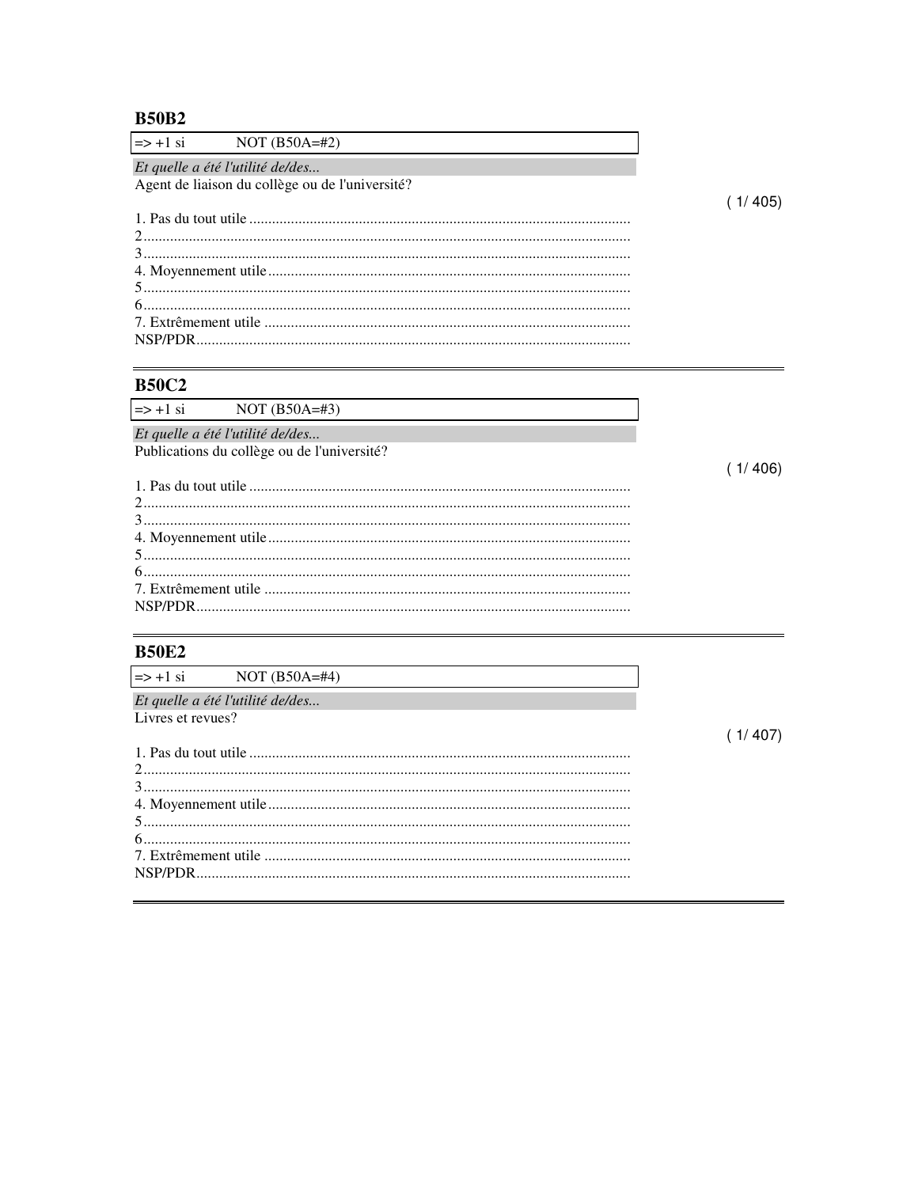**B50B2**

| | |
|---|---|
| => +1 si | NOT (B50A=#2) |

*Et quelle a été l'utilité de/des...*
Agent de liaison du collège ou de l'université?

( 1/ 405)

1. Pas du tout utile ....................................................................................................
2...............................................................................................................
3...............................................................................................................
4. Moyennement utile...............................................................................................
5...............................................................................................................
6...............................................................................................................
7. Extrêmement utile ................................................................................................
NSP/PDR.................................................................................................................

---

**B50C2**

| | |
|---|---|
| => +1 si | NOT (B50A=#3) |

*Et quelle a été l'utilité de/des...*
Publications du collège ou de l'université?

( 1/ 406)

1. Pas du tout utile ....................................................................................................
2...............................................................................................................
3...............................................................................................................
4. Moyennement utile...............................................................................................
5...............................................................................................................
6...............................................................................................................
7. Extrêmement utile ................................................................................................
NSP/PDR.................................................................................................................

---

**B50E2**

| | |
|---|---|
| => +1 si | NOT (B50A=#4) |

*Et quelle a été l'utilité de/des...*
Livres et revues?

( 1/ 407)

1. Pas du tout utile ....................................................................................................
2...............................................................................................................
3...............................................................................................................
4. Moyennement utile...............................................................................................
5...............................................................................................................
6...............................................................................................................
7. Extrêmement utile ................................................................................................
NSP/PDR.................................................................................................................

---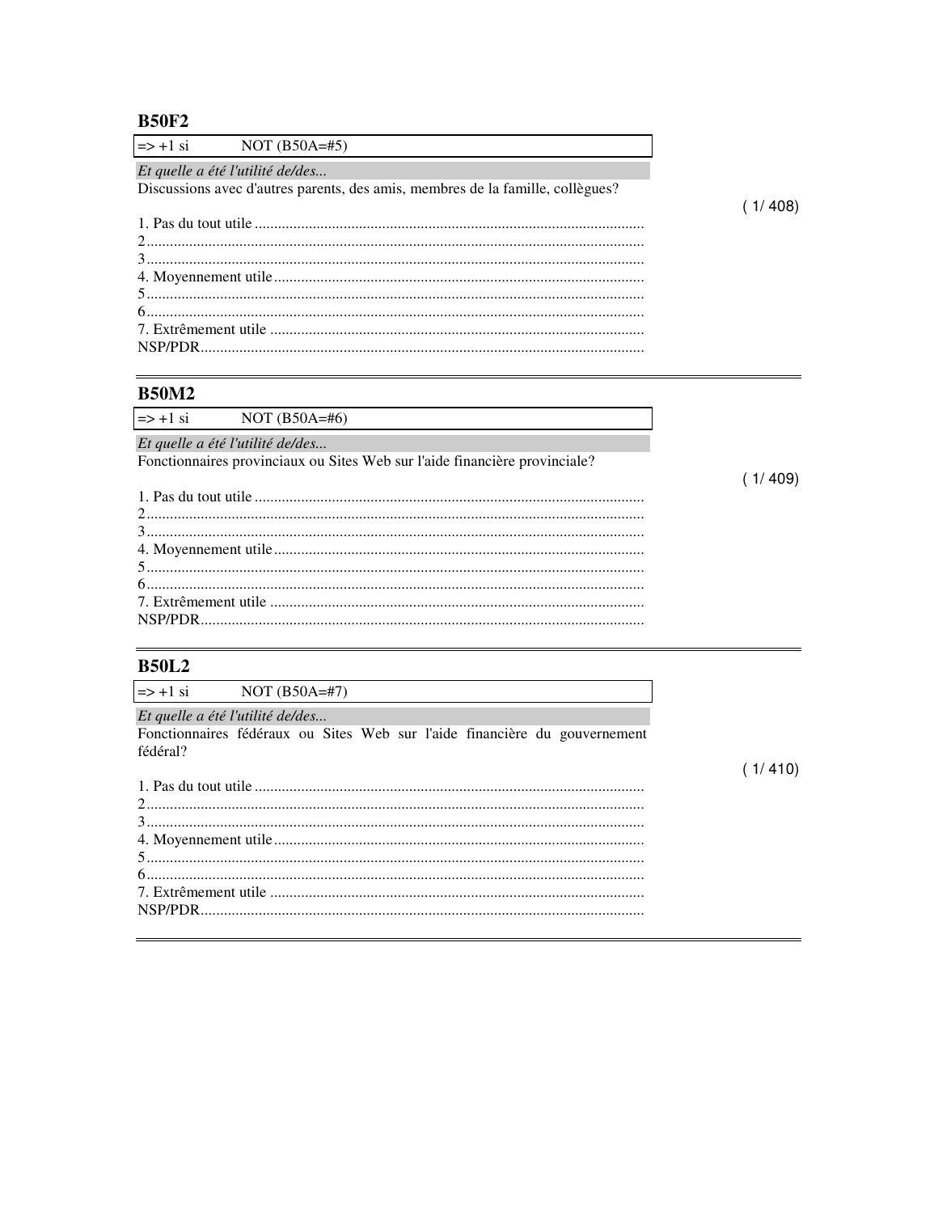## B50F2

| => +1 si | NOT (B50A=#5) |
|---|---|

*Et quelle a été l'utilité de/des...*

Discussions avec d'autres parents, des amis, membres de la famille, collègues?

( 1/ 408)

1. Pas du tout utile ....................................................................................................
2...............................................................................................................................
3...............................................................................................................................
4. Moyennement utile...............................................................................................
5...............................................................................................................................
6...............................................................................................................................
7. Extrêmement utile ................................................................................................

NSP/PDR..................................................................................................................

---

## B50M2

| => +1 si | NOT (B50A=#6) |
|---|---|

*Et quelle a été l'utilité de/des...*

Fonctionnaires provinciaux ou Sites Web sur l'aide financière provinciale?

( 1/ 409)

1. Pas du tout utile ....................................................................................................
2...............................................................................................................................
3...............................................................................................................................
4. Moyennement utile...............................................................................................
5...............................................................................................................................
6...............................................................................................................................
7. Extrêmement utile ................................................................................................

NSP/PDR..................................................................................................................

---

## B50L2

| => +1 si | NOT (B50A=#7) |
|---|---|

*Et quelle a été l'utilité de/des...*

Fonctionnaires fédéraux ou Sites Web sur l'aide financière du gouvernement fédéral?

( 1/ 410)

1. Pas du tout utile ....................................................................................................
2...............................................................................................................................
3...............................................................................................................................
4. Moyennement utile...............................................................................................
5...............................................................................................................................
6...............................................................................................................................
7. Extrêmement utile ................................................................................................

NSP/PDR..................................................................................................................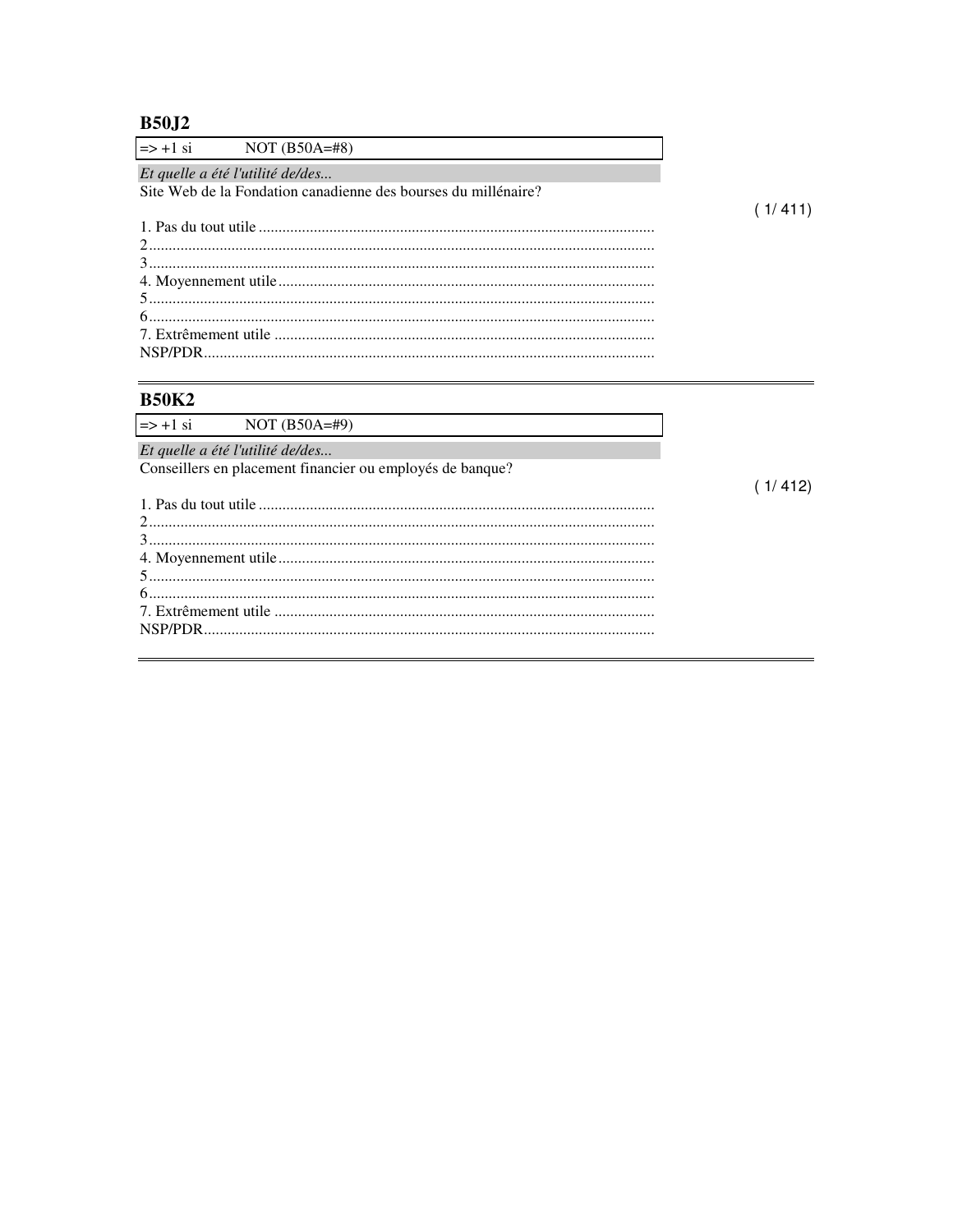## B50J2

| | |
|---|---|
| => +1 si | NOT (B50A=#8) |

*Et quelle a été l'utilité de/des...*

Site Web de la Fondation canadienne des bourses du millénaire?

( 1/ 411)

1. Pas du tout utile ....................................................................................................
2................................................................................................................
3................................................................................................................
4. Moyennement utile................................................................................................
5................................................................................................................
6................................................................................................................
7. Extrêmement utile ................................................................................................

NSP/PDR..................................................................................................

---

## B50K2

| | |
|---|---|
| => +1 si | NOT (B50A=#9) |

*Et quelle a été l'utilité de/des...*

Conseillers en placement financier ou employés de banque?

( 1/ 412)

1. Pas du tout utile ....................................................................................................
2................................................................................................................
3................................................................................................................
4. Moyennement utile................................................................................................
5................................................................................................................
6................................................................................................................
7. Extrêmement utile ................................................................................................

NSP/PDR..................................................................................................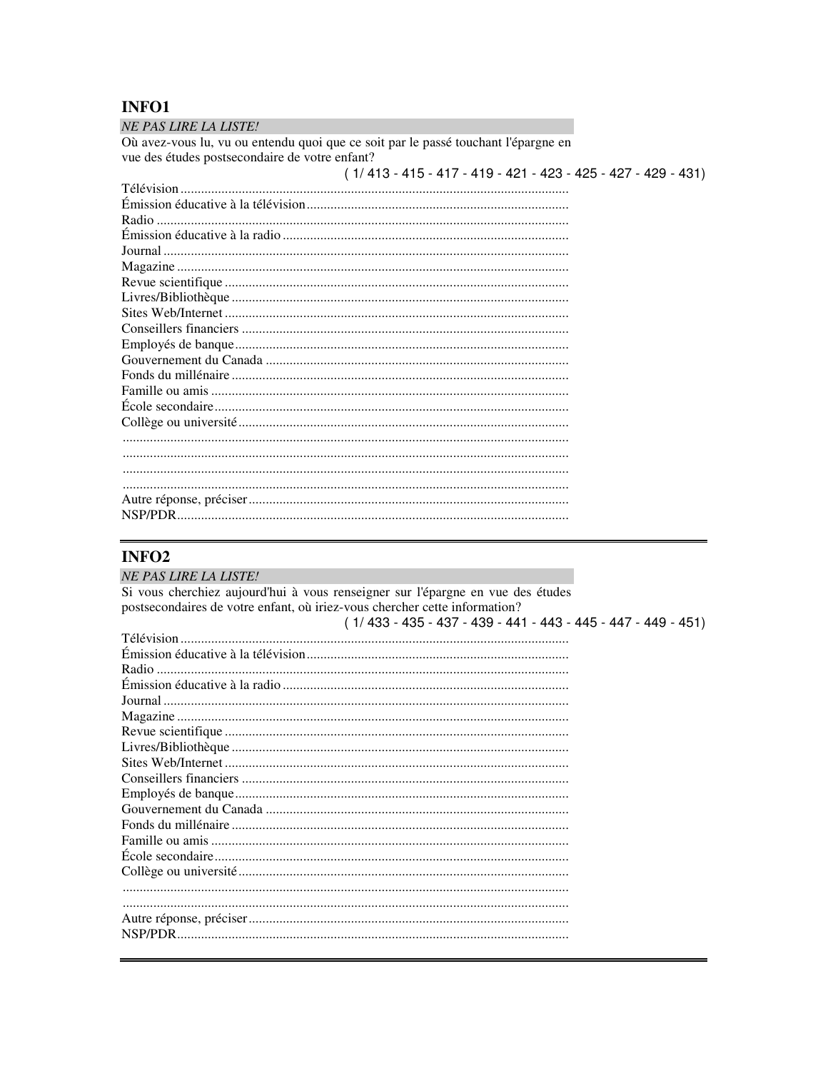## INFO1

*NE PAS LIRE LA LISTE!*

Où avez-vous lu, vu ou entendu quoi que ce soit par le passé touchant l'épargne en vue des études postsecondaire de votre enfant?

( 1/ 413 - 415 - 417 - 419 - 421 - 423 - 425 - 427 - 429 - 431)

Télévision ................................................................................................
Émission éducative à la télévision............................................................................
Radio .......................................................................................................
Émission éducative à la radio ...................................................................................
Journal .....................................................................................................
Magazine .................................................................................................
Revue scientifique ...................................................................................................
Livres/Bibliothèque ..................................................................................................
Sites Web/Internet ...................................................................................................
Conseillers financiers ..............................................................................................
Employés de banque ................................................................................................
Gouvernement du Canada ........................................................................................
Fonds du millénaire ..................................................................................................
Famille ou amis .......................................................................................................
École secondaire.......................................................................................................
Collège ou université................................................................................................
.................................................................................................................................
.................................................................................................................................
.................................................................................................................................
.................................................................................................................................
Autre réponse, préciser............................................................................................
NSP/PDR..................................................................................................................

---

## INFO2

*NE PAS LIRE LA LISTE!*

Si vous cherchiez aujourd'hui à vous renseigner sur l'épargne en vue des études postsecondaires de votre enfant, où iriez-vous chercher cette information?

( 1/ 433 - 435 - 437 - 439 - 441 - 443 - 445 - 447 - 449 - 451)

Télévision ................................................................................................
Émission éducative à la télévision............................................................................
Radio .......................................................................................................
Émission éducative à la radio ...................................................................................
Journal .....................................................................................................
Magazine .................................................................................................
Revue scientifique ...................................................................................................
Livres/Bibliothèque ..................................................................................................
Sites Web/Internet ...................................................................................................
Conseillers financiers ..............................................................................................
Employés de banque ................................................................................................
Gouvernement du Canada ........................................................................................
Fonds du millénaire ..................................................................................................
Famille ou amis .......................................................................................................
École secondaire.......................................................................................................
Collège ou université................................................................................................
.................................................................................................................................
.................................................................................................................................
Autre réponse, préciser............................................................................................
NSP/PDR..................................................................................................................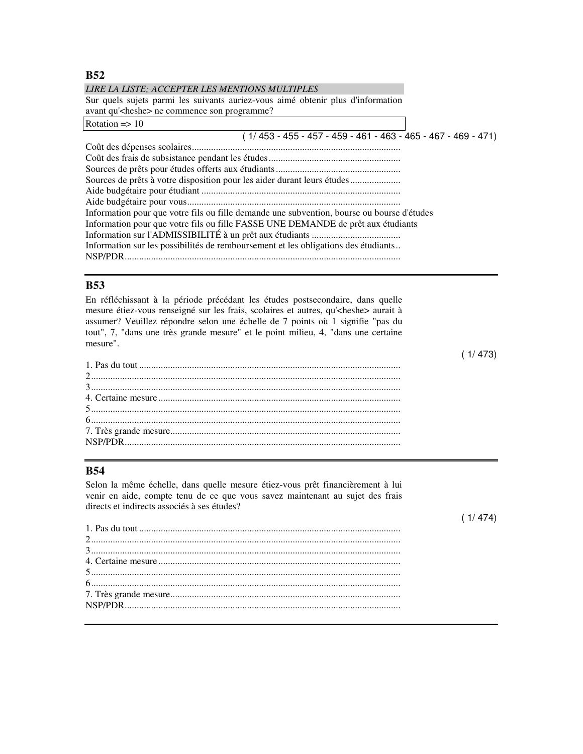## B52

*LIRE LA LISTE; ACCEPTER LES MENTIONS MULTIPLES*

Sur quels sujets parmi les suivants auriez-vous aimé obtenir plus d'information avant qu'<heshe> ne commence son programme?

Rotation => 10

( 1/ 453 - 455 - 457 - 459 - 461 - 463 - 465 - 467 - 469 - 471)

Coût des dépenses scolaires.....................................................................................
Coût des frais de subsistance pendant les études......................................................
Sources de prêts pour études offerts aux étudiants...................................................
Sources de prêts à votre disposition pour les aider durant leurs études.....................
Aide budgétaire pour étudiant ..................................................................................
Aide budgétaire pour vous........................................................................................
Information pour que votre fils ou fille demande une subvention, bourse ou bourse d'études
Information pour que votre fils ou fille FASSE UNE DEMANDE de prêt aux étudiants
Information sur l'ADMISSIBILITÉ à un prêt aux étudiants .....................................
Information sur les possibilités de remboursement et les obligations des étudiants..
NSP/PDR.................................................................................................................

## B53

En réfléchissant à la période précédant les études postsecondaire, dans quelle mesure étiez-vous renseigné sur les frais, scolaires et autres, qu'<heshe> aurait à assumer? Veuillez répondre selon une échelle de 7 points où 1 signifie "pas du tout", 7, "dans une très grande mesure" et le point milieu, 4, "dans une certaine mesure".

( 1/ 473)

1. Pas du tout ............................................................................................................
2...............................................................................................................................
3...............................................................................................................................
4. Certaine mesure ....................................................................................................
5...............................................................................................................................
6...............................................................................................................................
7. Très grande mesure...............................................................................................
NSP/PDR.................................................................................................................

## B54

Selon la même échelle, dans quelle mesure étiez-vous prêt financièrement à lui venir en aide, compte tenu de ce que vous savez maintenant au sujet des frais directs et indirects associés à ses études?

( 1/ 474)

1. Pas du tout ............................................................................................................
2...............................................................................................................................
3...............................................................................................................................
4. Certaine mesure ....................................................................................................
5...............................................................................................................................
6...............................................................................................................................
7. Très grande mesure...............................................................................................
NSP/PDR.................................................................................................................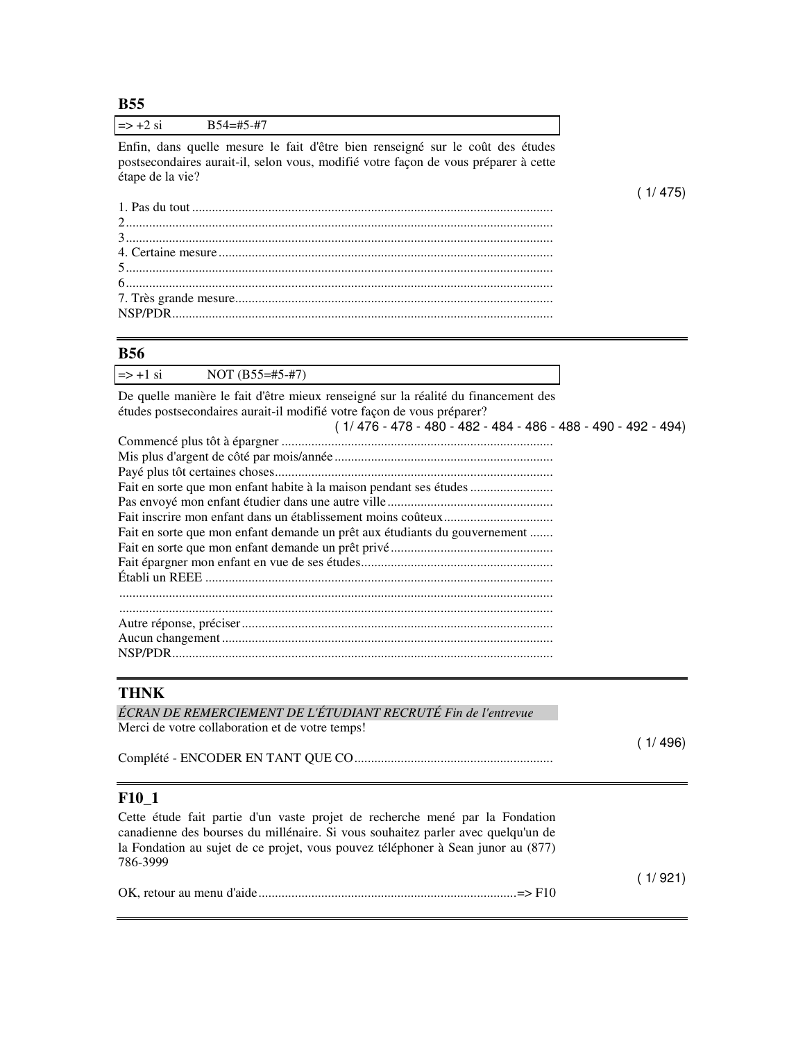### B55

| |
|---|
| => +2 si B54=#5-#7 |

Enfin, dans quelle mesure le fait d'être bien renseigné sur le coût des études postsecondaires aurait-il, selon vous, modifié votre façon de vous préparer à cette étape de la vie?

( 1/ 475)

1. Pas du tout ............................................................................................................
2...............................................................................................................................
3...............................................................................................................................
4. Certaine mesure ....................................................................................................
5...............................................................................................................................
6...............................................................................................................................
7. Très grande mesure...............................................................................................
NSP/PDR..................................................................................................................

---

### B56

| |
|---|
| => +1 si NOT (B55=#5-#7) |

De quelle manière le fait d'être mieux renseigné sur la réalité du financement des études postsecondaires aurait-il modifié votre façon de vous préparer?

( 1/ 476 - 478 - 480 - 482 - 484 - 486 - 488 - 490 - 492 - 494)

Commencé plus tôt à épargner .................................................................................
Mis plus d'argent de côté par mois/année .................................................................
Payé plus tôt certaines choses...................................................................................
Fait en sorte que mon enfant habite à la maison pendant ses études .........................
Pas envoyé mon enfant étudier dans une autre ville .................................................
Fait inscrire mon enfant dans un établissement moins coûteux.................................
Fait en sorte que mon enfant demande un prêt aux étudiants du gouvernement .......
Fait en sorte que mon enfant demande un prêt privé.................................................
Fait épargner mon enfant en vue de ses études..........................................................
Établi un REEE ........................................................................................................
.................................................................................................................................
.................................................................................................................................
Autre réponse, préciser.............................................................................................
Aucun changement ...................................................................................................
NSP/PDR..................................................................................................................

---

### THNK

*ÉCRAN DE REMERCIEMENT DE L'ÉTUDIANT RECRUTÉ Fin de l'entrevue*

Merci de votre collaboration et de votre temps!

( 1/ 496)

Complété - ENCODER EN TANT QUE CO...........................................................

---

### F10_1

Cette étude fait partie d'un vaste projet de recherche mené par la Fondation canadienne des bourses du millénaire. Si vous souhaitez parler avec quelqu'un de la Fondation au sujet de ce projet, vous pouvez téléphoner à Sean junor au (877) 786-3999

( 1/ 921)

OK, retour au menu d'aide.............................................................................=> F10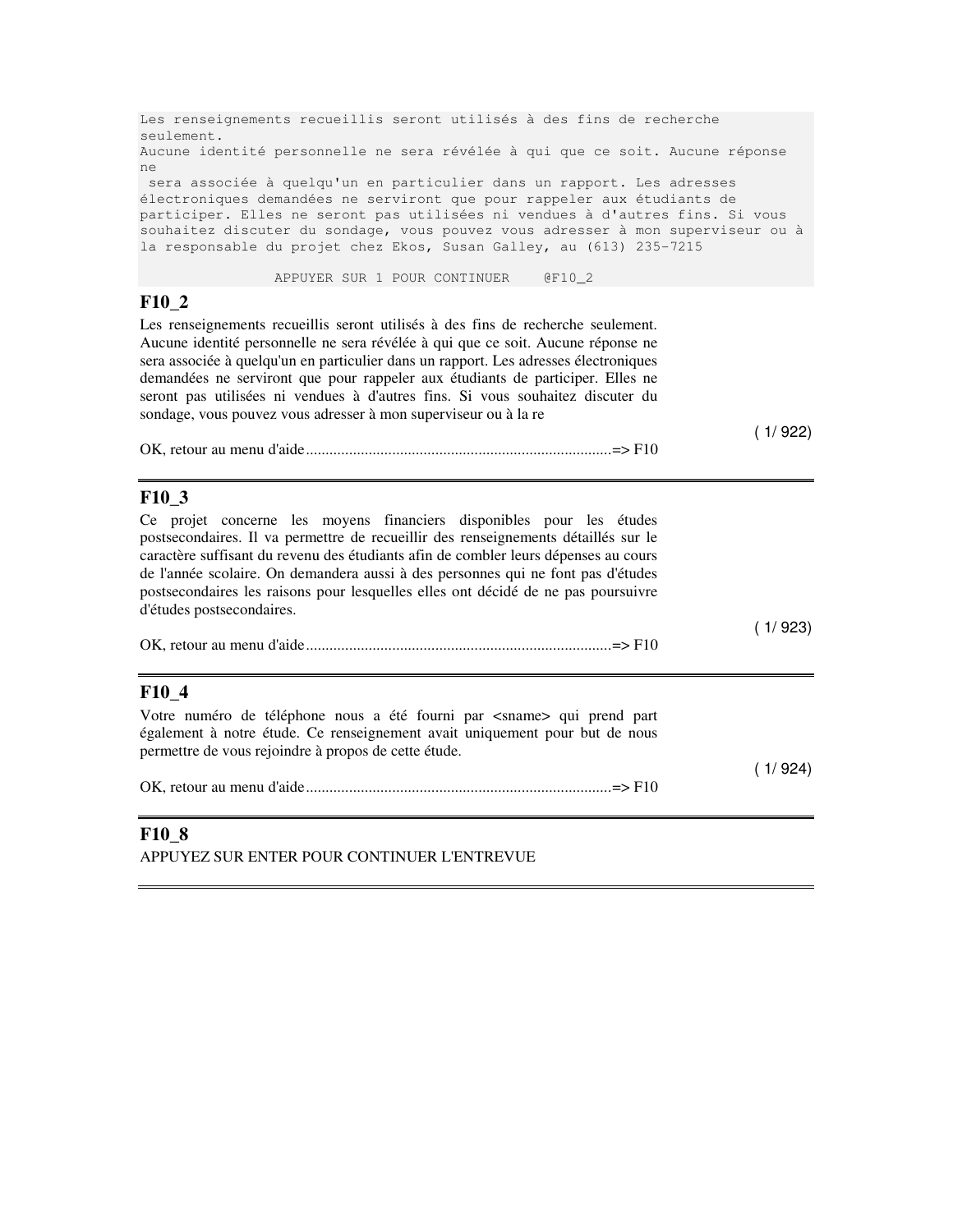```
Les renseignements recueillis seront utilisés à des fins de recherche
seulement.
Aucune identité personnelle ne sera révélée à qui que ce soit. Aucune réponse
ne
 sera associée à quelqu'un en particulier dans un rapport. Les adresses
électroniques demandées ne serviront que pour rappeler aux étudiants de
participer. Elles ne seront pas utilisées ni vendues à d'autres fins. Si vous
souhaitez discuter du sondage, vous pouvez vous adresser à mon superviseur ou à
la responsable du projet chez Ekos, Susan Galley, au (613) 235-7215

              APPUYER SUR 1 POUR CONTINUER    @F10_2
```

### F10_2

Les renseignements recueillis seront utilisés à des fins de recherche seulement. Aucune identité personnelle ne sera révélée à qui que ce soit. Aucune réponse ne sera associée à quelqu'un en particulier dans un rapport. Les adresses électroniques demandées ne serviront que pour rappeler aux étudiants de participer. Elles ne seront pas utilisées ni vendues à d'autres fins. Si vous souhaitez discuter du sondage, vous pouvez vous adresser à mon superviseur ou à la re

( 1/ 922)

OK, retour au menu d'aide.............................................................................=> F10

---

### F10_3

Ce projet concerne les moyens financiers disponibles pour les études postsecondaires. Il va permettre de recueillir des renseignements détaillés sur le caractère suffisant du revenu des étudiants afin de combler leurs dépenses au cours de l'année scolaire. On demandera aussi à des personnes qui ne font pas d'études postsecondaires les raisons pour lesquelles elles ont décidé de ne pas poursuivre d'études postsecondaires.

( 1/ 923)

OK, retour au menu d'aide.............................................................................=> F10

---

### F10_4

Votre numéro de téléphone nous a été fourni par <sname> qui prend part également à notre étude. Ce renseignement avait uniquement pour but de nous permettre de vous rejoindre à propos de cette étude.

( 1/ 924)

OK, retour au menu d'aide.............................................................................=> F10

---

### F10_8

APPUYEZ SUR ENTER POUR CONTINUER L'ENTREVUE

---